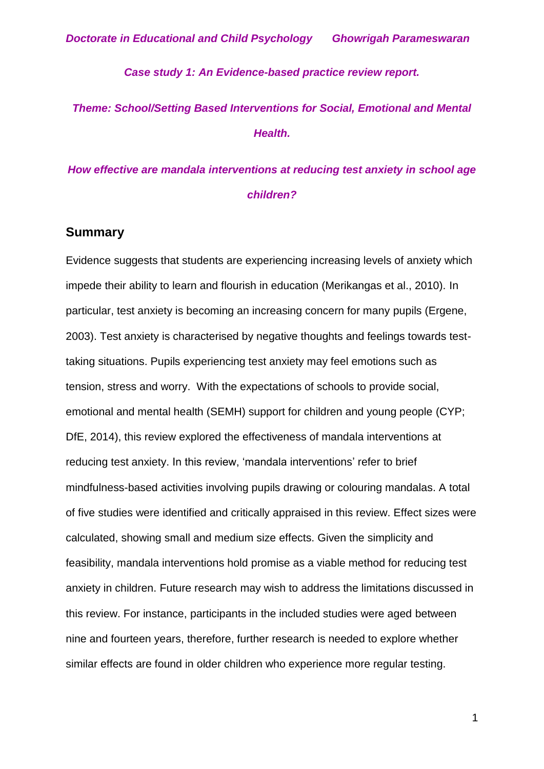*Doctorate in Educational and Child Psychology Ghowrigah Parameswaran*

*Case study 1: An Evidence-based practice review report.*

*Theme: School/Setting Based Interventions for Social, Emotional and Mental Health.*

# *How effective are mandala interventions at reducing test anxiety in school age children?*

## Summary

Evidence suggests that students are experiencing increasing levels of anxiety which impede their ability to learn and flourish in education (Merikangas et al., 2010). In particular, test anxiety is becoming an increasing concern for many pupils (Ergene, 2003). Test anxiety is characterised by negative thoughts and feelings towards test-taking situations. Pupils experiencing test anxiety may feel emotions such as tension, stress and worry. With the expectations of schools to provide social, emotional and mental health (SEMH) support for children and young people (CYP; DfE, 2014), this review explored the effectiveness of mandala interventions at reducing test anxiety. In this review, 'mandala interventions' refer to brief mindfulness-based activities involving pupils drawing or colouring mandalas. A total of five studies were identified and critically appraised in this review. Effect sizes were calculated, showing small and medium size effects. Given the simplicity and feasibility, mandala interventions hold promise as a viable method for reducing test anxiety in children. Future research may wish to address the limitations discussed in this review. For instance, participants in the included studies were aged between nine and fourteen years, therefore, further research is needed to explore whether similar effects are found in older children who experience more regular testing.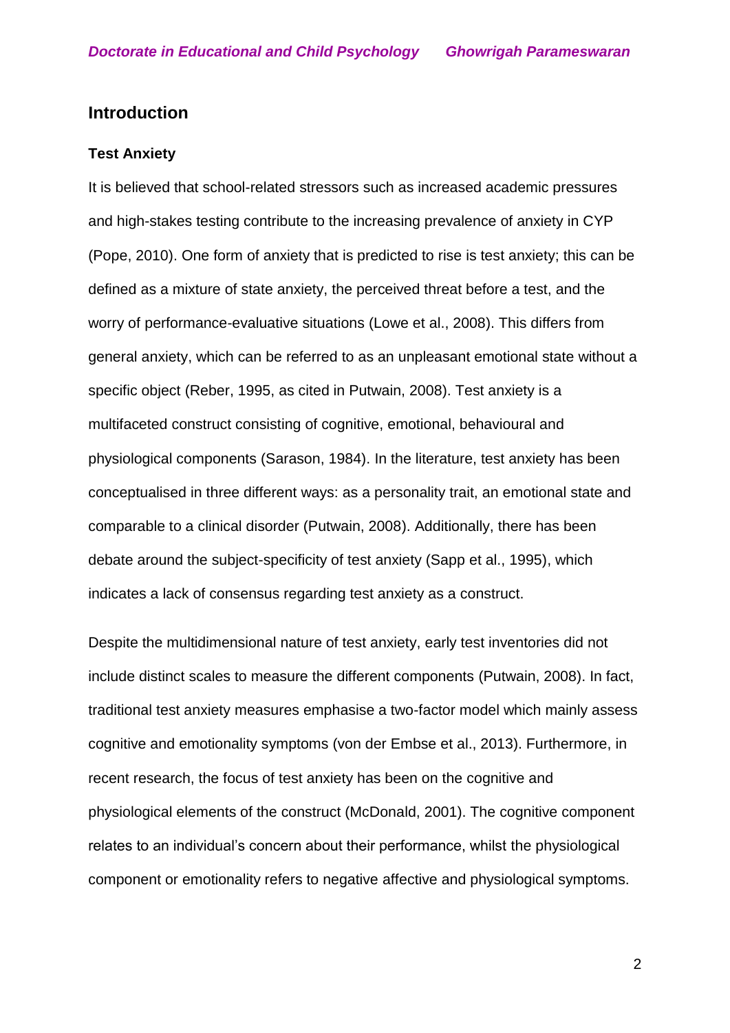## Introduction

### Test Anxiety

It is believed that school-related stressors such as increased academic pressures and high-stakes testing contribute to the increasing prevalence of anxiety in CYP (Pope, 2010). One form of anxiety that is predicted to rise is test anxiety; this can be defined as a mixture of state anxiety, the perceived threat before a test, and the worry of performance-evaluative situations (Lowe et al., 2008). This differs from general anxiety, which can be referred to as an unpleasant emotional state without a specific object (Reber, 1995, as cited in Putwain, 2008). Test anxiety is a multifaceted construct consisting of cognitive, emotional, behavioural and physiological components (Sarason, 1984). In the literature, test anxiety has been conceptualised in three different ways: as a personality trait, an emotional state and comparable to a clinical disorder (Putwain, 2008). Additionally, there has been debate around the subject-specificity of test anxiety (Sapp et al., 1995), which indicates a lack of consensus regarding test anxiety as a construct.

Despite the multidimensional nature of test anxiety, early test inventories did not include distinct scales to measure the different components (Putwain, 2008). In fact, traditional test anxiety measures emphasise a two-factor model which mainly assess cognitive and emotionality symptoms (von der Embse et al., 2013). Furthermore, in recent research, the focus of test anxiety has been on the cognitive and physiological elements of the construct (McDonald, 2001). The cognitive component relates to an individual's concern about their performance, whilst the physiological component or emotionality refers to negative affective and physiological symptoms.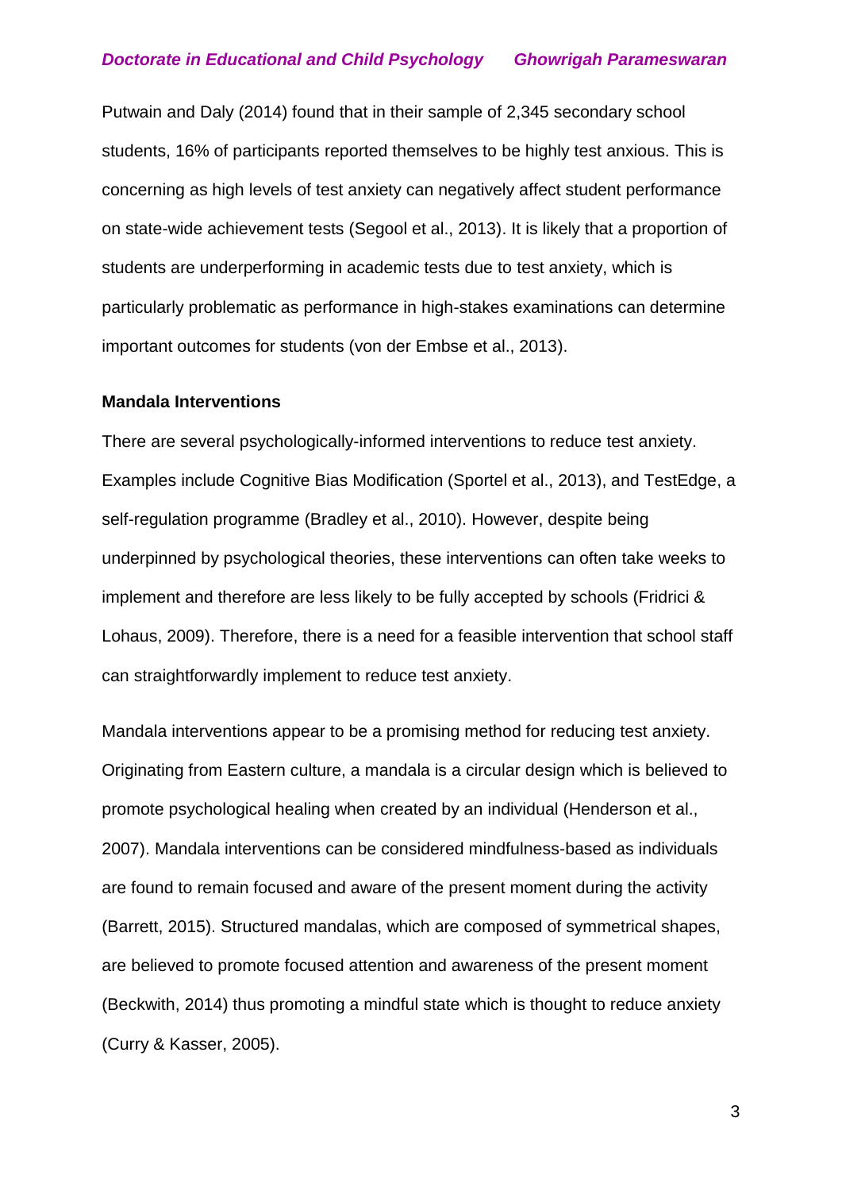Putwain and Daly (2014) found that in their sample of 2,345 secondary school students, 16% of participants reported themselves to be highly test anxious. This is concerning as high levels of test anxiety can negatively affect student performance on state-wide achievement tests (Segool et al., 2013). It is likely that a proportion of students are underperforming in academic tests due to test anxiety, which is particularly problematic as performance in high-stakes examinations can determine important outcomes for students (von der Embse et al., 2013).

**Mandala Interventions**

There are several psychologically-informed interventions to reduce test anxiety. Examples include Cognitive Bias Modification (Sportel et al., 2013), and TestEdge, a self-regulation programme (Bradley et al., 2010). However, despite being underpinned by psychological theories, these interventions can often take weeks to implement and therefore are less likely to be fully accepted by schools (Fridrici & Lohaus, 2009). Therefore, there is a need for a feasible intervention that school staff can straightforwardly implement to reduce test anxiety.

Mandala interventions appear to be a promising method for reducing test anxiety. Originating from Eastern culture, a mandala is a circular design which is believed to promote psychological healing when created by an individual (Henderson et al., 2007). Mandala interventions can be considered mindfulness-based as individuals are found to remain focused and aware of the present moment during the activity (Barrett, 2015). Structured mandalas, which are composed of symmetrical shapes, are believed to promote focused attention and awareness of the present moment (Beckwith, 2014) thus promoting a mindful state which is thought to reduce anxiety (Curry & Kasser, 2005).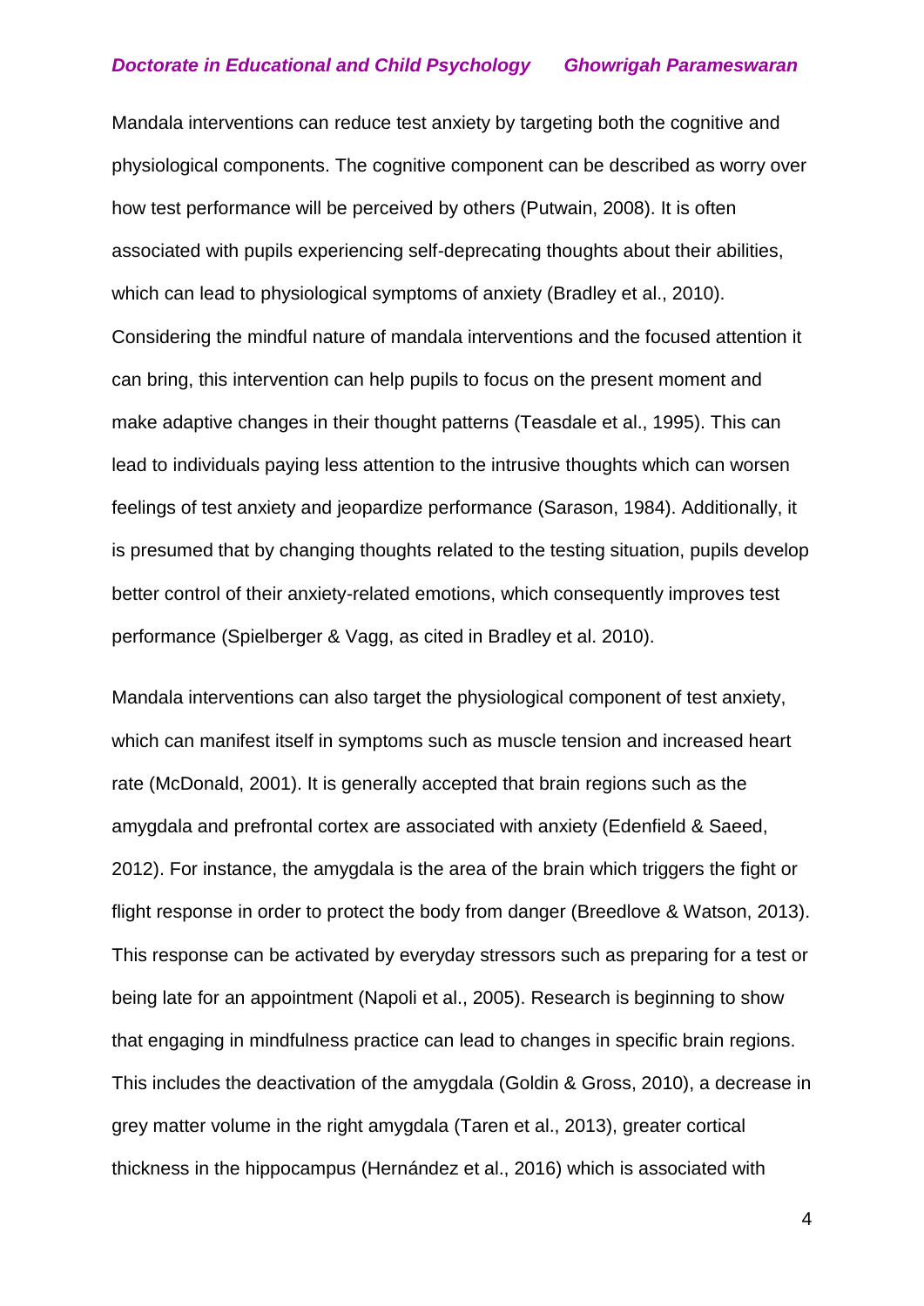Mandala interventions can reduce test anxiety by targeting both the cognitive and physiological components. The cognitive component can be described as worry over how test performance will be perceived by others (Putwain, 2008). It is often associated with pupils experiencing self-deprecating thoughts about their abilities, which can lead to physiological symptoms of anxiety (Bradley et al., 2010). Considering the mindful nature of mandala interventions and the focused attention it can bring, this intervention can help pupils to focus on the present moment and make adaptive changes in their thought patterns (Teasdale et al., 1995). This can lead to individuals paying less attention to the intrusive thoughts which can worsen feelings of test anxiety and jeopardize performance (Sarason, 1984). Additionally, it is presumed that by changing thoughts related to the testing situation, pupils develop better control of their anxiety-related emotions, which consequently improves test performance (Spielberger & Vagg, as cited in Bradley et al. 2010).

Mandala interventions can also target the physiological component of test anxiety, which can manifest itself in symptoms such as muscle tension and increased heart rate (McDonald, 2001). It is generally accepted that brain regions such as the amygdala and prefrontal cortex are associated with anxiety (Edenfield & Saeed, 2012). For instance, the amygdala is the area of the brain which triggers the fight or flight response in order to protect the body from danger (Breedlove & Watson, 2013). This response can be activated by everyday stressors such as preparing for a test or being late for an appointment (Napoli et al., 2005). Research is beginning to show that engaging in mindfulness practice can lead to changes in specific brain regions. This includes the deactivation of the amygdala (Goldin & Gross, 2010), a decrease in grey matter volume in the right amygdala (Taren et al., 2013), greater cortical thickness in the hippocampus (Hernández et al., 2016) which is associated with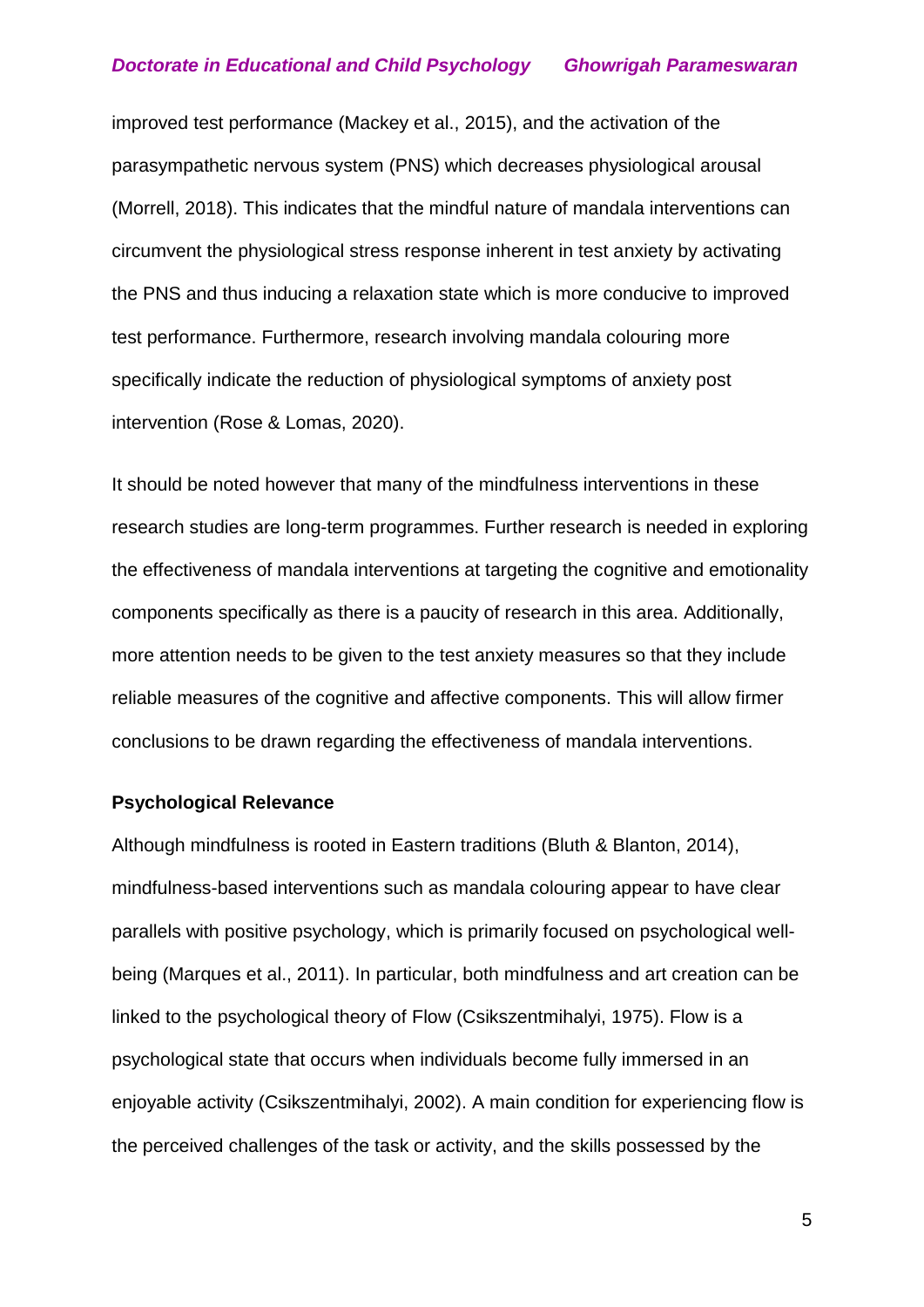improved test performance (Mackey et al., 2015), and the activation of the parasympathetic nervous system (PNS) which decreases physiological arousal (Morrell, 2018). This indicates that the mindful nature of mandala interventions can circumvent the physiological stress response inherent in test anxiety by activating the PNS and thus inducing a relaxation state which is more conducive to improved test performance. Furthermore, research involving mandala colouring more specifically indicate the reduction of physiological symptoms of anxiety post intervention (Rose & Lomas, 2020).

It should be noted however that many of the mindfulness interventions in these research studies are long-term programmes. Further research is needed in exploring the effectiveness of mandala interventions at targeting the cognitive and emotionality components specifically as there is a paucity of research in this area. Additionally, more attention needs to be given to the test anxiety measures so that they include reliable measures of the cognitive and affective components. This will allow firmer conclusions to be drawn regarding the effectiveness of mandala interventions.

**Psychological Relevance**

Although mindfulness is rooted in Eastern traditions (Bluth & Blanton, 2014), mindfulness-based interventions such as mandala colouring appear to have clear parallels with positive psychology, which is primarily focused on psychological well-being (Marques et al., 2011). In particular, both mindfulness and art creation can be linked to the psychological theory of Flow (Csikszentmihalyi, 1975). Flow is a psychological state that occurs when individuals become fully immersed in an enjoyable activity (Csikszentmihalyi, 2002). A main condition for experiencing flow is the perceived challenges of the task or activity, and the skills possessed by the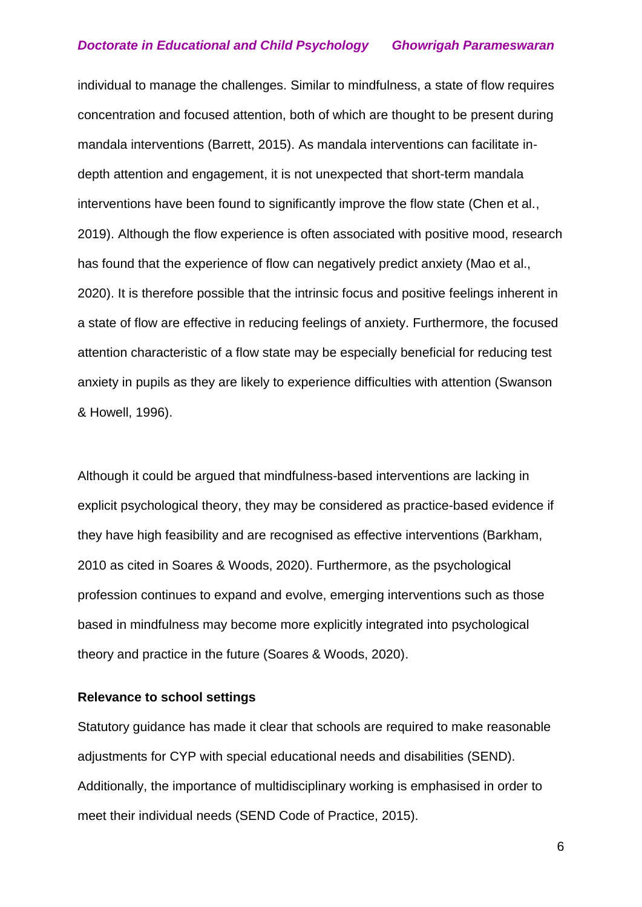individual to manage the challenges. Similar to mindfulness, a state of flow requires concentration and focused attention, both of which are thought to be present during mandala interventions (Barrett, 2015). As mandala interventions can facilitate in-depth attention and engagement, it is not unexpected that short-term mandala interventions have been found to significantly improve the flow state (Chen et al., 2019). Although the flow experience is often associated with positive mood, research has found that the experience of flow can negatively predict anxiety (Mao et al., 2020). It is therefore possible that the intrinsic focus and positive feelings inherent in a state of flow are effective in reducing feelings of anxiety. Furthermore, the focused attention characteristic of a flow state may be especially beneficial for reducing test anxiety in pupils as they are likely to experience difficulties with attention (Swanson & Howell, 1996).

Although it could be argued that mindfulness-based interventions are lacking in explicit psychological theory, they may be considered as practice-based evidence if they have high feasibility and are recognised as effective interventions (Barkham, 2010 as cited in Soares & Woods, 2020). Furthermore, as the psychological profession continues to expand and evolve, emerging interventions such as those based in mindfulness may become more explicitly integrated into psychological theory and practice in the future (Soares & Woods, 2020).

### Relevance to school settings

Statutory guidance has made it clear that schools are required to make reasonable adjustments for CYP with special educational needs and disabilities (SEND). Additionally, the importance of multidisciplinary working is emphasised in order to meet their individual needs (SEND Code of Practice, 2015).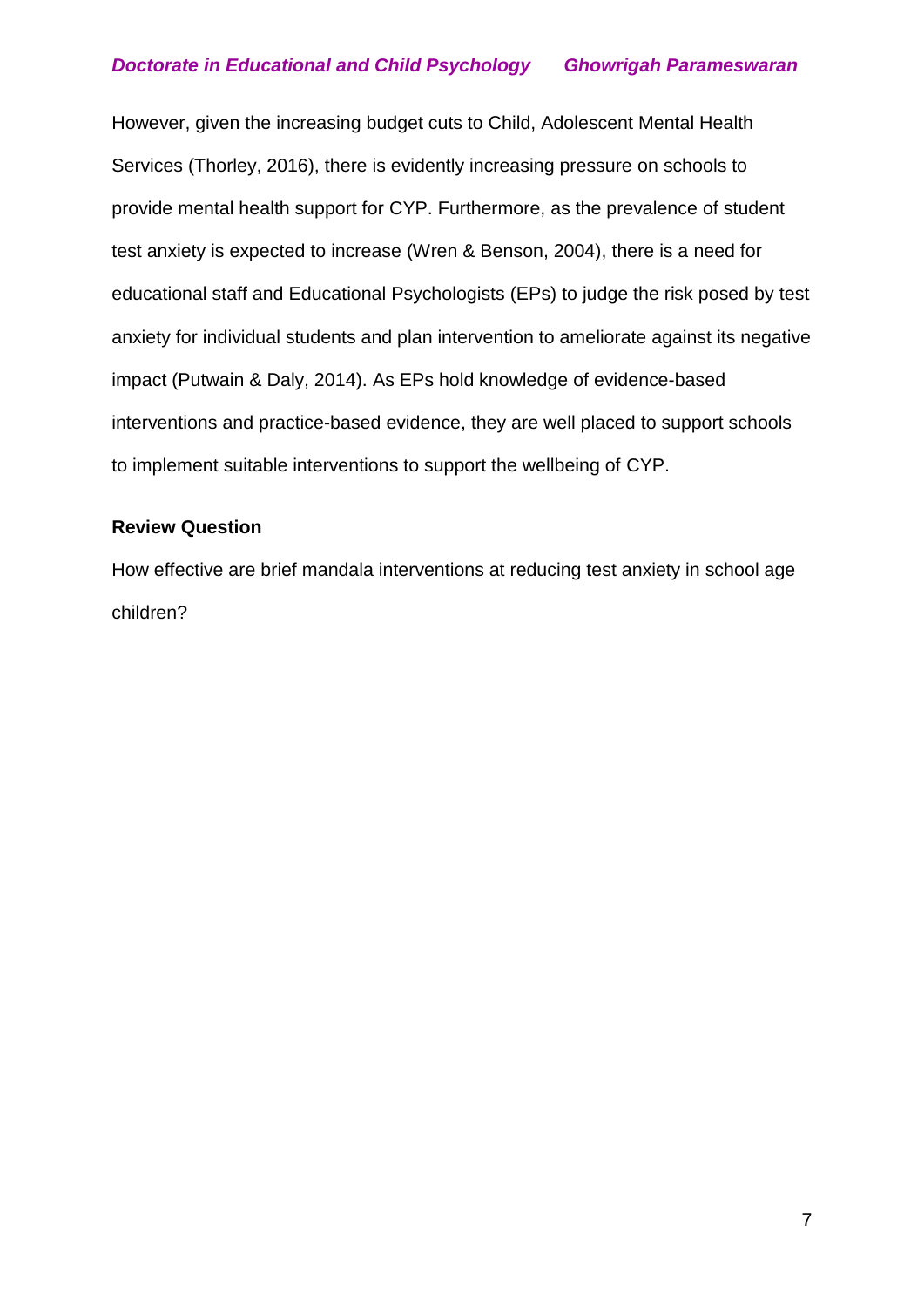However, given the increasing budget cuts to Child, Adolescent Mental Health Services (Thorley, 2016), there is evidently increasing pressure on schools to provide mental health support for CYP. Furthermore, as the prevalence of student test anxiety is expected to increase (Wren & Benson, 2004), there is a need for educational staff and Educational Psychologists (EPs) to judge the risk posed by test anxiety for individual students and plan intervention to ameliorate against its negative impact (Putwain & Daly, 2014). As EPs hold knowledge of evidence-based interventions and practice-based evidence, they are well placed to support schools to implement suitable interventions to support the wellbeing of CYP.

**Review Question**

How effective are brief mandala interventions at reducing test anxiety in school age children?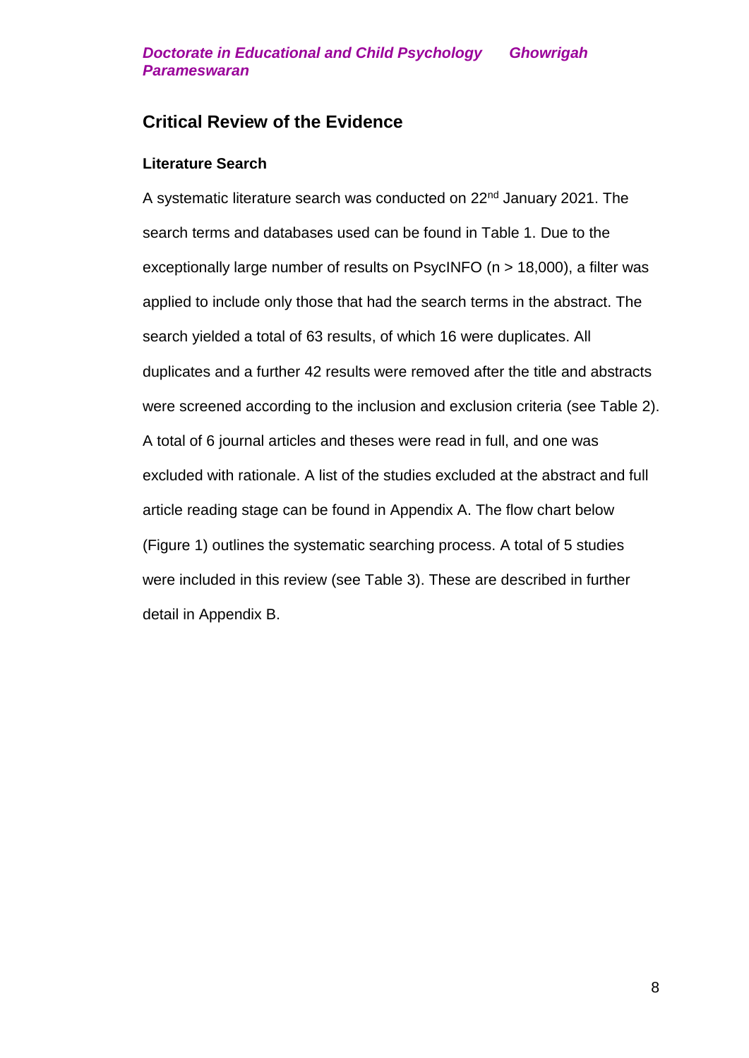## Critical Review of the Evidence

### Literature Search

A systematic literature search was conducted on 22nd January 2021. The search terms and databases used can be found in Table 1. Due to the exceptionally large number of results on PsycINFO (n > 18,000), a filter was applied to include only those that had the search terms in the abstract. The search yielded a total of 63 results, of which 16 were duplicates. All duplicates and a further 42 results were removed after the title and abstracts were screened according to the inclusion and exclusion criteria (see Table 2). A total of 6 journal articles and theses were read in full, and one was excluded with rationale. A list of the studies excluded at the abstract and full article reading stage can be found in Appendix A. The flow chart below (Figure 1) outlines the systematic searching process. A total of 5 studies were included in this review (see Table 3). These are described in further detail in Appendix B.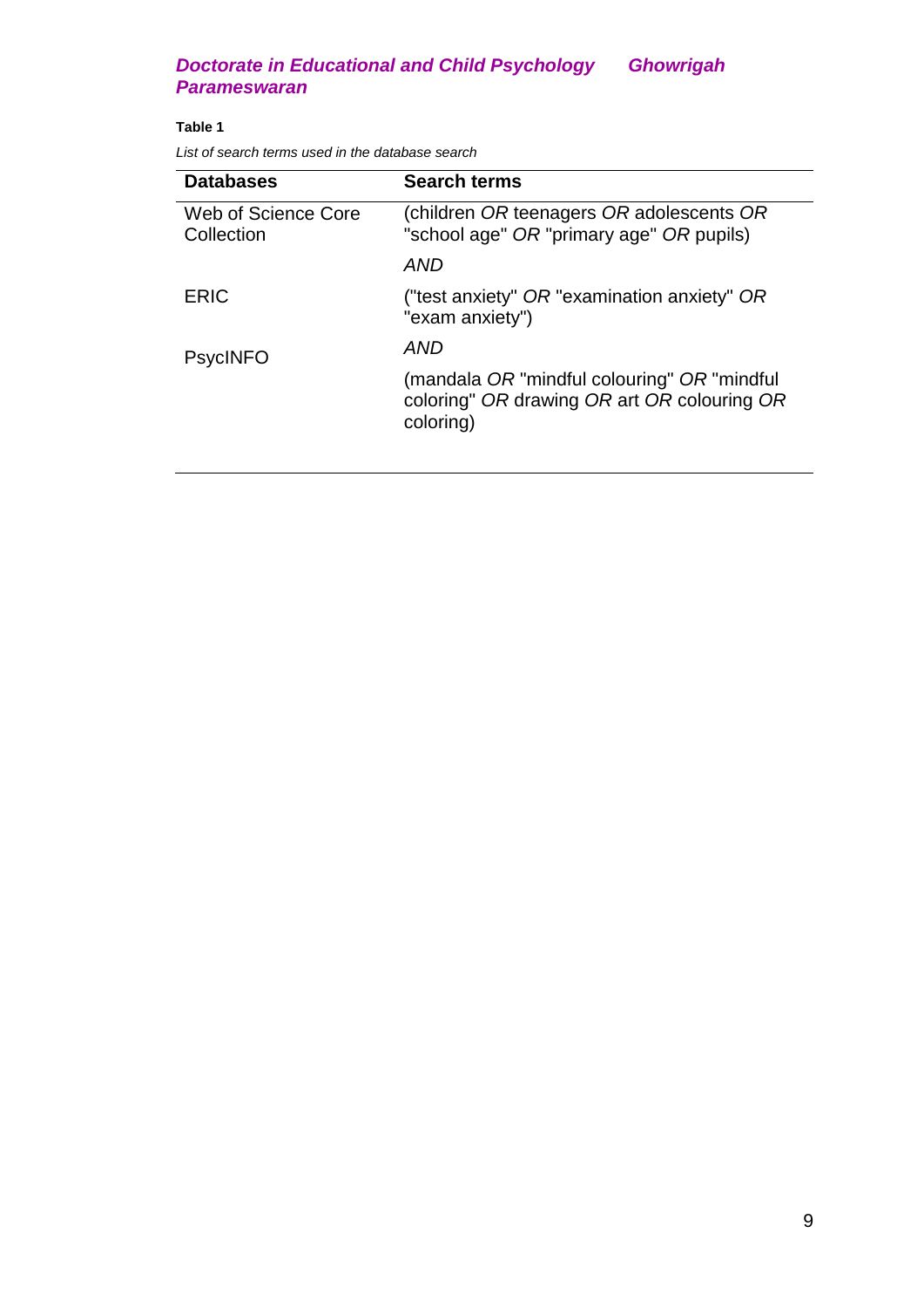**Table 1**

*List of search terms used in the database search*

| Databases | Search terms |
|---|---|
| Web of Science Core Collection | (children *OR* teenagers *OR* adolescents *OR* "school age" *OR* "primary age" *OR* pupils) |
| | *AND* |
| ERIC | ("test anxiety" *OR* "examination anxiety" *OR* "exam anxiety") |
| | *AND* |
| PsycINFO | (mandala *OR* "mindful colouring" *OR* "mindful coloring" *OR* drawing *OR* art *OR* colouring *OR* coloring) |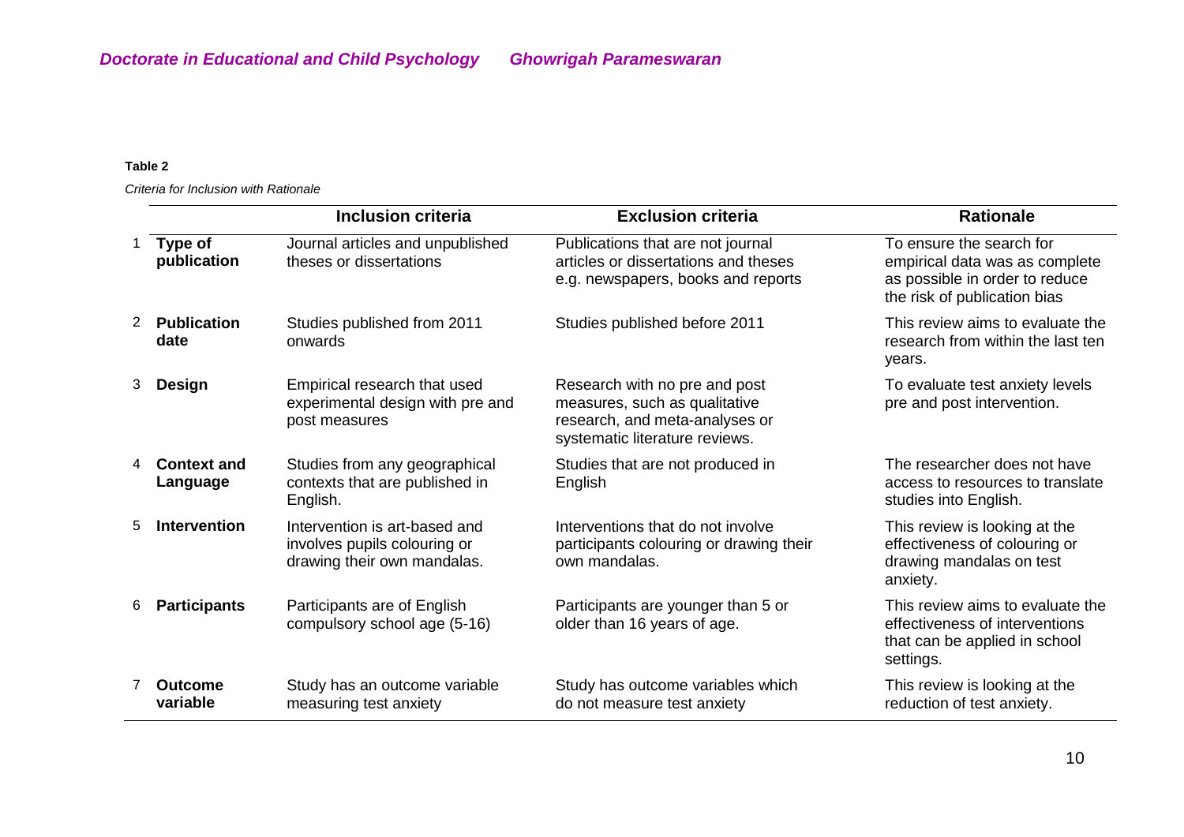**Table 2**

*Criteria for Inclusion with Rationale*

| | | Inclusion criteria | Exclusion criteria | Rationale |
|---|---|---|---|---|
| 1 | **Type of publication** | Journal articles and unpublished theses or dissertations | Publications that are not journal articles or dissertations and theses e.g. newspapers, books and reports | To ensure the search for empirical data was as complete as possible in order to reduce the risk of publication bias |
| 2 | **Publication date** | Studies published from 2011 onwards | Studies published before 2011 | This review aims to evaluate the research from within the last ten years. |
| 3 | **Design** | Empirical research that used experimental design with pre and post measures | Research with no pre and post measures, such as qualitative research, and meta-analyses or systematic literature reviews. | To evaluate test anxiety levels pre and post intervention. |
| 4 | **Context and Language** | Studies from any geographical contexts that are published in English. | Studies that are not produced in English | The researcher does not have access to resources to translate studies into English. |
| 5 | **Intervention** | Intervention is art-based and involves pupils colouring or drawing their own mandalas. | Interventions that do not involve participants colouring or drawing their own mandalas. | This review is looking at the effectiveness of colouring or drawing mandalas on test anxiety. |
| 6 | **Participants** | Participants are of English compulsory school age (5-16) | Participants are younger than 5 or older than 16 years of age. | This review aims to evaluate the effectiveness of interventions that can be applied in school settings. |
| 7 | **Outcome variable** | Study has an outcome variable measuring test anxiety | Study has outcome variables which do not measure test anxiety | This review is looking at the reduction of test anxiety. |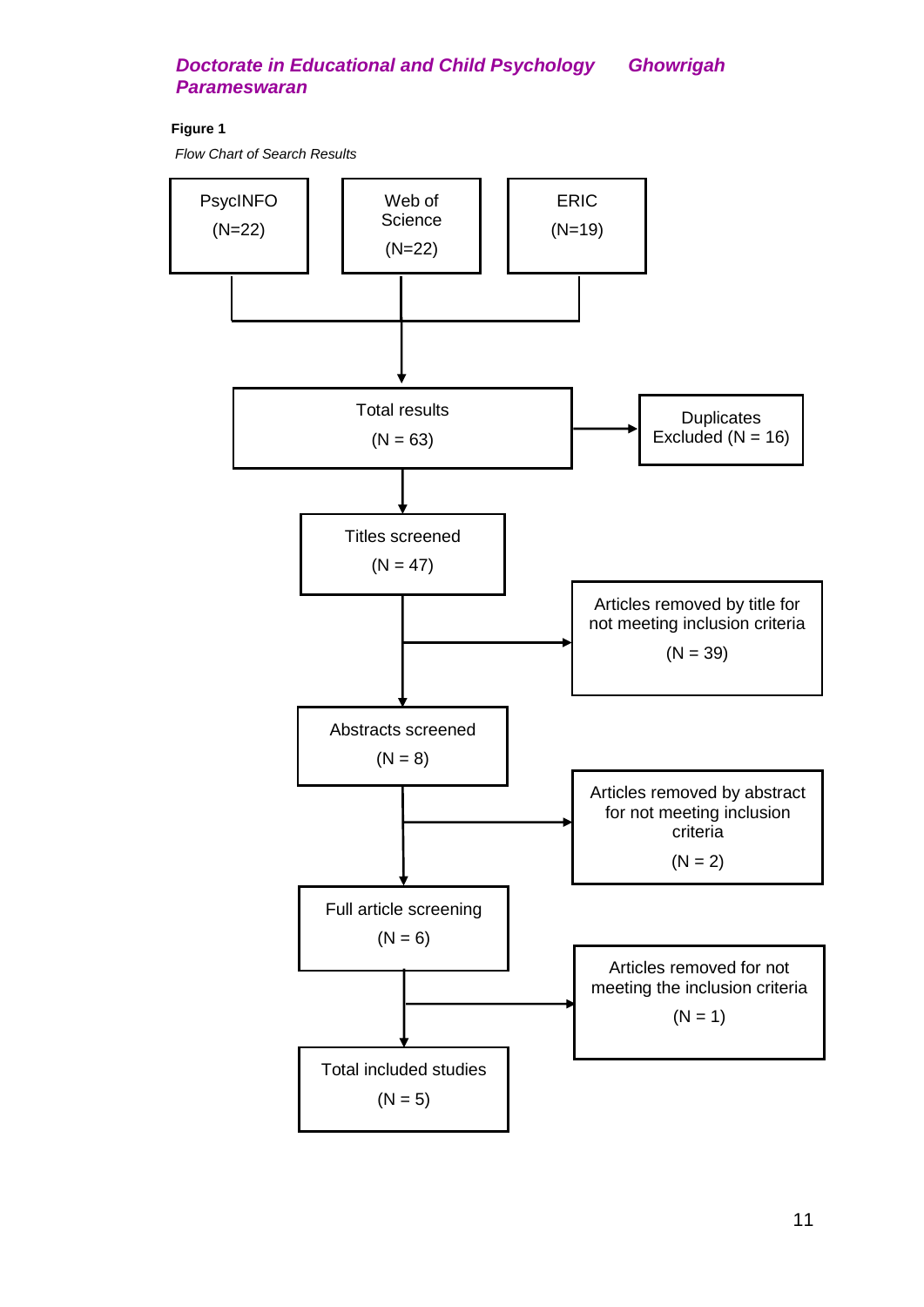**Figure 1**

*Flow Chart of Search Results*

PsycINFO (N=22)

Web of Science (N=22)

ERIC (N=19)

Total results (N = 63)

Duplicates Excluded (N = 16)

Titles screened (N = 47)

Articles removed by title for not meeting inclusion criteria (N = 39)

Abstracts screened (N = 8)

Articles removed by abstract for not meeting inclusion criteria (N = 2)

Full article screening (N = 6)

Articles removed for not meeting the inclusion criteria (N = 1)

Total included studies (N = 5)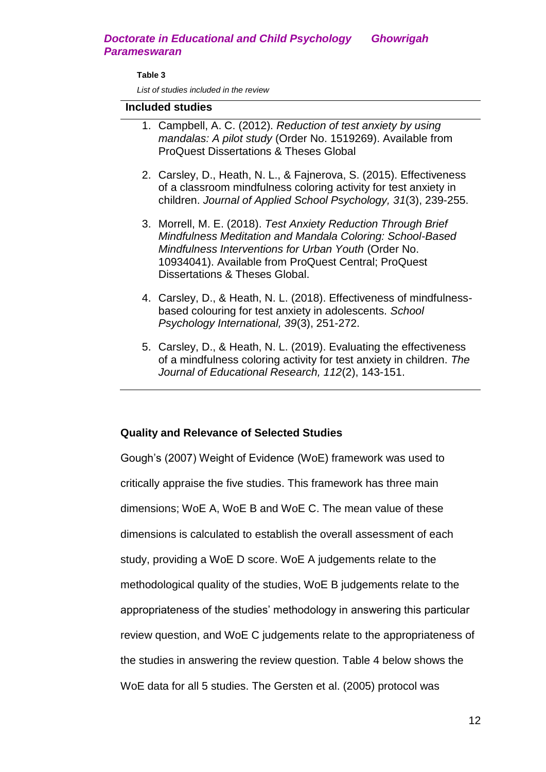**Table 3**

*List of studies included in the review*

| Included studies |
|---|
| 1. Campbell, A. C. (2012). *Reduction of test anxiety by using mandalas: A pilot study* (Order No. 1519269). Available from ProQuest Dissertations & Theses Global |
| 2. Carsley, D., Heath, N. L., & Fajnerova, S. (2015). Effectiveness of a classroom mindfulness coloring activity for test anxiety in children. *Journal of Applied School Psychology, 31*(3), 239-255. |
| 3. Morrell, M. E. (2018). *Test Anxiety Reduction Through Brief Mindfulness Meditation and Mandala Coloring: School-Based Mindfulness Interventions for Urban Youth* (Order No. 10934041). Available from ProQuest Central; ProQuest Dissertations & Theses Global. |
| 4. Carsley, D., & Heath, N. L. (2018). Effectiveness of mindfulness-based colouring for test anxiety in adolescents. *School Psychology International, 39*(3), 251-272. |
| 5. Carsley, D., & Heath, N. L. (2019). Evaluating the effectiveness of a mindfulness coloring activity for test anxiety in children. *The Journal of Educational Research, 112*(2), 143-151. |

### Quality and Relevance of Selected Studies

Gough's (2007) Weight of Evidence (WoE) framework was used to critically appraise the five studies. This framework has three main dimensions; WoE A, WoE B and WoE C. The mean value of these dimensions is calculated to establish the overall assessment of each study, providing a WoE D score. WoE A judgements relate to the methodological quality of the studies, WoE B judgements relate to the appropriateness of the studies' methodology in answering this particular review question, and WoE C judgements relate to the appropriateness of the studies in answering the review question. Table 4 below shows the WoE data for all 5 studies. The Gersten et al. (2005) protocol was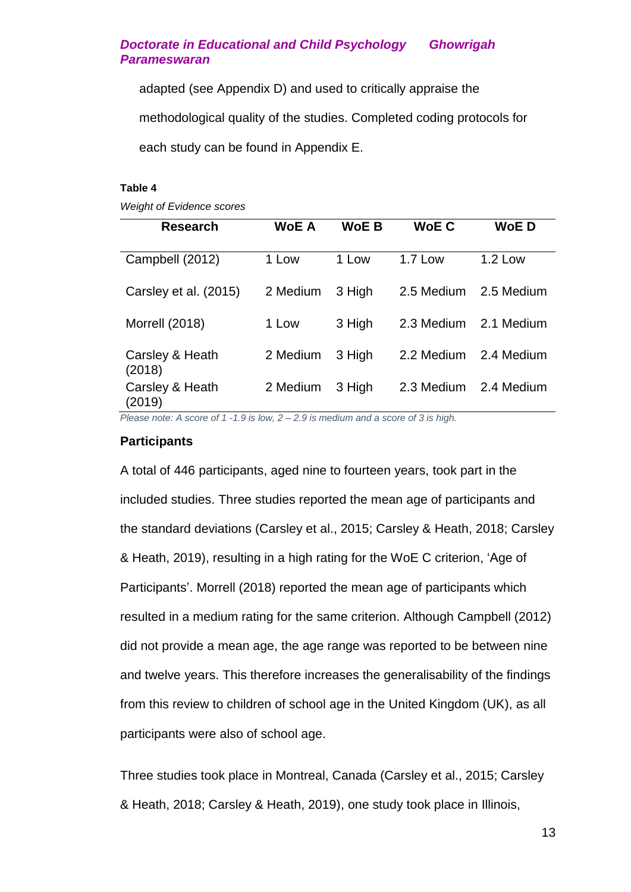adapted (see Appendix D) and used to critically appraise the methodological quality of the studies. Completed coding protocols for each study can be found in Appendix E.

**Table 4**

*Weight of Evidence scores*

| Research | WoE A | WoE B | WoE C | WoE D |
|---|---|---|---|---|
| Campbell (2012) | 1 Low | 1 Low | 1.7 Low | 1.2 Low |
| Carsley et al. (2015) | 2 Medium | 3 High | 2.5 Medium | 2.5 Medium |
| Morrell (2018) | 1 Low | 3 High | 2.3 Medium | 2.1 Medium |
| Carsley & Heath (2018) | 2 Medium | 3 High | 2.2 Medium | 2.4 Medium |
| Carsley & Heath (2019) | 2 Medium | 3 High | 2.3 Medium | 2.4 Medium |

*Please note: A score of 1 -1.9 is low, 2 – 2.9 is medium and a score of 3 is high.*

**Participants**

A total of 446 participants, aged nine to fourteen years, took part in the included studies. Three studies reported the mean age of participants and the standard deviations (Carsley et al., 2015; Carsley & Heath, 2018; Carsley & Heath, 2019), resulting in a high rating for the WoE C criterion, 'Age of Participants'. Morrell (2018) reported the mean age of participants which resulted in a medium rating for the same criterion. Although Campbell (2012) did not provide a mean age, the age range was reported to be between nine and twelve years. This therefore increases the generalisability of the findings from this review to children of school age in the United Kingdom (UK), as all participants were also of school age.

Three studies took place in Montreal, Canada (Carsley et al., 2015; Carsley & Heath, 2018; Carsley & Heath, 2019), one study took place in Illinois,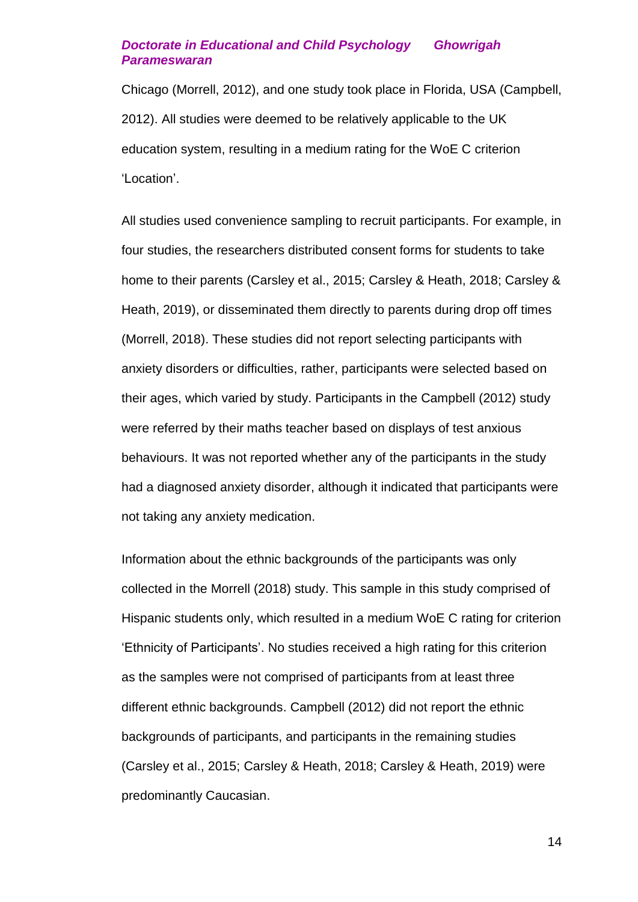Chicago (Morrell, 2012), and one study took place in Florida, USA (Campbell, 2012). All studies were deemed to be relatively applicable to the UK education system, resulting in a medium rating for the WoE C criterion ‘Location’.

All studies used convenience sampling to recruit participants. For example, in four studies, the researchers distributed consent forms for students to take home to their parents (Carsley et al., 2015; Carsley & Heath, 2018; Carsley & Heath, 2019), or disseminated them directly to parents during drop off times (Morrell, 2018). These studies did not report selecting participants with anxiety disorders or difficulties, rather, participants were selected based on their ages, which varied by study. Participants in the Campbell (2012) study were referred by their maths teacher based on displays of test anxious behaviours. It was not reported whether any of the participants in the study had a diagnosed anxiety disorder, although it indicated that participants were not taking any anxiety medication.

Information about the ethnic backgrounds of the participants was only collected in the Morrell (2018) study. This sample in this study comprised of Hispanic students only, which resulted in a medium WoE C rating for criterion ‘Ethnicity of Participants’. No studies received a high rating for this criterion as the samples were not comprised of participants from at least three different ethnic backgrounds. Campbell (2012) did not report the ethnic backgrounds of participants, and participants in the remaining studies (Carsley et al., 2015; Carsley & Heath, 2018; Carsley & Heath, 2019) were predominantly Caucasian.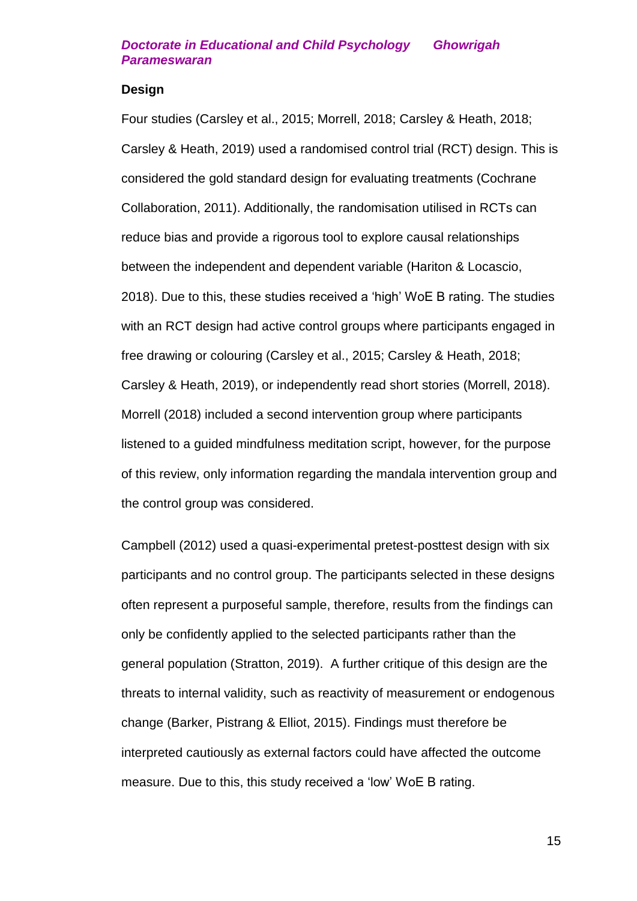**Design**

Four studies (Carsley et al., 2015; Morrell, 2018; Carsley & Heath, 2018; Carsley & Heath, 2019) used a randomised control trial (RCT) design. This is considered the gold standard design for evaluating treatments (Cochrane Collaboration, 2011). Additionally, the randomisation utilised in RCTs can reduce bias and provide a rigorous tool to explore causal relationships between the independent and dependent variable (Hariton & Locascio, 2018). Due to this, these studies received a 'high' WoE B rating. The studies with an RCT design had active control groups where participants engaged in free drawing or colouring (Carsley et al., 2015; Carsley & Heath, 2018; Carsley & Heath, 2019), or independently read short stories (Morrell, 2018). Morrell (2018) included a second intervention group where participants listened to a guided mindfulness meditation script, however, for the purpose of this review, only information regarding the mandala intervention group and the control group was considered.

Campbell (2012) used a quasi-experimental pretest-posttest design with six participants and no control group. The participants selected in these designs often represent a purposeful sample, therefore, results from the findings can only be confidently applied to the selected participants rather than the general population (Stratton, 2019). A further critique of this design are the threats to internal validity, such as reactivity of measurement or endogenous change (Barker, Pistrang & Elliot, 2015). Findings must therefore be interpreted cautiously as external factors could have affected the outcome measure. Due to this, this study received a 'low' WoE B rating.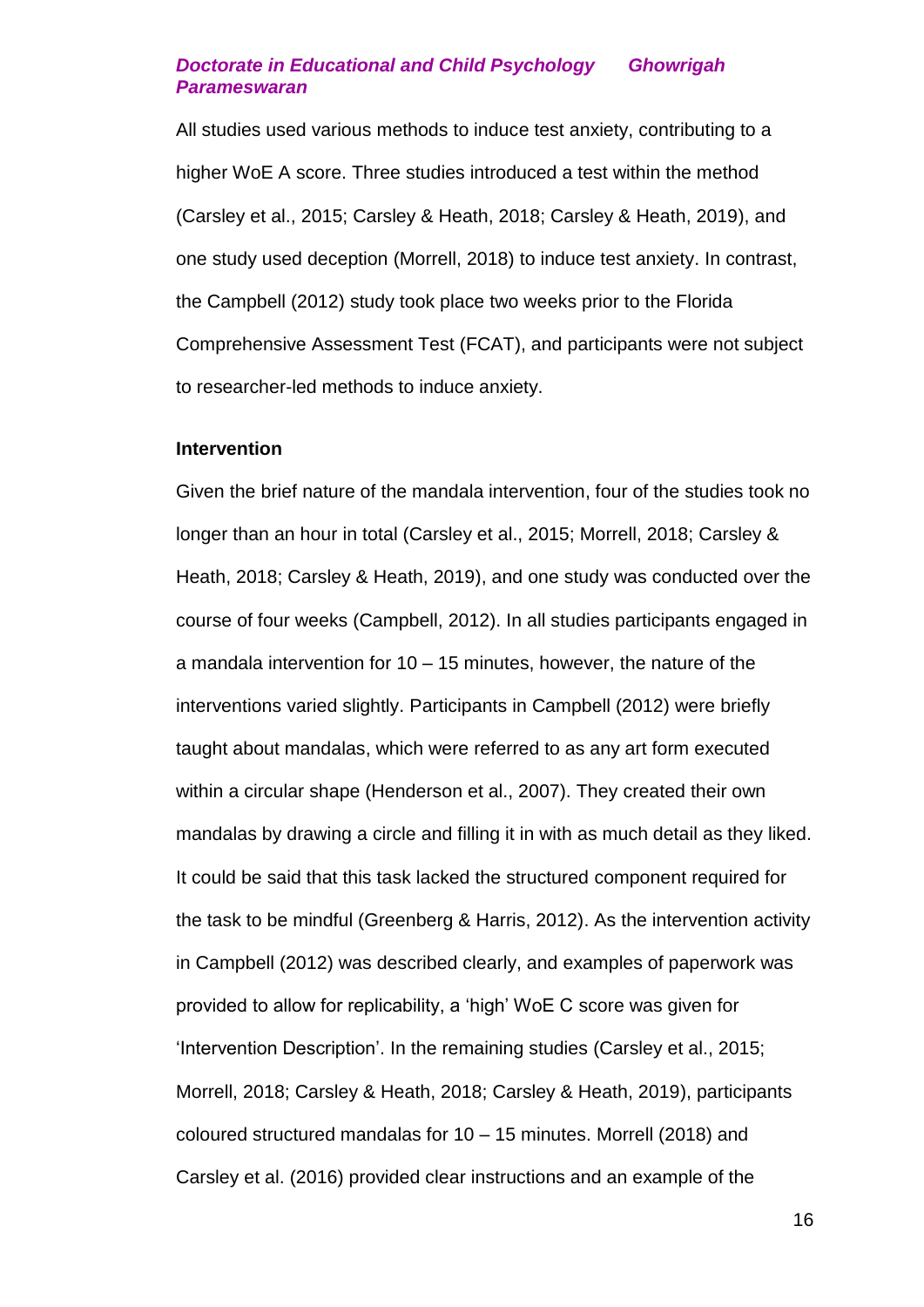All studies used various methods to induce test anxiety, contributing to a higher WoE A score. Three studies introduced a test within the method (Carsley et al., 2015; Carsley & Heath, 2018; Carsley & Heath, 2019), and one study used deception (Morrell, 2018) to induce test anxiety. In contrast, the Campbell (2012) study took place two weeks prior to the Florida Comprehensive Assessment Test (FCAT), and participants were not subject to researcher-led methods to induce anxiety.

**Intervention**

Given the brief nature of the mandala intervention, four of the studies took no longer than an hour in total (Carsley et al., 2015; Morrell, 2018; Carsley & Heath, 2018; Carsley & Heath, 2019), and one study was conducted over the course of four weeks (Campbell, 2012). In all studies participants engaged in a mandala intervention for 10 – 15 minutes, however, the nature of the interventions varied slightly. Participants in Campbell (2012) were briefly taught about mandalas, which were referred to as any art form executed within a circular shape (Henderson et al., 2007). They created their own mandalas by drawing a circle and filling it in with as much detail as they liked. It could be said that this task lacked the structured component required for the task to be mindful (Greenberg & Harris, 2012). As the intervention activity in Campbell (2012) was described clearly, and examples of paperwork was provided to allow for replicability, a 'high' WoE C score was given for 'Intervention Description'. In the remaining studies (Carsley et al., 2015; Morrell, 2018; Carsley & Heath, 2018; Carsley & Heath, 2019), participants coloured structured mandalas for 10 – 15 minutes. Morrell (2018) and Carsley et al. (2016) provided clear instructions and an example of the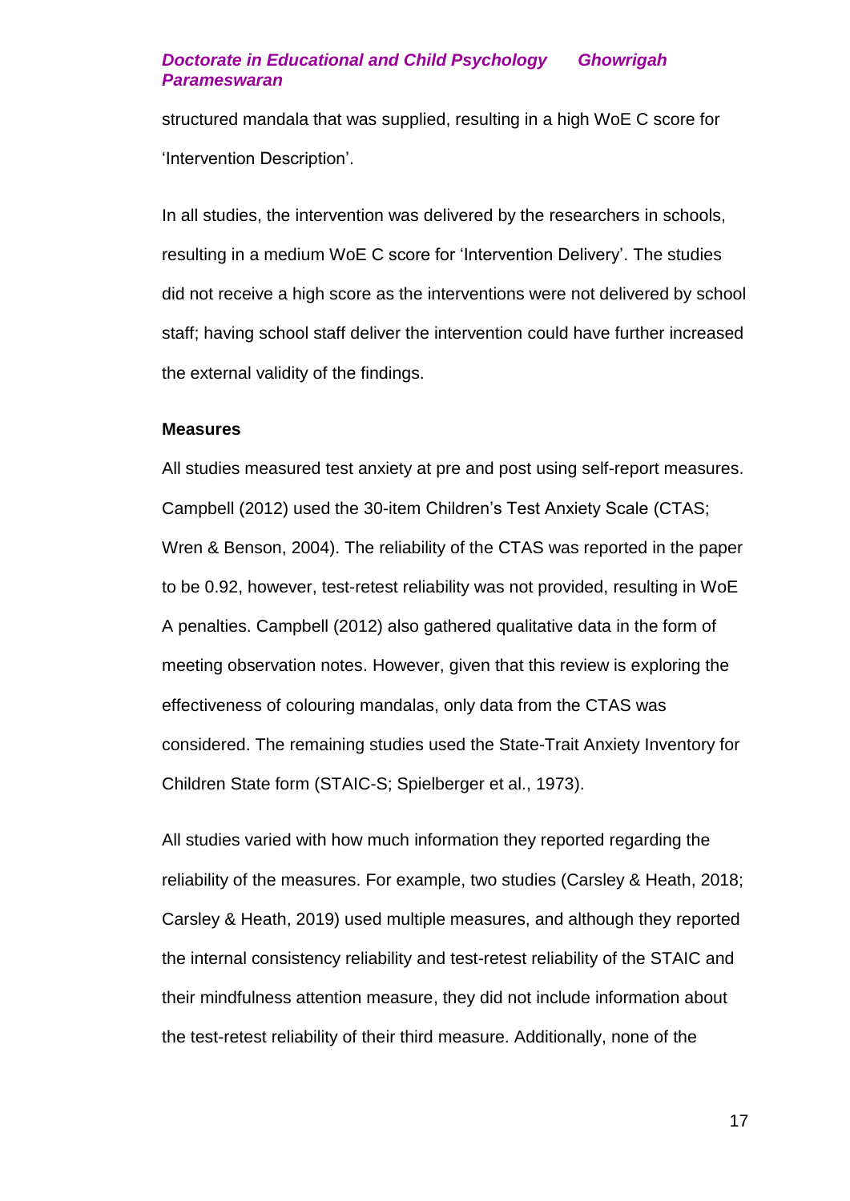structured mandala that was supplied, resulting in a high WoE C score for 'Intervention Description'.

In all studies, the intervention was delivered by the researchers in schools, resulting in a medium WoE C score for 'Intervention Delivery'. The studies did not receive a high score as the interventions were not delivered by school staff; having school staff deliver the intervention could have further increased the external validity of the findings.

**Measures**

All studies measured test anxiety at pre and post using self-report measures. Campbell (2012) used the 30-item Children's Test Anxiety Scale (CTAS; Wren & Benson, 2004). The reliability of the CTAS was reported in the paper to be 0.92, however, test-retest reliability was not provided, resulting in WoE A penalties. Campbell (2012) also gathered qualitative data in the form of meeting observation notes. However, given that this review is exploring the effectiveness of colouring mandalas, only data from the CTAS was considered. The remaining studies used the State-Trait Anxiety Inventory for Children State form (STAIC-S; Spielberger et al., 1973).

All studies varied with how much information they reported regarding the reliability of the measures. For example, two studies (Carsley & Heath, 2018; Carsley & Heath, 2019) used multiple measures, and although they reported the internal consistency reliability and test-retest reliability of the STAIC and their mindfulness attention measure, they did not include information about the test-retest reliability of their third measure. Additionally, none of the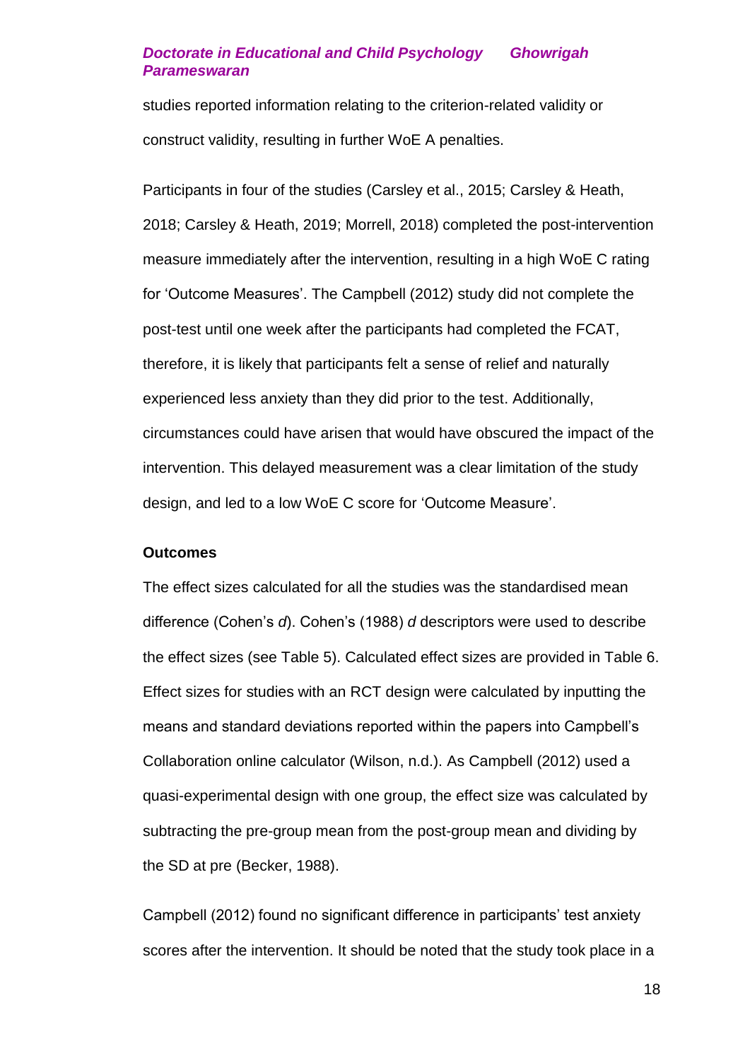studies reported information relating to the criterion-related validity or construct validity, resulting in further WoE A penalties.

Participants in four of the studies (Carsley et al., 2015; Carsley & Heath, 2018; Carsley & Heath, 2019; Morrell, 2018) completed the post-intervention measure immediately after the intervention, resulting in a high WoE C rating for 'Outcome Measures'. The Campbell (2012) study did not complete the post-test until one week after the participants had completed the FCAT, therefore, it is likely that participants felt a sense of relief and naturally experienced less anxiety than they did prior to the test. Additionally, circumstances could have arisen that would have obscured the impact of the intervention. This delayed measurement was a clear limitation of the study design, and led to a low WoE C score for 'Outcome Measure'.

**Outcomes**

The effect sizes calculated for all the studies was the standardised mean difference (Cohen's *d*). Cohen's (1988) *d* descriptors were used to describe the effect sizes (see Table 5). Calculated effect sizes are provided in Table 6. Effect sizes for studies with an RCT design were calculated by inputting the means and standard deviations reported within the papers into Campbell's Collaboration online calculator (Wilson, n.d.). As Campbell (2012) used a quasi-experimental design with one group, the effect size was calculated by subtracting the pre-group mean from the post-group mean and dividing by the SD at pre (Becker, 1988).

Campbell (2012) found no significant difference in participants' test anxiety scores after the intervention. It should be noted that the study took place in a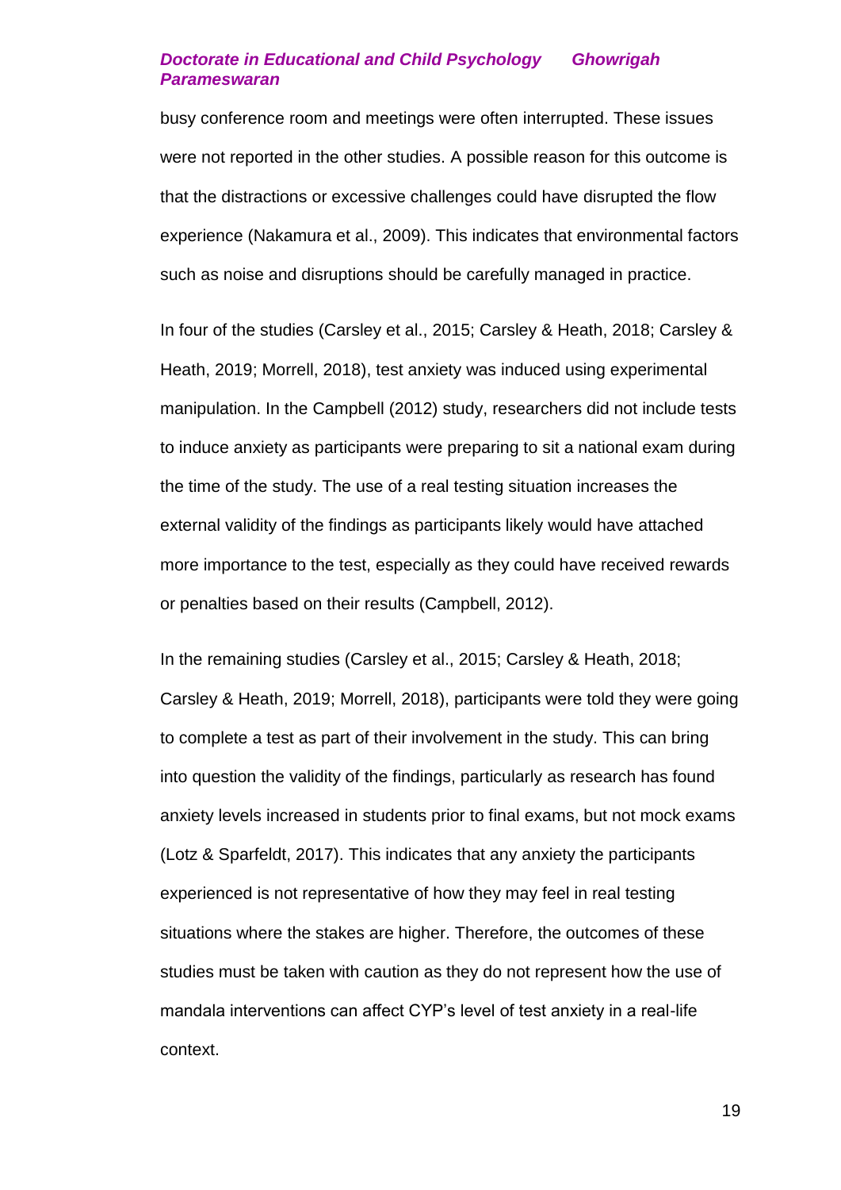busy conference room and meetings were often interrupted. These issues were not reported in the other studies. A possible reason for this outcome is that the distractions or excessive challenges could have disrupted the flow experience (Nakamura et al., 2009). This indicates that environmental factors such as noise and disruptions should be carefully managed in practice.

In four of the studies (Carsley et al., 2015; Carsley & Heath, 2018; Carsley & Heath, 2019; Morrell, 2018), test anxiety was induced using experimental manipulation. In the Campbell (2012) study, researchers did not include tests to induce anxiety as participants were preparing to sit a national exam during the time of the study. The use of a real testing situation increases the external validity of the findings as participants likely would have attached more importance to the test, especially as they could have received rewards or penalties based on their results (Campbell, 2012).

In the remaining studies (Carsley et al., 2015; Carsley & Heath, 2018; Carsley & Heath, 2019; Morrell, 2018), participants were told they were going to complete a test as part of their involvement in the study. This can bring into question the validity of the findings, particularly as research has found anxiety levels increased in students prior to final exams, but not mock exams (Lotz & Sparfeldt, 2017). This indicates that any anxiety the participants experienced is not representative of how they may feel in real testing situations where the stakes are higher. Therefore, the outcomes of these studies must be taken with caution as they do not represent how the use of mandala interventions can affect CYP's level of test anxiety in a real-life context.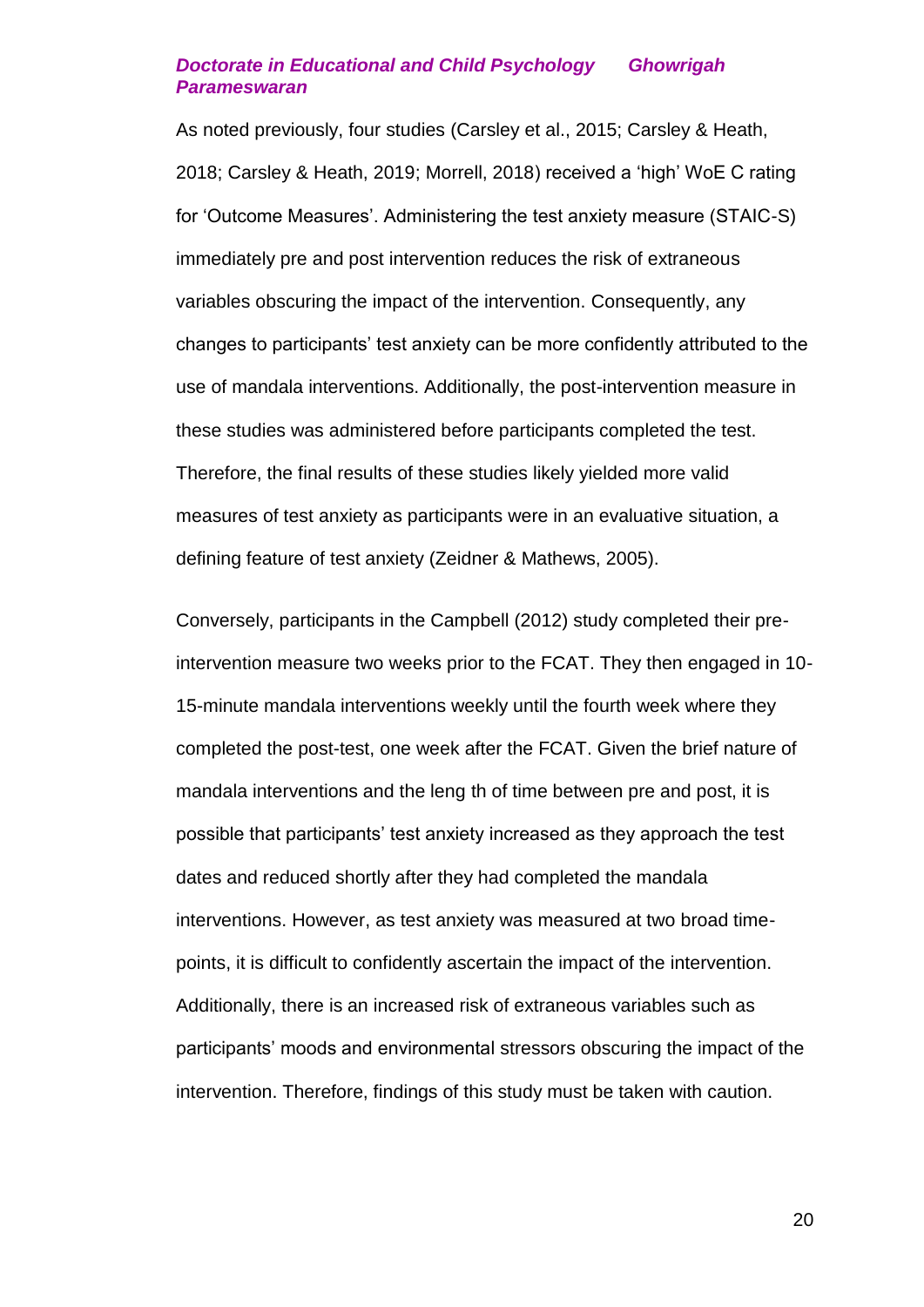As noted previously, four studies (Carsley et al., 2015; Carsley & Heath, 2018; Carsley & Heath, 2019; Morrell, 2018) received a 'high' WoE C rating for 'Outcome Measures'. Administering the test anxiety measure (STAIC-S) immediately pre and post intervention reduces the risk of extraneous variables obscuring the impact of the intervention. Consequently, any changes to participants' test anxiety can be more confidently attributed to the use of mandala interventions. Additionally, the post-intervention measure in these studies was administered before participants completed the test. Therefore, the final results of these studies likely yielded more valid measures of test anxiety as participants were in an evaluative situation, a defining feature of test anxiety (Zeidner & Mathews, 2005).

Conversely, participants in the Campbell (2012) study completed their pre-intervention measure two weeks prior to the FCAT. They then engaged in 10-15-minute mandala interventions weekly until the fourth week where they completed the post-test, one week after the FCAT. Given the brief nature of mandala interventions and the leng th of time between pre and post, it is possible that participants' test anxiety increased as they approach the test dates and reduced shortly after they had completed the mandala interventions. However, as test anxiety was measured at two broad time-points, it is difficult to confidently ascertain the impact of the intervention. Additionally, there is an increased risk of extraneous variables such as participants' moods and environmental stressors obscuring the impact of the intervention. Therefore, findings of this study must be taken with caution.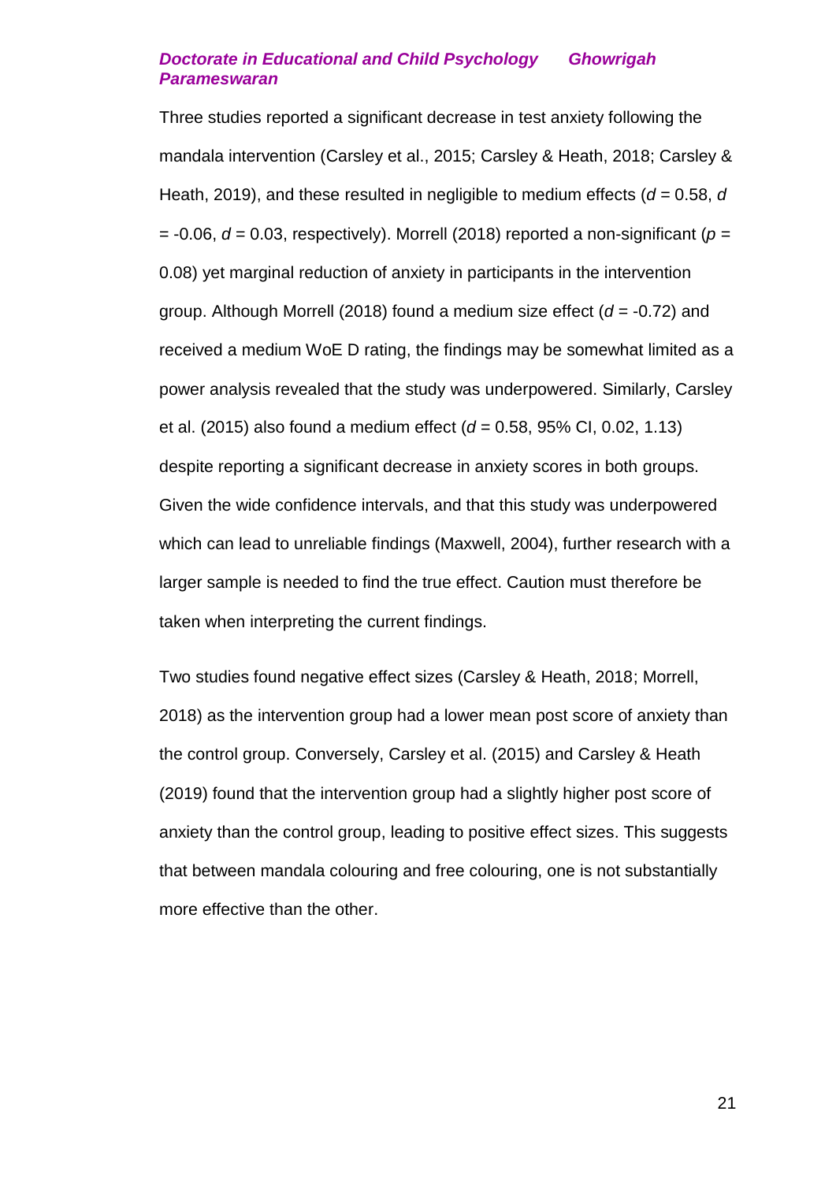Three studies reported a significant decrease in test anxiety following the mandala intervention (Carsley et al., 2015; Carsley & Heath, 2018; Carsley & Heath, 2019), and these resulted in negligible to medium effects ($d$ = 0.58, $d$ = -0.06, $d$ = 0.03, respectively). Morrell (2018) reported a non-significant ($p$ = 0.08) yet marginal reduction of anxiety in participants in the intervention group. Although Morrell (2018) found a medium size effect ($d$ = -0.72) and received a medium WoE D rating, the findings may be somewhat limited as a power analysis revealed that the study was underpowered. Similarly, Carsley et al. (2015) also found a medium effect ($d$ = 0.58, 95% CI, 0.02, 1.13) despite reporting a significant decrease in anxiety scores in both groups. Given the wide confidence intervals, and that this study was underpowered which can lead to unreliable findings (Maxwell, 2004), further research with a larger sample is needed to find the true effect. Caution must therefore be taken when interpreting the current findings.

Two studies found negative effect sizes (Carsley & Heath, 2018; Morrell, 2018) as the intervention group had a lower mean post score of anxiety than the control group. Conversely, Carsley et al. (2015) and Carsley & Heath (2019) found that the intervention group had a slightly higher post score of anxiety than the control group, leading to positive effect sizes. This suggests that between mandala colouring and free colouring, one is not substantially more effective than the other.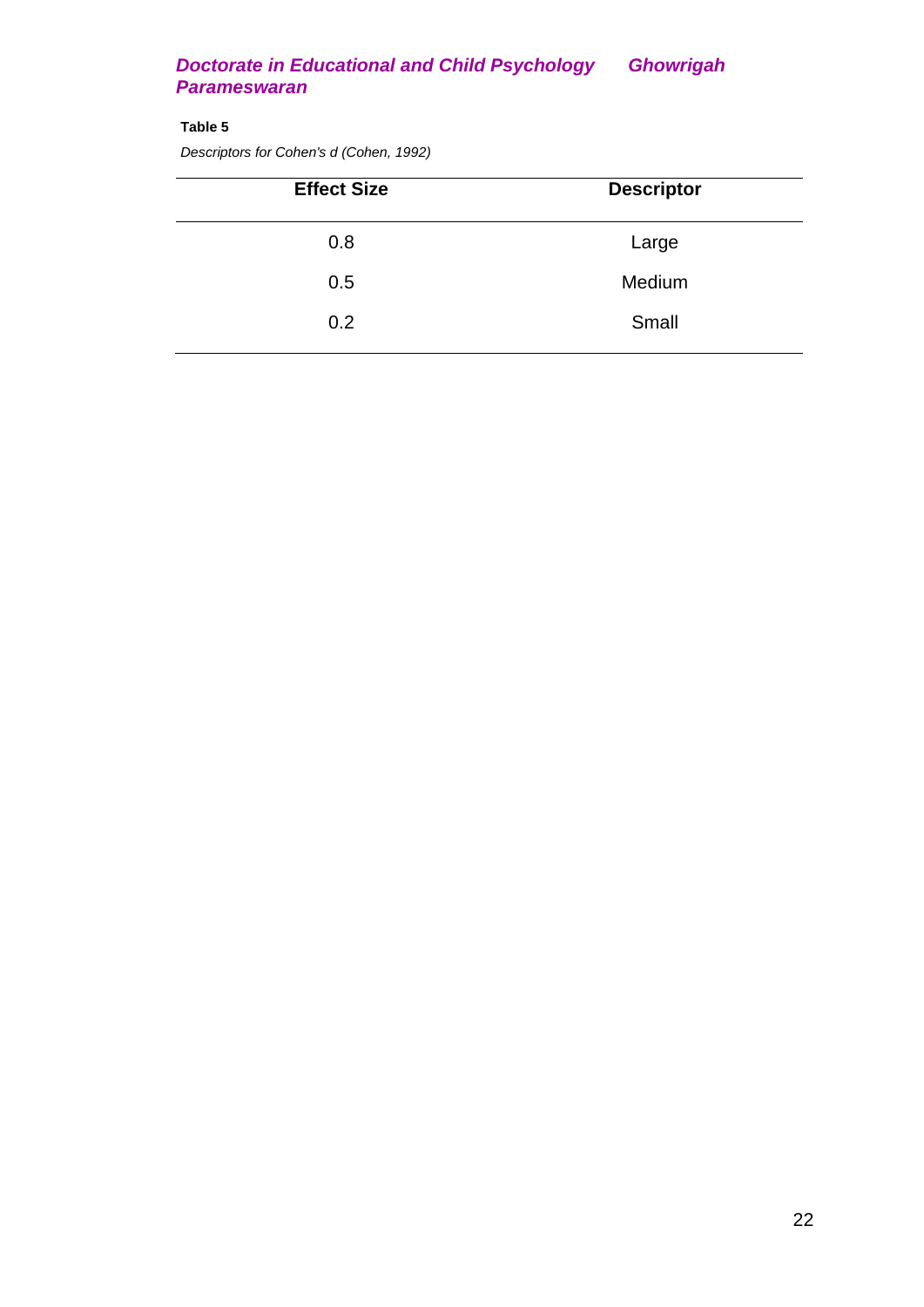**Table 5**

*Descriptors for Cohen's d (Cohen, 1992)*

| Effect Size | Descriptor |
|---|---|
| 0.8 | Large |
| 0.5 | Medium |
| 0.2 | Small |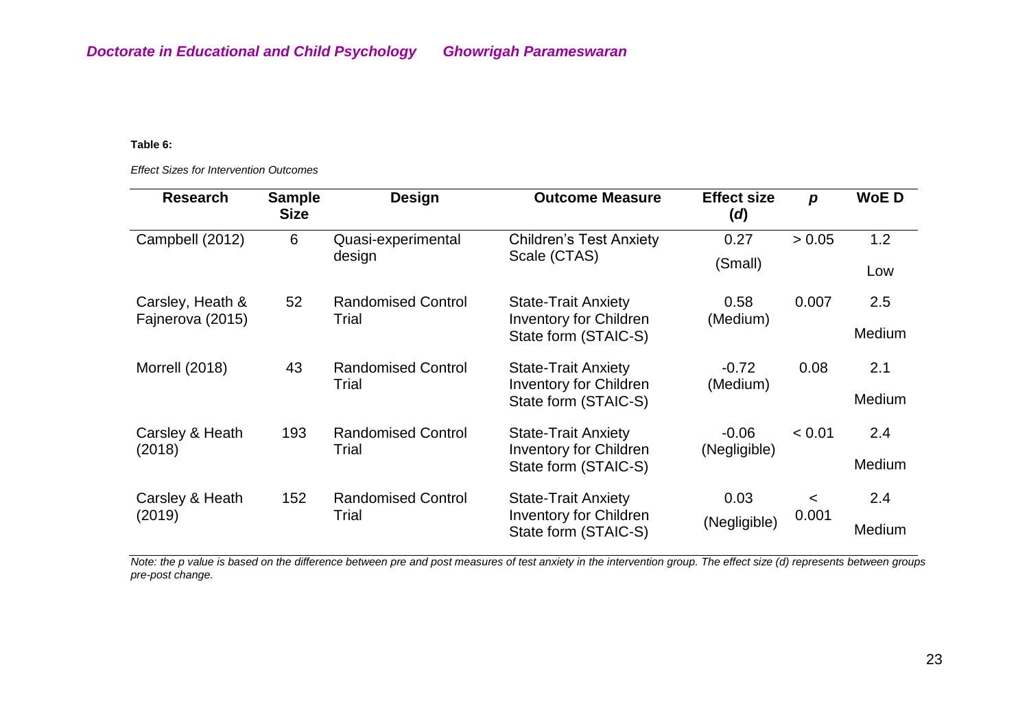**Table 6:**

*Effect Sizes for Intervention Outcomes*

| Research | Sample Size | Design | Outcome Measure | Effect size (*d*) | *p* | WoE D |
|---|---|---|---|---|---|---|
| Campbell (2012) | 6 | Quasi-experimental design | Children's Test Anxiety Scale (CTAS) | 0.27 (Small) | > 0.05 | 1.2 Low |
| Carsley, Heath & Fajnerova (2015) | 52 | Randomised Control Trial | State-Trait Anxiety Inventory for Children State form (STAIC-S) | 0.58 (Medium) | 0.007 | 2.5 Medium |
| Morrell (2018) | 43 | Randomised Control Trial | State-Trait Anxiety Inventory for Children State form (STAIC-S) | -0.72 (Medium) | 0.08 | 2.1 Medium |
| Carsley & Heath (2018) | 193 | Randomised Control Trial | State-Trait Anxiety Inventory for Children State form (STAIC-S) | -0.06 (Negligible) | < 0.01 | 2.4 Medium |
| Carsley & Heath (2019) | 152 | Randomised Control Trial | State-Trait Anxiety Inventory for Children State form (STAIC-S) | 0.03 (Negligible) | < 0.001 | 2.4 Medium |

*Note: the p value is based on the difference between pre and post measures of test anxiety in the intervention group. The effect size (d) represents between groups pre-post change.*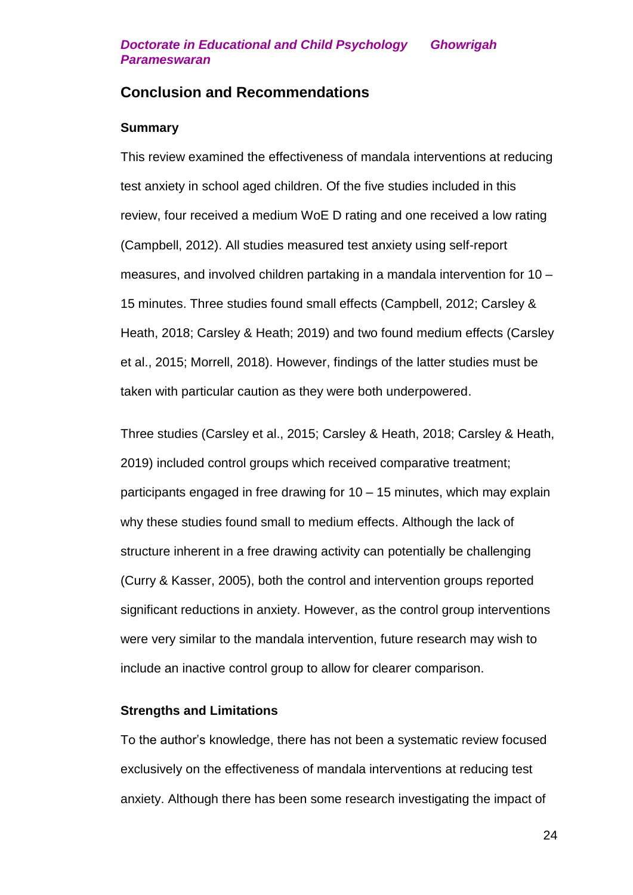## Conclusion and Recommendations

### Summary

This review examined the effectiveness of mandala interventions at reducing test anxiety in school aged children. Of the five studies included in this review, four received a medium WoE D rating and one received a low rating (Campbell, 2012). All studies measured test anxiety using self-report measures, and involved children partaking in a mandala intervention for 10 – 15 minutes. Three studies found small effects (Campbell, 2012; Carsley & Heath, 2018; Carsley & Heath; 2019) and two found medium effects (Carsley et al., 2015; Morrell, 2018). However, findings of the latter studies must be taken with particular caution as they were both underpowered.

Three studies (Carsley et al., 2015; Carsley & Heath, 2018; Carsley & Heath, 2019) included control groups which received comparative treatment; participants engaged in free drawing for 10 – 15 minutes, which may explain why these studies found small to medium effects. Although the lack of structure inherent in a free drawing activity can potentially be challenging (Curry & Kasser, 2005), both the control and intervention groups reported significant reductions in anxiety. However, as the control group interventions were very similar to the mandala intervention, future research may wish to include an inactive control group to allow for clearer comparison.

### Strengths and Limitations

To the author's knowledge, there has not been a systematic review focused exclusively on the effectiveness of mandala interventions at reducing test anxiety. Although there has been some research investigating the impact of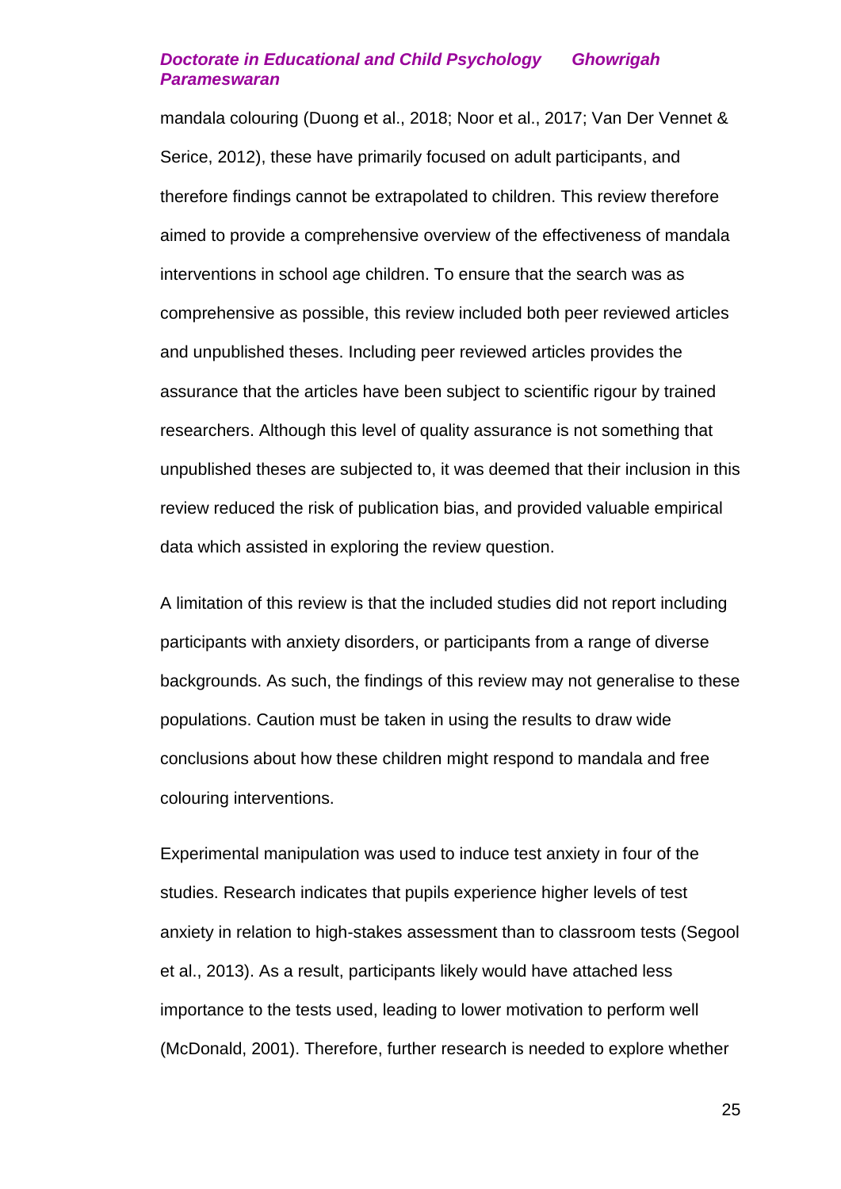mandala colouring (Duong et al., 2018; Noor et al., 2017; Van Der Vennet & Serice, 2012), these have primarily focused on adult participants, and therefore findings cannot be extrapolated to children. This review therefore aimed to provide a comprehensive overview of the effectiveness of mandala interventions in school age children. To ensure that the search was as comprehensive as possible, this review included both peer reviewed articles and unpublished theses. Including peer reviewed articles provides the assurance that the articles have been subject to scientific rigour by trained researchers. Although this level of quality assurance is not something that unpublished theses are subjected to, it was deemed that their inclusion in this review reduced the risk of publication bias, and provided valuable empirical data which assisted in exploring the review question.

A limitation of this review is that the included studies did not report including participants with anxiety disorders, or participants from a range of diverse backgrounds. As such, the findings of this review may not generalise to these populations. Caution must be taken in using the results to draw wide conclusions about how these children might respond to mandala and free colouring interventions.

Experimental manipulation was used to induce test anxiety in four of the studies. Research indicates that pupils experience higher levels of test anxiety in relation to high-stakes assessment than to classroom tests (Segool et al., 2013). As a result, participants likely would have attached less importance to the tests used, leading to lower motivation to perform well (McDonald, 2001). Therefore, further research is needed to explore whether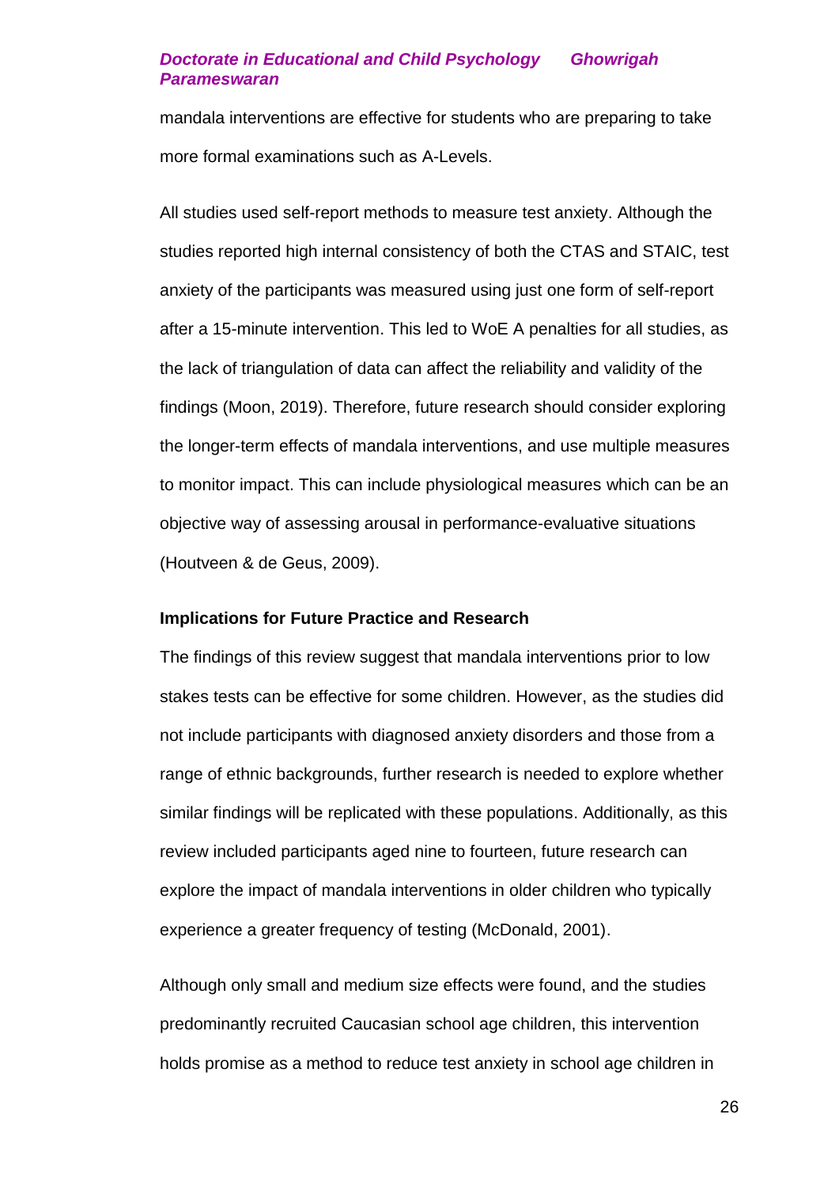mandala interventions are effective for students who are preparing to take more formal examinations such as A-Levels.

All studies used self-report methods to measure test anxiety. Although the studies reported high internal consistency of both the CTAS and STAIC, test anxiety of the participants was measured using just one form of self-report after a 15-minute intervention. This led to WoE A penalties for all studies, as the lack of triangulation of data can affect the reliability and validity of the findings (Moon, 2019). Therefore, future research should consider exploring the longer-term effects of mandala interventions, and use multiple measures to monitor impact. This can include physiological measures which can be an objective way of assessing arousal in performance-evaluative situations (Houtveen & de Geus, 2009).

**Implications for Future Practice and Research**

The findings of this review suggest that mandala interventions prior to low stakes tests can be effective for some children. However, as the studies did not include participants with diagnosed anxiety disorders and those from a range of ethnic backgrounds, further research is needed to explore whether similar findings will be replicated with these populations. Additionally, as this review included participants aged nine to fourteen, future research can explore the impact of mandala interventions in older children who typically experience a greater frequency of testing (McDonald, 2001).

Although only small and medium size effects were found, and the studies predominantly recruited Caucasian school age children, this intervention holds promise as a method to reduce test anxiety in school age children in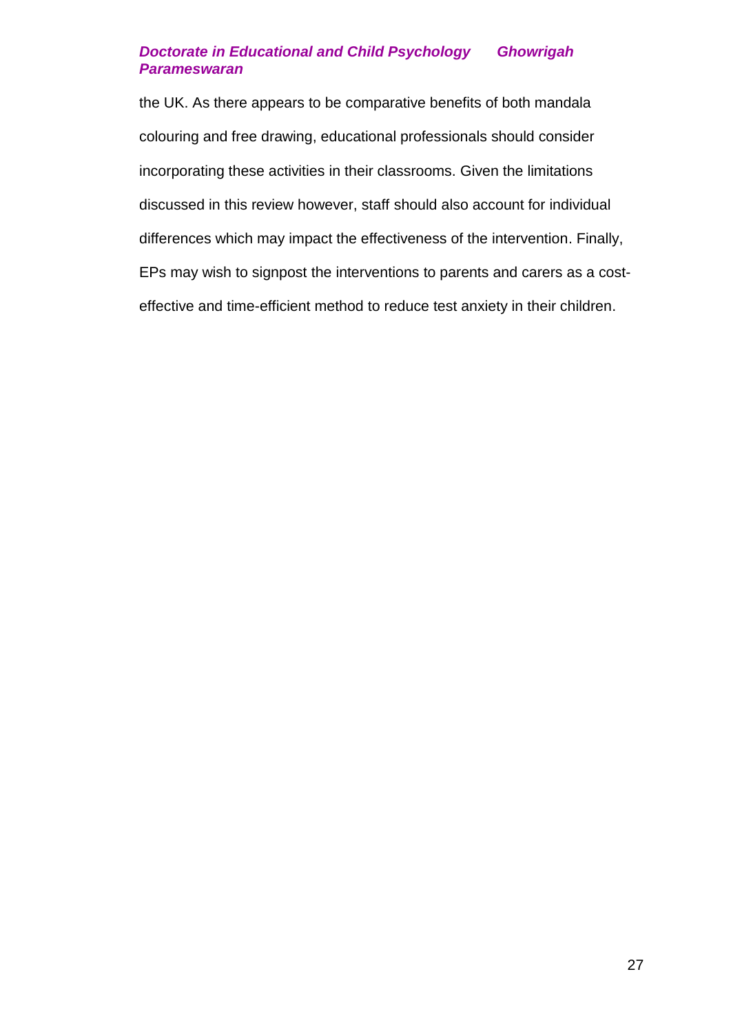the UK. As there appears to be comparative benefits of both mandala colouring and free drawing, educational professionals should consider incorporating these activities in their classrooms. Given the limitations discussed in this review however, staff should also account for individual differences which may impact the effectiveness of the intervention. Finally, EPs may wish to signpost the interventions to parents and carers as a cost-effective and time-efficient method to reduce test anxiety in their children.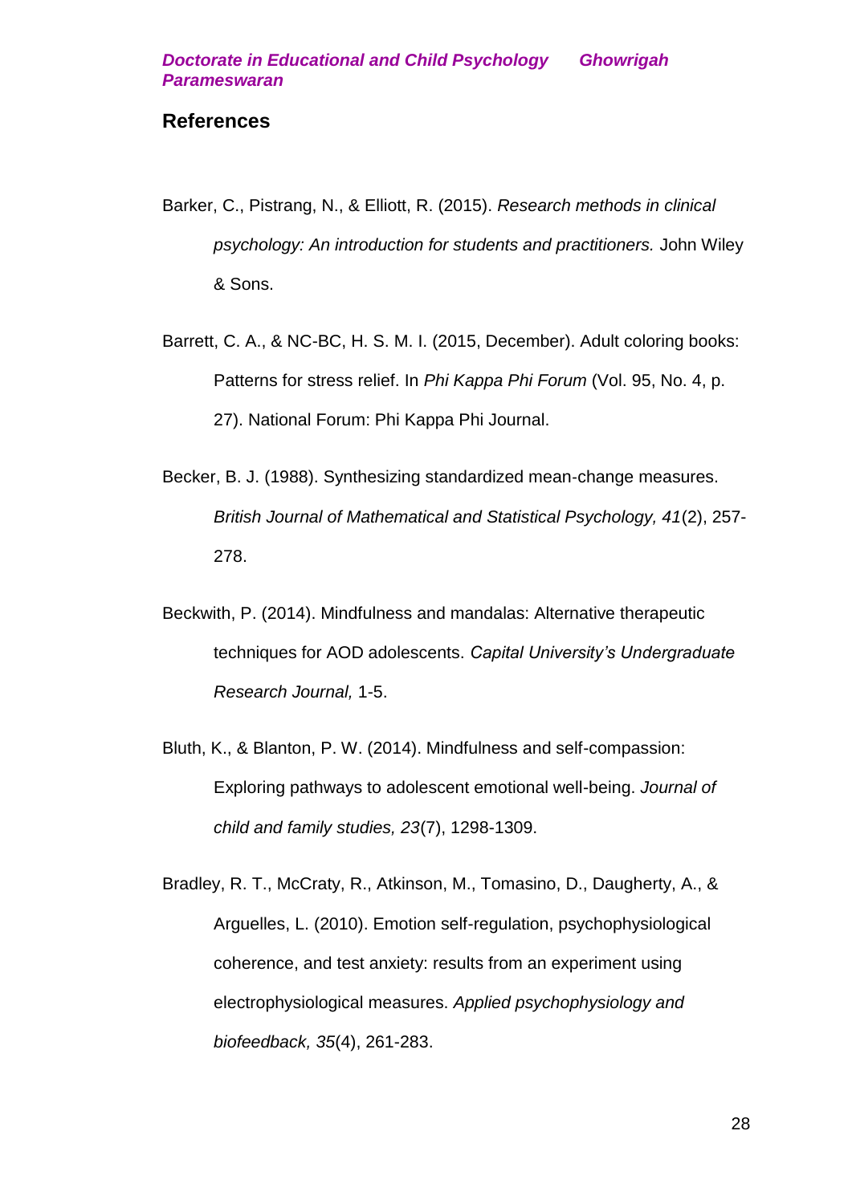## References

Barker, C., Pistrang, N., & Elliott, R. (2015). *Research methods in clinical psychology: An introduction for students and practitioners.* John Wiley & Sons.

Barrett, C. A., & NC-BC, H. S. M. I. (2015, December). Adult coloring books: Patterns for stress relief. In *Phi Kappa Phi Forum* (Vol. 95, No. 4, p. 27). National Forum: Phi Kappa Phi Journal.

Becker, B. J. (1988). Synthesizing standardized mean-change measures. *British Journal of Mathematical and Statistical Psychology, 41*(2), 257-278.

Beckwith, P. (2014). Mindfulness and mandalas: Alternative therapeutic techniques for AOD adolescents. *Capital University's Undergraduate Research Journal,* 1-5.

Bluth, K., & Blanton, P. W. (2014). Mindfulness and self-compassion: Exploring pathways to adolescent emotional well-being. *Journal of child and family studies, 23*(7), 1298-1309.

Bradley, R. T., McCraty, R., Atkinson, M., Tomasino, D., Daugherty, A., & Arguelles, L. (2010). Emotion self-regulation, psychophysiological coherence, and test anxiety: results from an experiment using electrophysiological measures. *Applied psychophysiology and biofeedback, 35*(4), 261-283.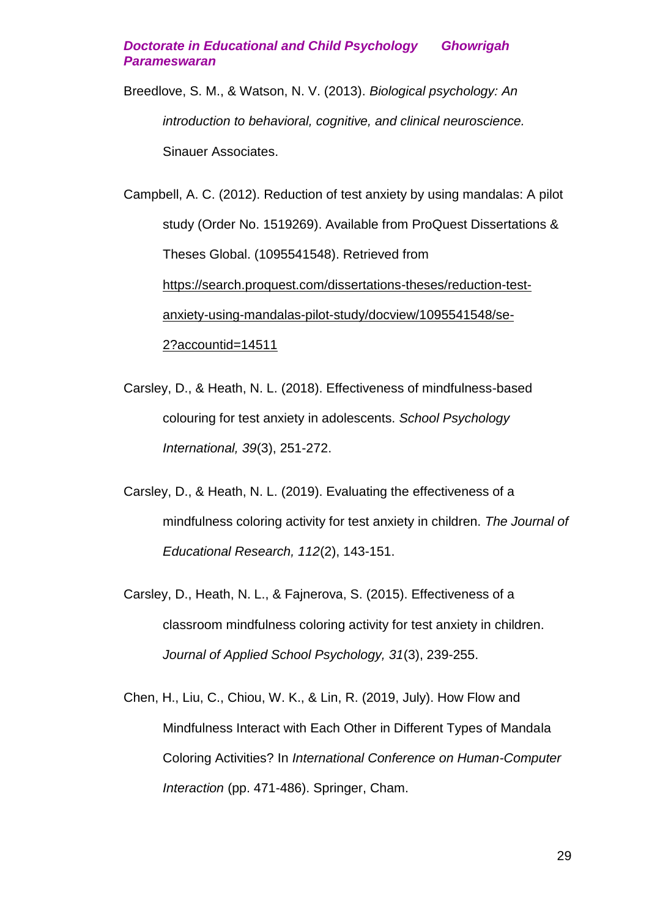Breedlove, S. M., & Watson, N. V. (2013). *Biological psychology: An introduction to behavioral, cognitive, and clinical neuroscience.* Sinauer Associates.

Campbell, A. C. (2012). Reduction of test anxiety by using mandalas: A pilot study (Order No. 1519269). Available from ProQuest Dissertations & Theses Global. (1095541548). Retrieved from https://search.proquest.com/dissertations-theses/reduction-test-anxiety-using-mandalas-pilot-study/docview/1095541548/se-2?accountid=14511

Carsley, D., & Heath, N. L. (2018). Effectiveness of mindfulness-based colouring for test anxiety in adolescents. *School Psychology International, 39*(3), 251-272.

Carsley, D., & Heath, N. L. (2019). Evaluating the effectiveness of a mindfulness coloring activity for test anxiety in children. *The Journal of Educational Research, 112*(2), 143-151.

Carsley, D., Heath, N. L., & Fajnerova, S. (2015). Effectiveness of a classroom mindfulness coloring activity for test anxiety in children. *Journal of Applied School Psychology, 31*(3), 239-255.

Chen, H., Liu, C., Chiou, W. K., & Lin, R. (2019, July). How Flow and Mindfulness Interact with Each Other in Different Types of Mandala Coloring Activities? In *International Conference on Human-Computer Interaction* (pp. 471-486). Springer, Cham.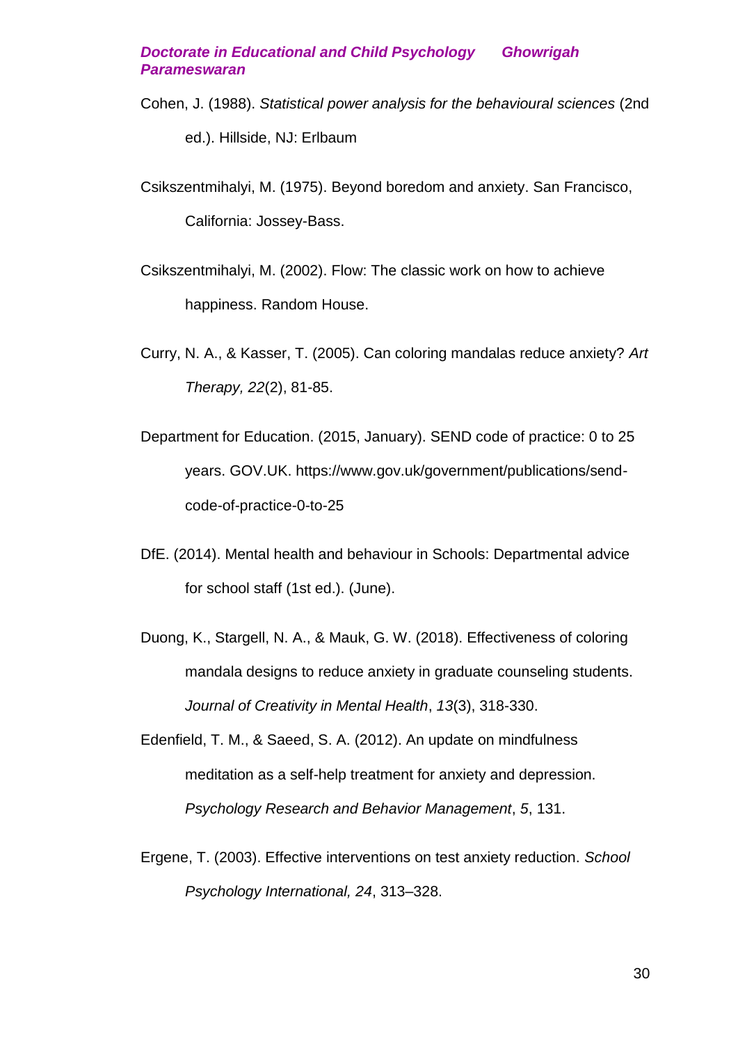Cohen, J. (1988). *Statistical power analysis for the behavioural sciences* (2nd ed.). Hillside, NJ: Erlbaum

Csikszentmihalyi, M. (1975). Beyond boredom and anxiety. San Francisco, California: Jossey-Bass.

Csikszentmihalyi, M. (2002). Flow: The classic work on how to achieve happiness. Random House.

Curry, N. A., & Kasser, T. (2005). Can coloring mandalas reduce anxiety? *Art Therapy, 22*(2), 81-85.

Department for Education. (2015, January). SEND code of practice: 0 to 25 years. GOV.UK. https://www.gov.uk/government/publications/send-code-of-practice-0-to-25

DfE. (2014). Mental health and behaviour in Schools: Departmental advice for school staff (1st ed.). (June).

Duong, K., Stargell, N. A., & Mauk, G. W. (2018). Effectiveness of coloring mandala designs to reduce anxiety in graduate counseling students. *Journal of Creativity in Mental Health*, *13*(3), 318-330.

Edenfield, T. M., & Saeed, S. A. (2012). An update on mindfulness meditation as a self-help treatment for anxiety and depression. *Psychology Research and Behavior Management*, *5*, 131.

Ergene, T. (2003). Effective interventions on test anxiety reduction. *School Psychology International, 24*, 313–328.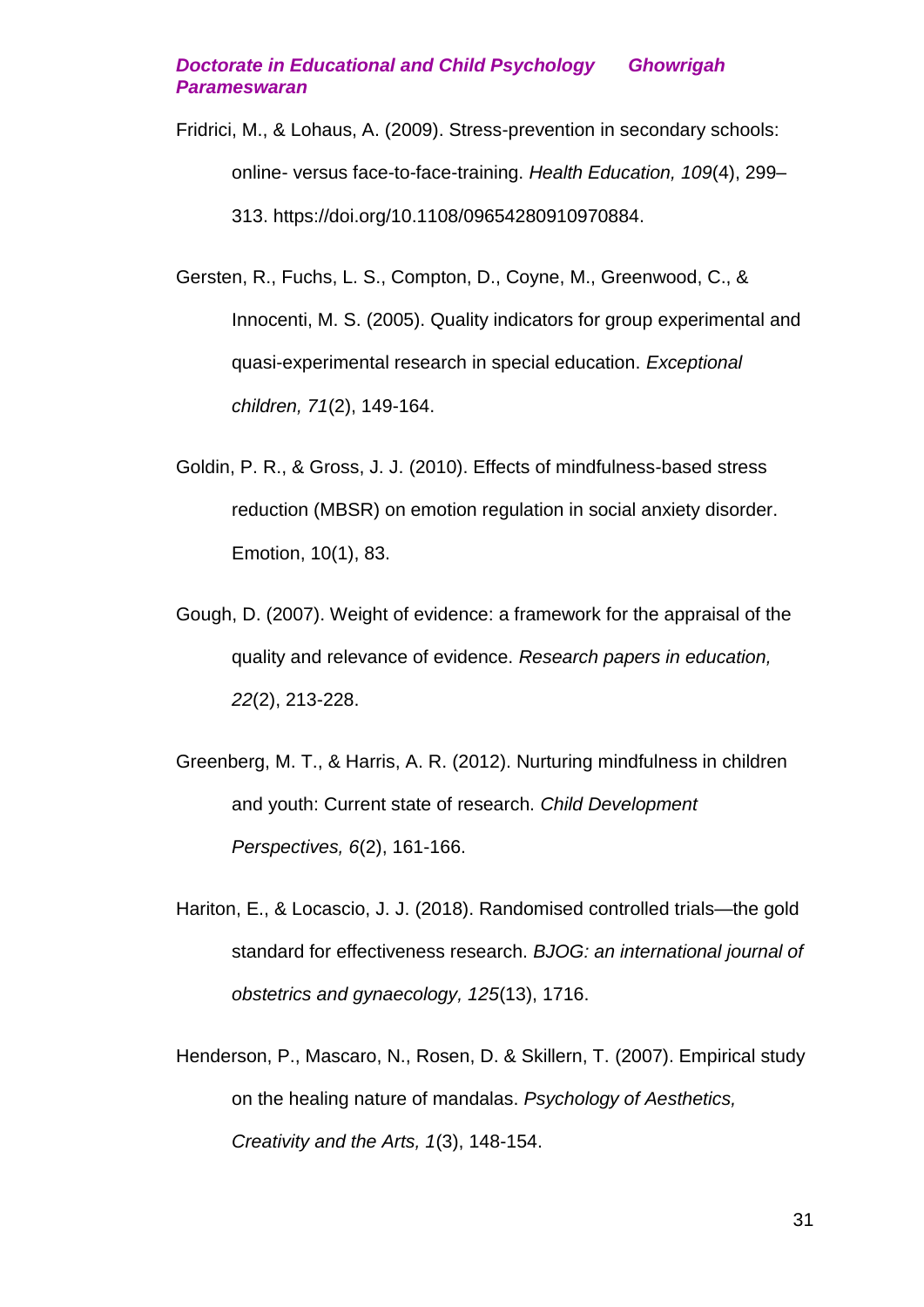Fridrici, M., & Lohaus, A. (2009). Stress-prevention in secondary schools: online- versus face-to-face-training. *Health Education, 109*(4), 299–313. https://doi.org/10.1108/09654280910970884.

Gersten, R., Fuchs, L. S., Compton, D., Coyne, M., Greenwood, C., & Innocenti, M. S. (2005). Quality indicators for group experimental and quasi-experimental research in special education. *Exceptional children, 71*(2), 149-164.

Goldin, P. R., & Gross, J. J. (2010). Effects of mindfulness-based stress reduction (MBSR) on emotion regulation in social anxiety disorder. Emotion, 10(1), 83.

Gough, D. (2007). Weight of evidence: a framework for the appraisal of the quality and relevance of evidence. *Research papers in education, 22*(2), 213-228.

Greenberg, M. T., & Harris, A. R. (2012). Nurturing mindfulness in children and youth: Current state of research. *Child Development Perspectives, 6*(2), 161-166.

Hariton, E., & Locascio, J. J. (2018). Randomised controlled trials—the gold standard for effectiveness research. *BJOG: an international journal of obstetrics and gynaecology, 125*(13), 1716.

Henderson, P., Mascaro, N., Rosen, D. & Skillern, T. (2007). Empirical study on the healing nature of mandalas. *Psychology of Aesthetics, Creativity and the Arts, 1*(3), 148-154.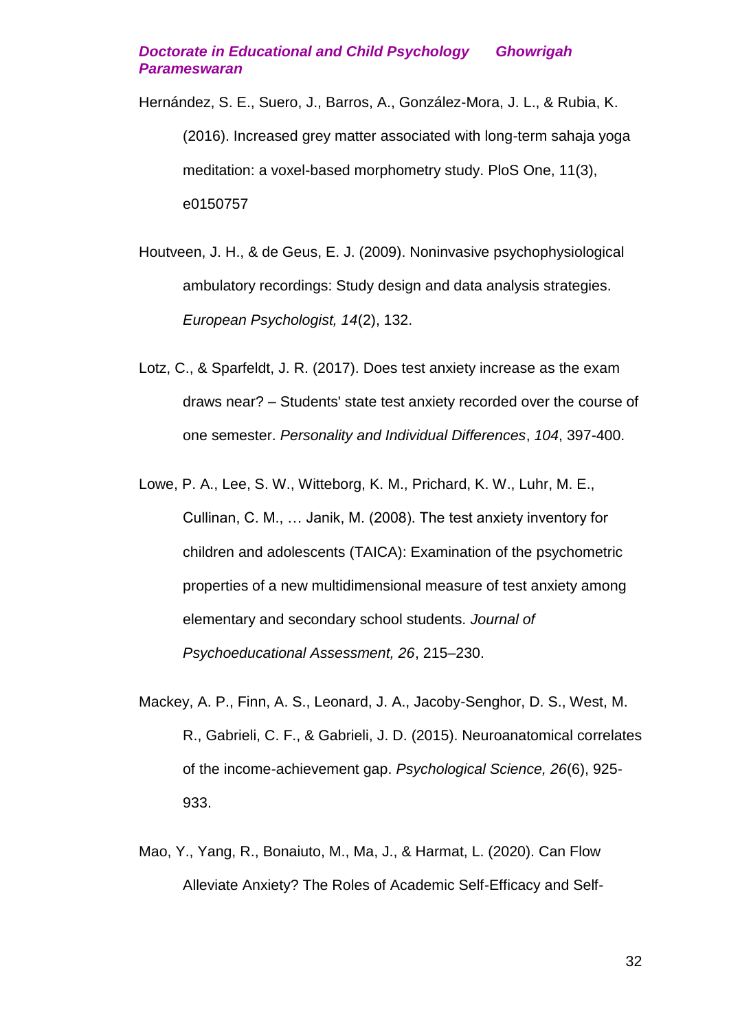Hernández, S. E., Suero, J., Barros, A., González-Mora, J. L., & Rubia, K. (2016). Increased grey matter associated with long-term sahaja yoga meditation: a voxel-based morphometry study. PloS One, 11(3), e0150757

Houtveen, J. H., & de Geus, E. J. (2009). Noninvasive psychophysiological ambulatory recordings: Study design and data analysis strategies. *European Psychologist, 14*(2), 132.

Lotz, C., & Sparfeldt, J. R. (2017). Does test anxiety increase as the exam draws near? – Students' state test anxiety recorded over the course of one semester. *Personality and Individual Differences*, *104*, 397-400.

Lowe, P. A., Lee, S. W., Witteborg, K. M., Prichard, K. W., Luhr, M. E., Cullinan, C. M., … Janik, M. (2008). The test anxiety inventory for children and adolescents (TAICA): Examination of the psychometric properties of a new multidimensional measure of test anxiety among elementary and secondary school students. *Journal of Psychoeducational Assessment, 26*, 215–230.

Mackey, A. P., Finn, A. S., Leonard, J. A., Jacoby-Senghor, D. S., West, M. R., Gabrieli, C. F., & Gabrieli, J. D. (2015). Neuroanatomical correlates of the income-achievement gap. *Psychological Science, 26*(6), 925-933.

Mao, Y., Yang, R., Bonaiuto, M., Ma, J., & Harmat, L. (2020). Can Flow Alleviate Anxiety? The Roles of Academic Self-Efficacy and Self-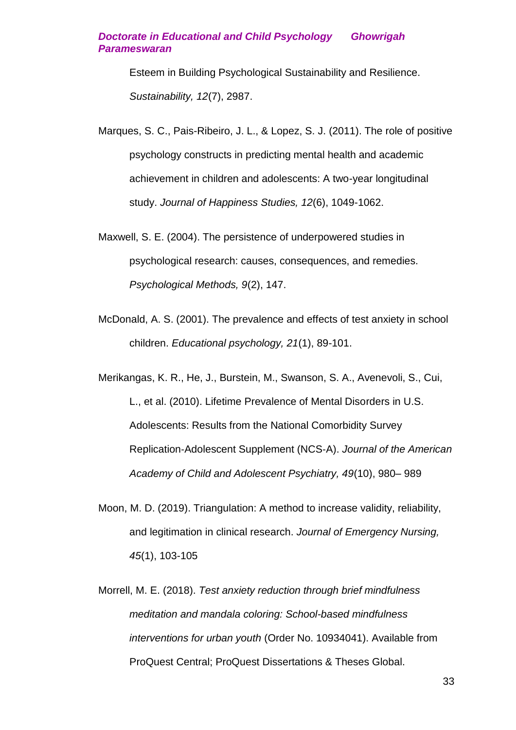Esteem in Building Psychological Sustainability and Resilience. *Sustainability, 12*(7), 2987.

Marques, S. C., Pais-Ribeiro, J. L., & Lopez, S. J. (2011). The role of positive psychology constructs in predicting mental health and academic achievement in children and adolescents: A two-year longitudinal study. *Journal of Happiness Studies, 12*(6), 1049-1062.

Maxwell, S. E. (2004). The persistence of underpowered studies in psychological research: causes, consequences, and remedies. *Psychological Methods, 9*(2), 147.

McDonald, A. S. (2001). The prevalence and effects of test anxiety in school children. *Educational psychology, 21*(1), 89-101.

Merikangas, K. R., He, J., Burstein, M., Swanson, S. A., Avenevoli, S., Cui, L., et al. (2010). Lifetime Prevalence of Mental Disorders in U.S. Adolescents: Results from the National Comorbidity Survey Replication-Adolescent Supplement (NCS-A). *Journal of the American Academy of Child and Adolescent Psychiatry, 49*(10), 980– 989

Moon, M. D. (2019). Triangulation: A method to increase validity, reliability, and legitimation in clinical research. *Journal of Emergency Nursing, 45*(1), 103-105

Morrell, M. E. (2018). *Test anxiety reduction through brief mindfulness meditation and mandala coloring: School-based mindfulness interventions for urban youth* (Order No. 10934041). Available from ProQuest Central; ProQuest Dissertations & Theses Global.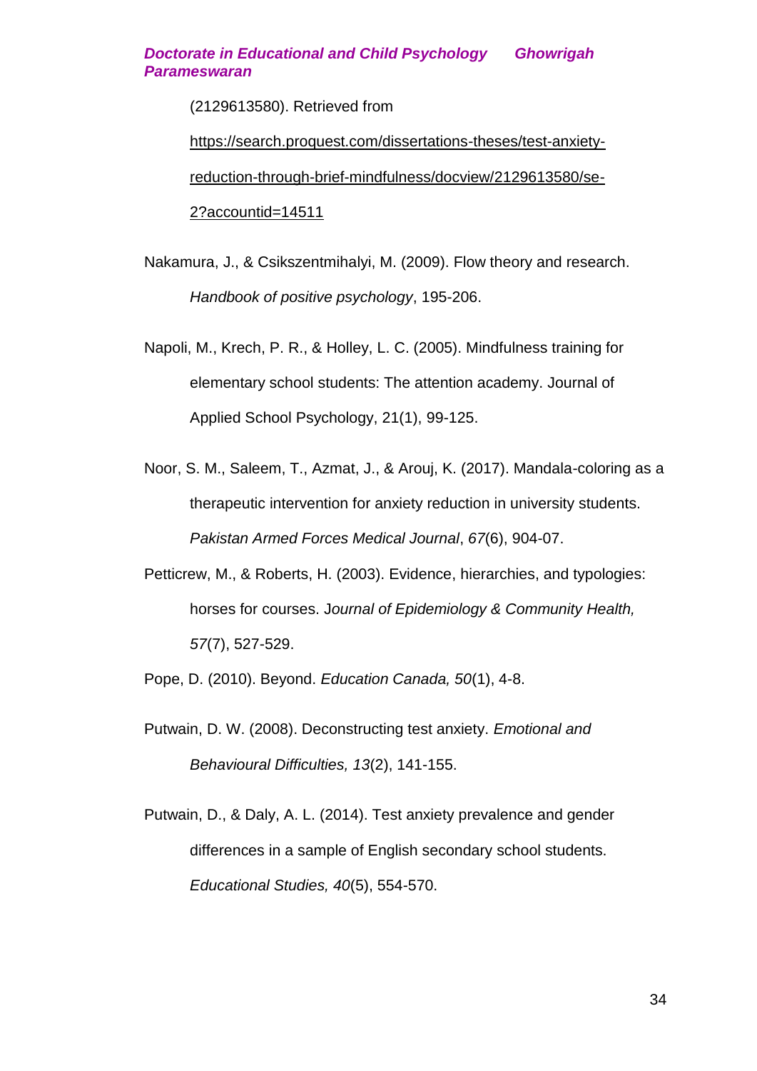(2129613580). Retrieved from https://search.proquest.com/dissertations-theses/test-anxiety-reduction-through-brief-mindfulness/docview/2129613580/se-2?accountid=14511

Nakamura, J., & Csikszentmihalyi, M. (2009). Flow theory and research. *Handbook of positive psychology*, 195-206.

Napoli, M., Krech, P. R., & Holley, L. C. (2005). Mindfulness training for elementary school students: The attention academy. Journal of Applied School Psychology, 21(1), 99-125.

Noor, S. M., Saleem, T., Azmat, J., & Arouj, K. (2017). Mandala-coloring as a therapeutic intervention for anxiety reduction in university students. *Pakistan Armed Forces Medical Journal*, *67*(6), 904-07.

Petticrew, M., & Roberts, H. (2003). Evidence, hierarchies, and typologies: horses for courses. J*ournal of Epidemiology & Community Health, 57*(7), 527-529.

Pope, D. (2010). Beyond. *Education Canada, 50*(1), 4-8.

Putwain, D. W. (2008). Deconstructing test anxiety. *Emotional and Behavioural Difficulties, 13*(2), 141-155.

Putwain, D., & Daly, A. L. (2014). Test anxiety prevalence and gender differences in a sample of English secondary school students. *Educational Studies, 40*(5), 554-570.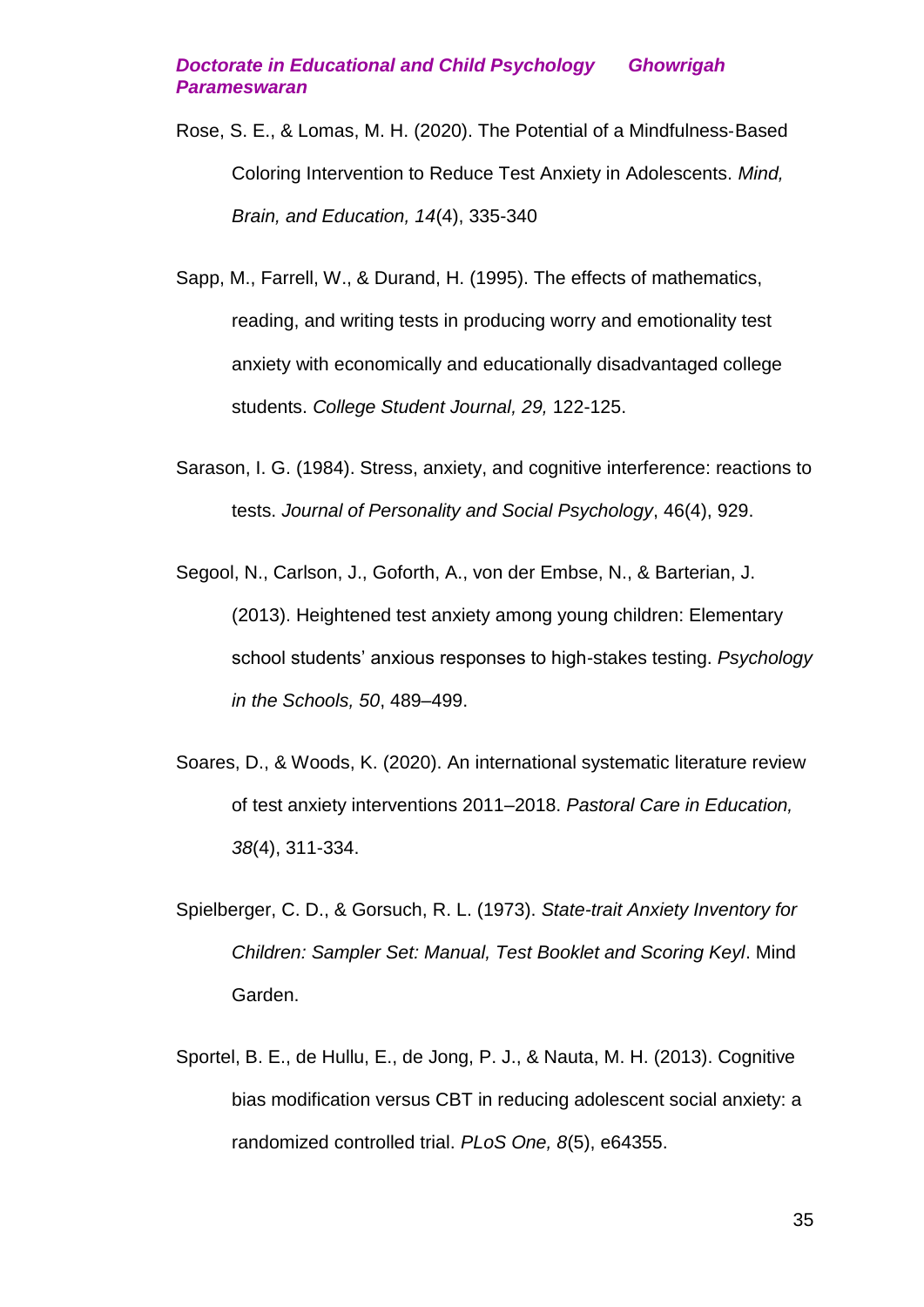Rose, S. E., & Lomas, M. H. (2020). The Potential of a Mindfulness-Based Coloring Intervention to Reduce Test Anxiety in Adolescents. *Mind, Brain, and Education, 14*(4), 335-340

Sapp, M., Farrell, W., & Durand, H. (1995). The effects of mathematics, reading, and writing tests in producing worry and emotionality test anxiety with economically and educationally disadvantaged college students. *College Student Journal, 29,* 122-125.

Sarason, I. G. (1984). Stress, anxiety, and cognitive interference: reactions to tests. *Journal of Personality and Social Psychology*, 46(4), 929.

Segool, N., Carlson, J., Goforth, A., von der Embse, N., & Barterian, J. (2013). Heightened test anxiety among young children: Elementary school students' anxious responses to high-stakes testing. *Psychology in the Schools, 50*, 489–499.

Soares, D., & Woods, K. (2020). An international systematic literature review of test anxiety interventions 2011–2018. *Pastoral Care in Education, 38*(4), 311-334.

Spielberger, C. D., & Gorsuch, R. L. (1973). *State-trait Anxiety Inventory for Children: Sampler Set: Manual, Test Booklet and Scoring Keyl*. Mind Garden.

Sportel, B. E., de Hullu, E., de Jong, P. J., & Nauta, M. H. (2013). Cognitive bias modification versus CBT in reducing adolescent social anxiety: a randomized controlled trial. *PLoS One, 8*(5), e64355.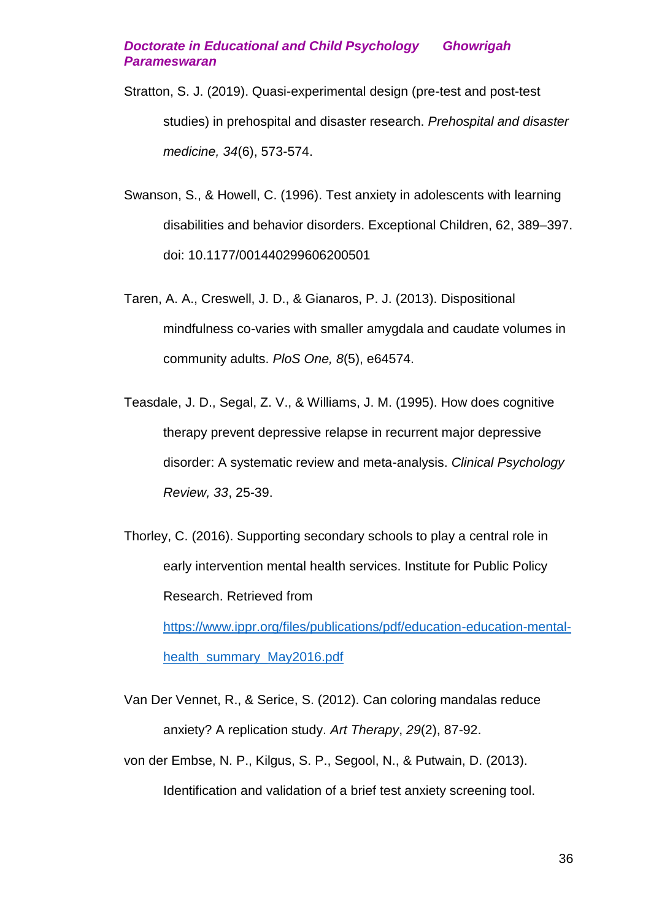Stratton, S. J. (2019). Quasi-experimental design (pre-test and post-test studies) in prehospital and disaster research. *Prehospital and disaster medicine, 34*(6), 573-574.

Swanson, S., & Howell, C. (1996). Test anxiety in adolescents with learning disabilities and behavior disorders. Exceptional Children, 62, 389–397. doi: 10.1177/001440299606200501

Taren, A. A., Creswell, J. D., & Gianaros, P. J. (2013). Dispositional mindfulness co-varies with smaller amygdala and caudate volumes in community adults. *PloS One, 8*(5), e64574.

Teasdale, J. D., Segal, Z. V., & Williams, J. M. (1995). How does cognitive therapy prevent depressive relapse in recurrent major depressive disorder: A systematic review and meta-analysis. *Clinical Psychology Review, 33*, 25-39.

Thorley, C. (2016). Supporting secondary schools to play a central role in early intervention mental health services. Institute for Public Policy Research. Retrieved from https://www.ippr.org/files/publications/pdf/education-education-mental-health_summary_May2016.pdf

Van Der Vennet, R., & Serice, S. (2012). Can coloring mandalas reduce anxiety? A replication study. *Art Therapy*, *29*(2), 87-92.

von der Embse, N. P., Kilgus, S. P., Segool, N., & Putwain, D. (2013). Identification and validation of a brief test anxiety screening tool.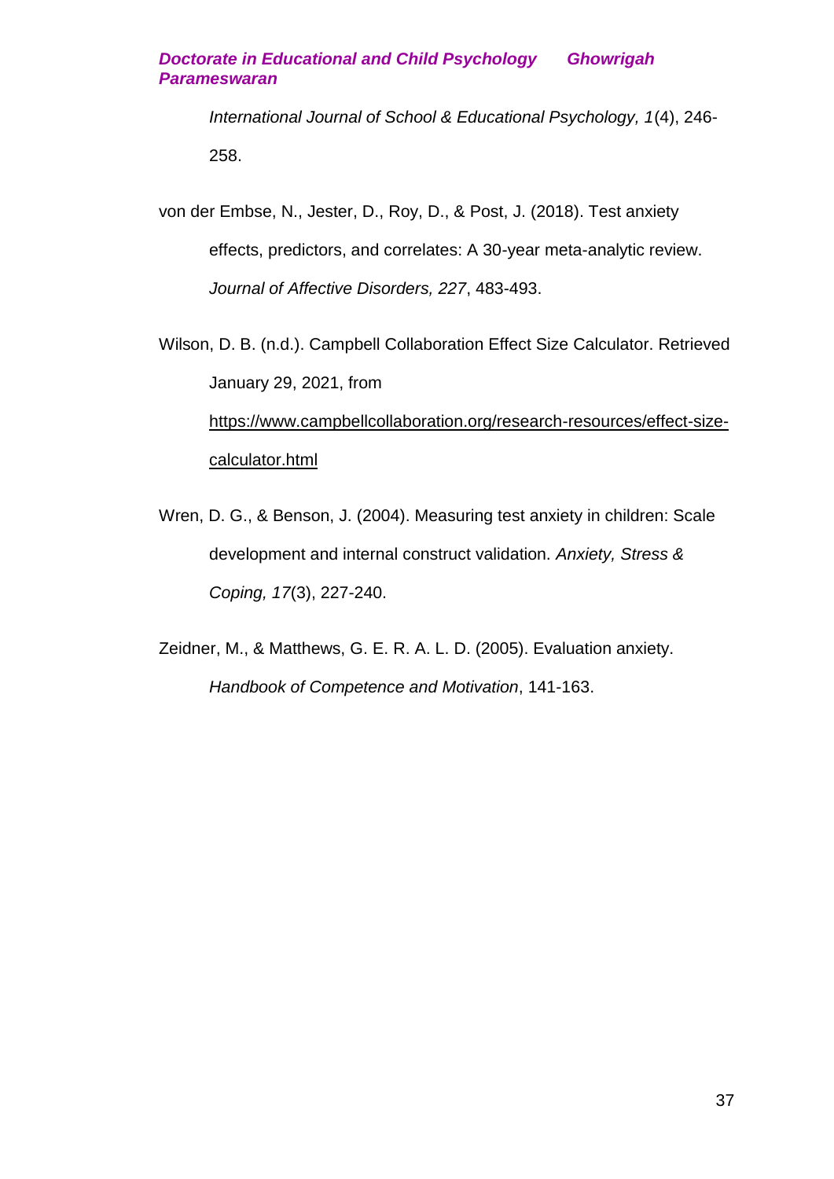*International Journal of School & Educational Psychology, 1*(4), 246-258.

von der Embse, N., Jester, D., Roy, D., & Post, J. (2018). Test anxiety effects, predictors, and correlates: A 30-year meta-analytic review. *Journal of Affective Disorders, 227*, 483-493.

Wilson, D. B. (n.d.). Campbell Collaboration Effect Size Calculator. Retrieved January 29, 2021, from https://www.campbellcollaboration.org/research-resources/effect-size-calculator.html

Wren, D. G., & Benson, J. (2004). Measuring test anxiety in children: Scale development and internal construct validation. *Anxiety, Stress & Coping, 17*(3), 227-240.

Zeidner, M., & Matthews, G. E. R. A. L. D. (2005). Evaluation anxiety. *Handbook of Competence and Motivation*, 141-163.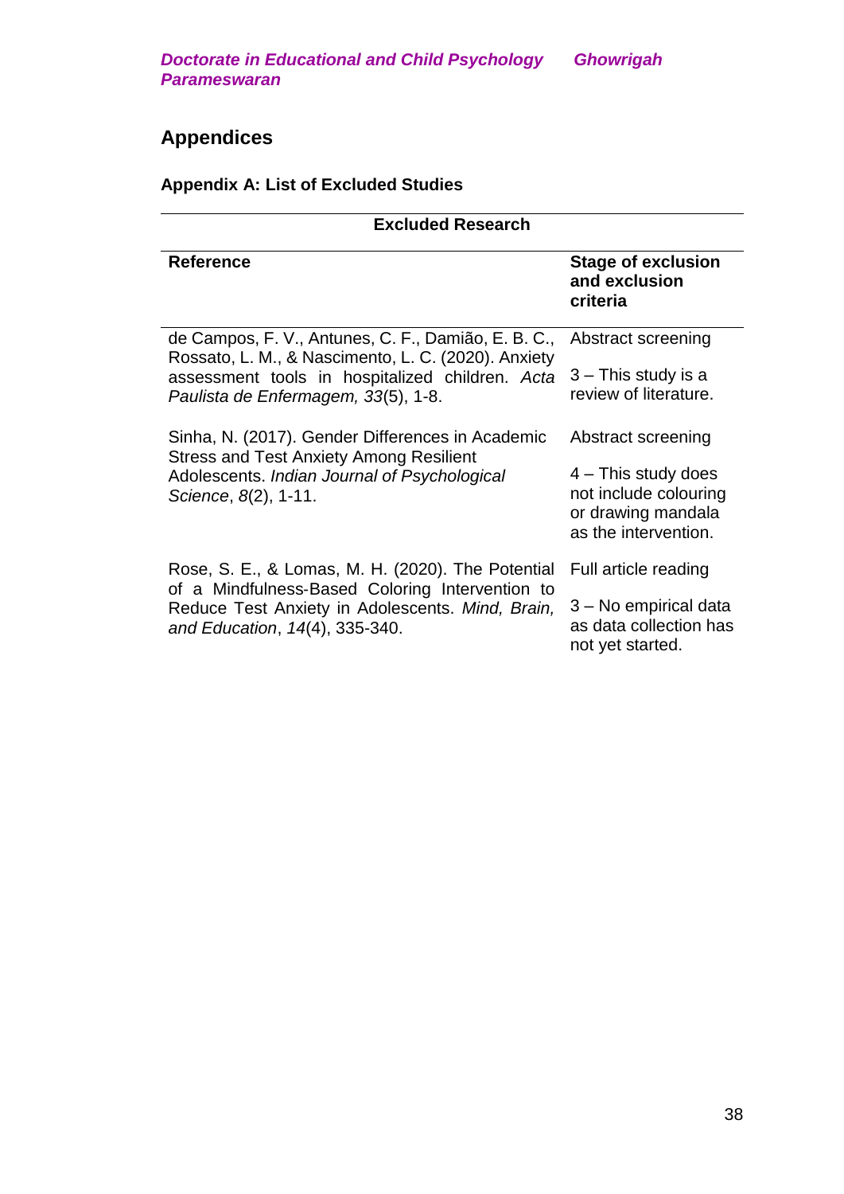# Appendices

## Appendix A: List of Excluded Studies

| Excluded Research | |
|---|---|
| **Reference** | **Stage of exclusion and exclusion criteria** |
| de Campos, F. V., Antunes, C. F., Damião, E. B. C., Rossato, L. M., & Nascimento, L. C. (2020). Anxiety assessment tools in hospitalized children. *Acta Paulista de Enfermagem, 33*(5), 1-8. | Abstract screening<br><br>3 – This study is a review of literature. |
| Sinha, N. (2017). Gender Differences in Academic Stress and Test Anxiety Among Resilient Adolescents. *Indian Journal of Psychological Science*, *8*(2), 1-11. | Abstract screening<br><br>4 – This study does not include colouring or drawing mandala as the intervention. |
| Rose, S. E., & Lomas, M. H. (2020). The Potential of a Mindfulness-Based Coloring Intervention to Reduce Test Anxiety in Adolescents. *Mind, Brain, and Education*, *14*(4), 335-340. | Full article reading<br><br>3 – No empirical data as data collection has not yet started. |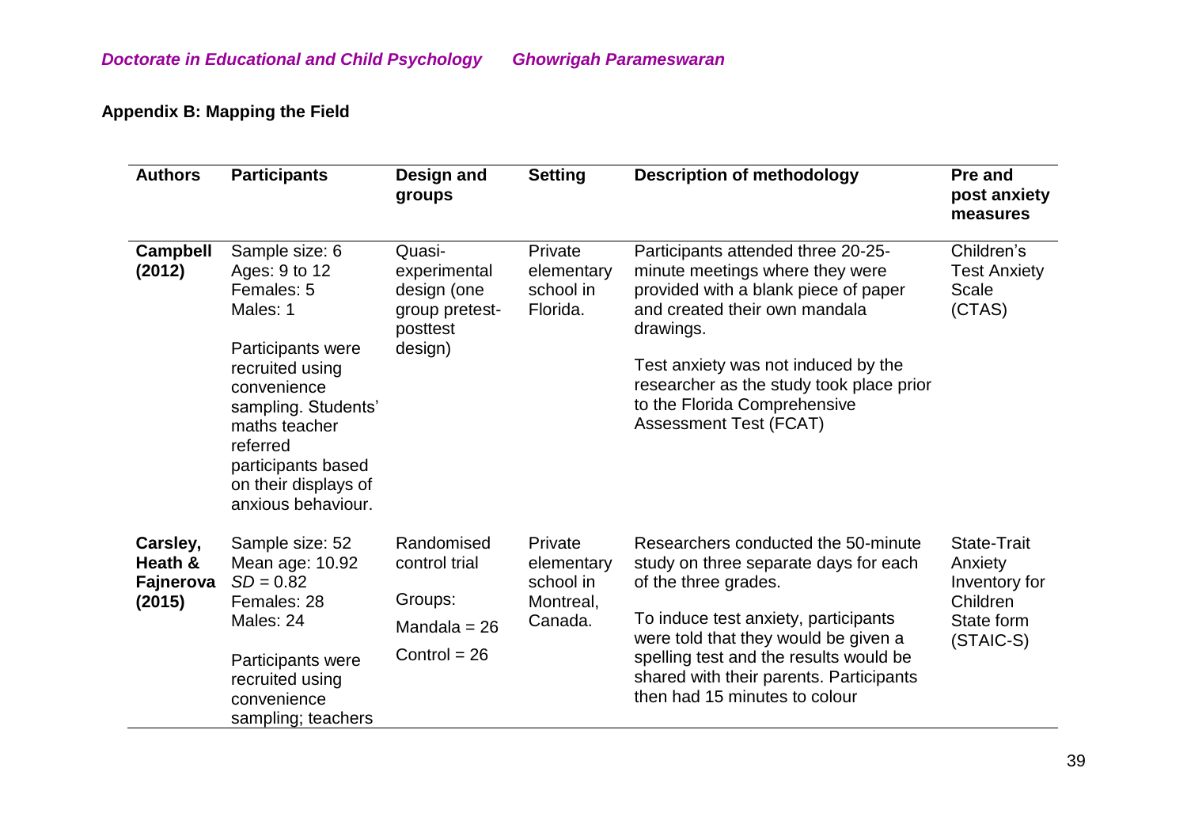## Appendix B: Mapping the Field

| Authors | Participants | Design and groups | Setting | Description of methodology | Pre and post anxiety measures |
|---|---|---|---|---|---|
| **Campbell (2012)** | Sample size: 6<br>Ages: 9 to 12<br>Females: 5<br>Males: 1<br><br>Participants were recruited using convenience sampling. Students' maths teacher referred participants based on their displays of anxious behaviour. | Quasi-experimental design (one group pretest-posttest design) | Private elementary school in Florida. | Participants attended three 20-25-minute meetings where they were provided with a blank piece of paper and created their own mandala drawings.<br><br>Test anxiety was not induced by the researcher as the study took place prior to the Florida Comprehensive Assessment Test (FCAT) | Children's Test Anxiety Scale (CTAS) |
| **Carsley, Heath & Fajnerova (2015)** | Sample size: 52<br>Mean age: 10.92<br>*SD* = 0.82<br>Females: 28<br>Males: 24<br><br>Participants were recruited using convenience sampling; teachers | Randomised control trial<br><br>Groups:<br><br>Mandala = 26<br><br>Control = 26 | Private elementary school in Montreal, Canada. | Researchers conducted the 50-minute study on three separate days for each of the three grades.<br><br>To induce test anxiety, participants were told that they would be given a spelling test and the results would be shared with their parents. Participants then had 15 minutes to colour | State-Trait Anxiety Inventory for Children State form (STAIC-S) |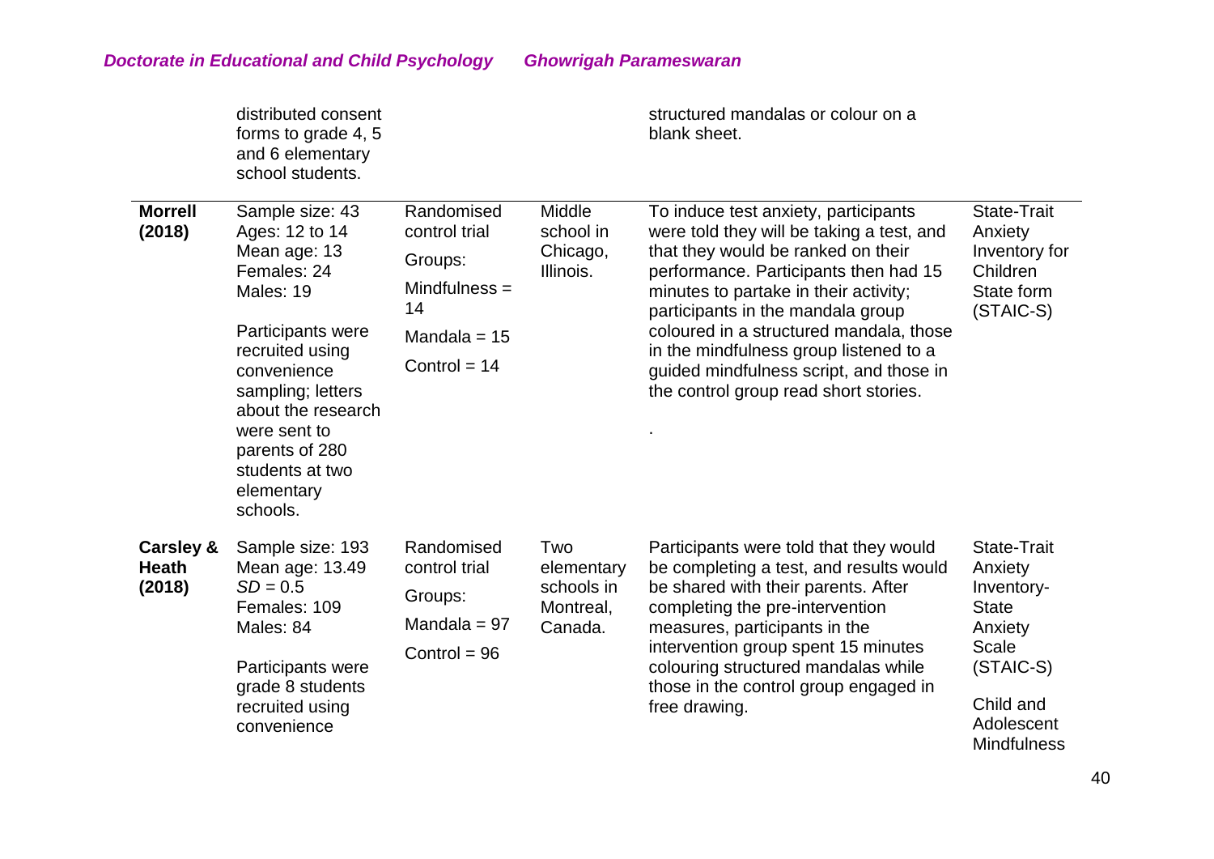| | | | | | |
|---|---|---|---|---|---|
| | distributed consent forms to grade 4, 5 and 6 elementary school students. | | | structured mandalas or colour on a blank sheet. | |
| **Morrell (2018)** | Sample size: 43<br>Ages: 12 to 14<br>Mean age: 13<br>Females: 24<br>Males: 19<br><br>Participants were recruited using convenience sampling; letters about the research were sent to parents of 280 students at two elementary schools. | Randomised control trial<br><br>Groups:<br><br>Mindfulness = 14<br><br>Mandala = 15<br><br>Control = 14 | Middle school in Chicago, Illinois. | To induce test anxiety, participants were told they will be taking a test, and that they would be ranked on their performance. Participants then had 15 minutes to partake in their activity; participants in the mandala group coloured in a structured mandala, those in the mindfulness group listened to a guided mindfulness script, and those in the control group read short stories.<br><br>. | State-Trait Anxiety Inventory for Children State form (STAIC-S) |
| **Carsley & Heath (2018)** | Sample size: 193<br>Mean age: 13.49<br>*SD* = 0.5<br>Females: 109<br>Males: 84<br><br>Participants were grade 8 students recruited using convenience | Randomised control trial<br><br>Groups:<br><br>Mandala = 97<br><br>Control = 96 | Two elementary schools in Montreal, Canada. | Participants were told that they would be completing a test, and results would be shared with their parents. After completing the pre-intervention measures, participants in the intervention group spent 15 minutes colouring structured mandalas while those in the control group engaged in free drawing. | State-Trait Anxiety Inventory-State Anxiety Scale (STAIC-S)<br><br>Child and Adolescent Mindfulness |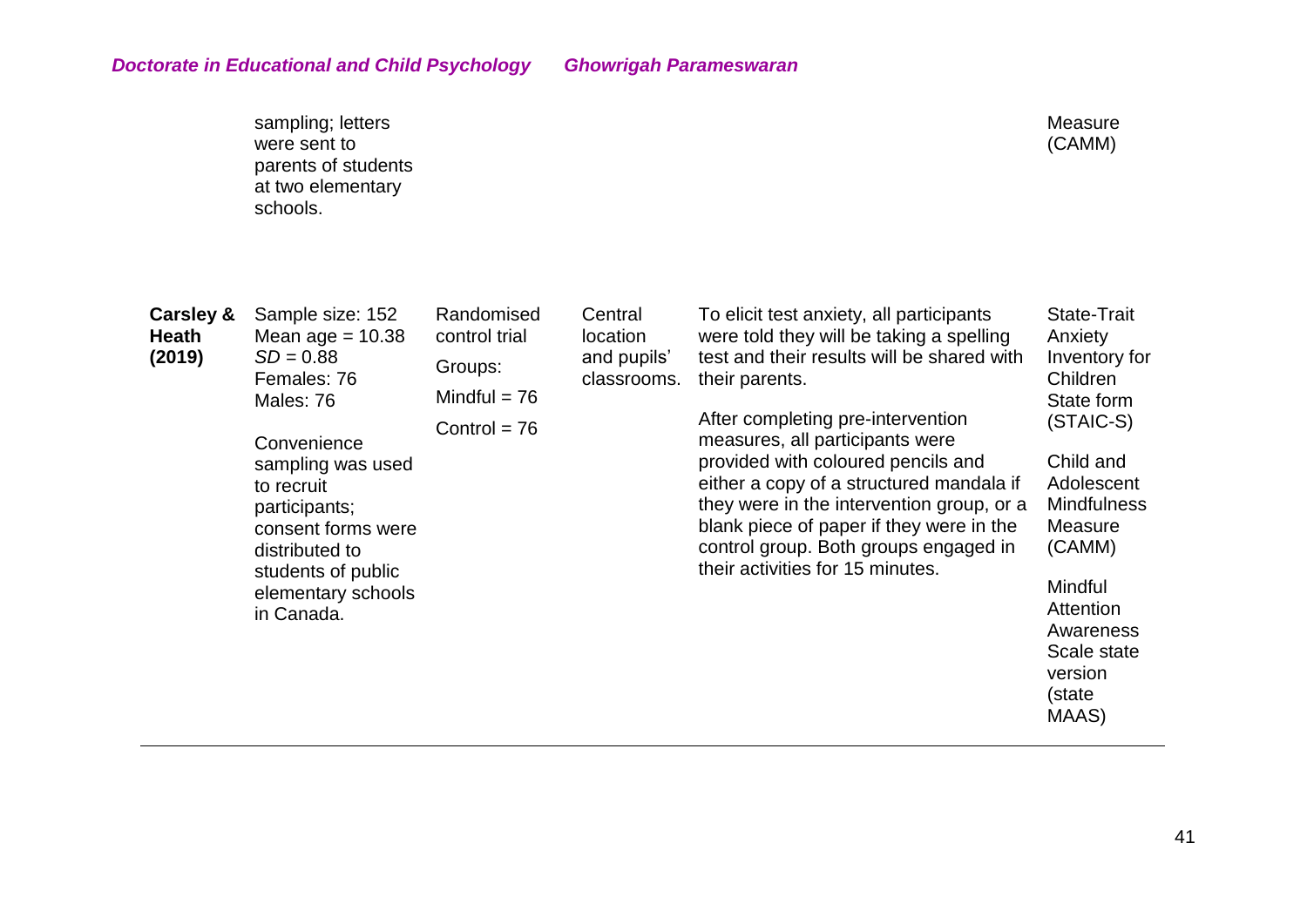| | | | | | |
|---|---|---|---|---|---|
| | sampling; letters were sent to parents of students at two elementary schools. | | | | Measure (CAMM) |
| **Carsley & Heath (2019)** | Sample size: 152<br>Mean age = 10.38<br>*SD* = 0.88<br>Females: 76<br>Males: 76<br><br>Convenience sampling was used to recruit participants; consent forms were distributed to students of public elementary schools in Canada. | Randomised control trial<br><br>Groups:<br><br>Mindful = 76<br><br>Control = 76 | Central location and pupils' classrooms. | To elicit test anxiety, all participants were told they will be taking a spelling test and their results will be shared with their parents.<br><br>After completing pre-intervention measures, all participants were provided with coloured pencils and either a copy of a structured mandala if they were in the intervention group, or a blank piece of paper if they were in the control group. Both groups engaged in their activities for 15 minutes. | State-Trait Anxiety Inventory for Children State form (STAIC-S)<br><br>Child and Adolescent Mindfulness Measure (CAMM)<br><br>Mindful Attention Awareness Scale state version (state MAAS) |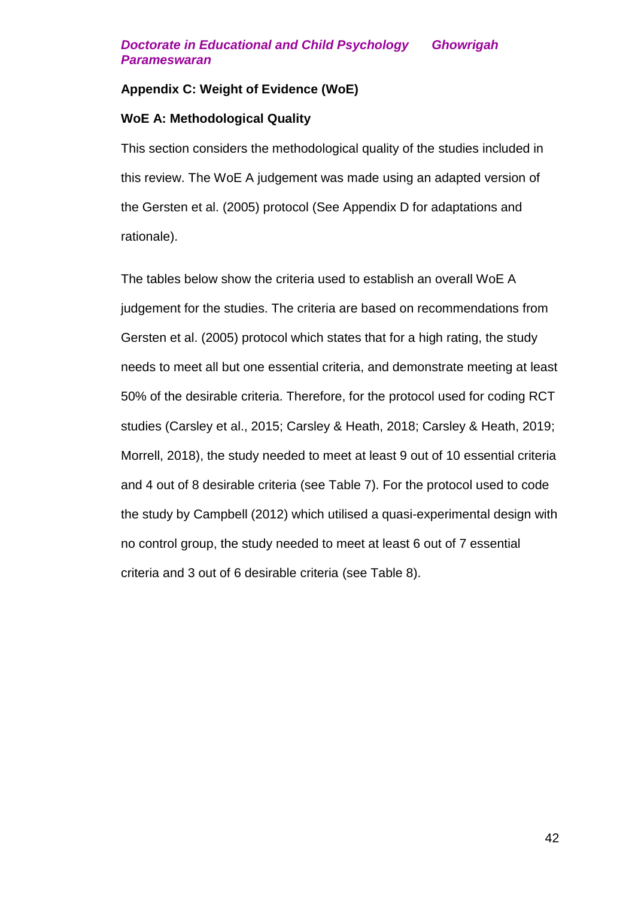## Appendix C: Weight of Evidence (WoE)

### WoE A: Methodological Quality

This section considers the methodological quality of the studies included in this review. The WoE A judgement was made using an adapted version of the Gersten et al. (2005) protocol (See Appendix D for adaptations and rationale).

The tables below show the criteria used to establish an overall WoE A judgement for the studies. The criteria are based on recommendations from Gersten et al. (2005) protocol which states that for a high rating, the study needs to meet all but one essential criteria, and demonstrate meeting at least 50% of the desirable criteria. Therefore, for the protocol used for coding RCT studies (Carsley et al., 2015; Carsley & Heath, 2018; Carsley & Heath, 2019; Morrell, 2018), the study needed to meet at least 9 out of 10 essential criteria and 4 out of 8 desirable criteria (see Table 7). For the protocol used to code the study by Campbell (2012) which utilised a quasi-experimental design with no control group, the study needed to meet at least 6 out of 7 essential criteria and 3 out of 6 desirable criteria (see Table 8).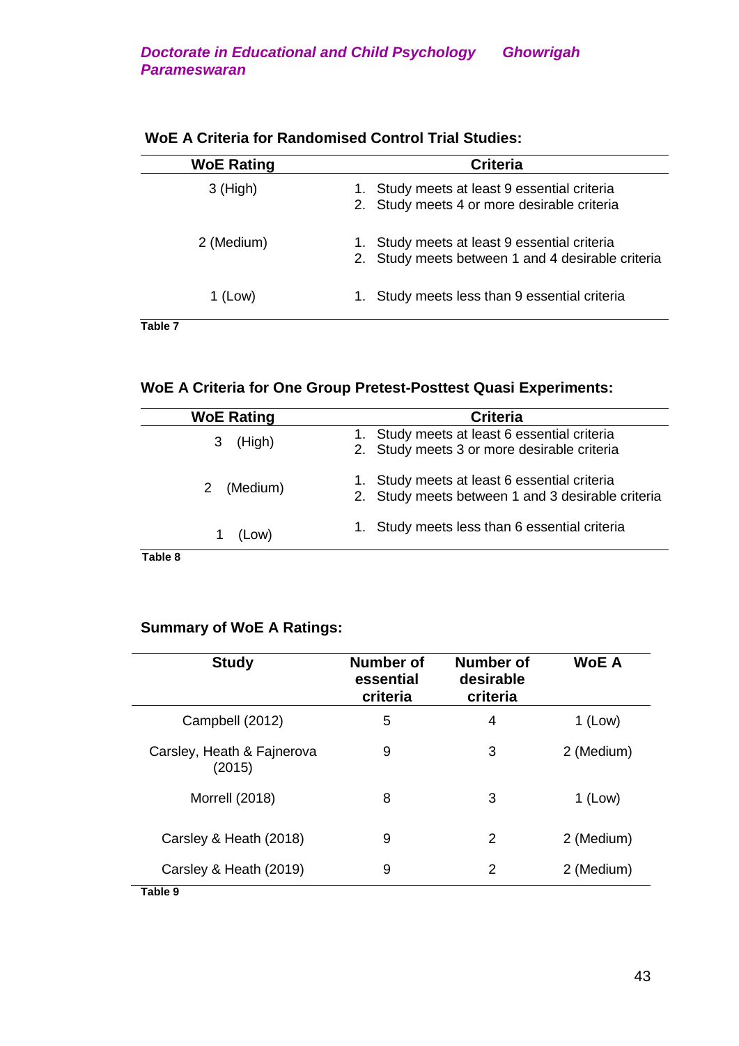**WoE A Criteria for Randomised Control Trial Studies:**

| WoE Rating | Criteria |
|---|---|
| 3 (High) | 1. Study meets at least 9 essential criteria<br>2. Study meets 4 or more desirable criteria |
| 2 (Medium) | 1. Study meets at least 9 essential criteria<br>2. Study meets between 1 and 4 desirable criteria |
| 1 (Low) | 1. Study meets less than 9 essential criteria |

**Table 7**

**WoE A Criteria for One Group Pretest-Posttest Quasi Experiments:**

| WoE Rating | Criteria |
|---|---|
| 3 (High) | 1. Study meets at least 6 essential criteria<br>2. Study meets 3 or more desirable criteria |
| 2 (Medium) | 1. Study meets at least 6 essential criteria<br>2. Study meets between 1 and 3 desirable criteria |
| 1 (Low) | 1. Study meets less than 6 essential criteria |

**Table 8**

**Summary of WoE A Ratings:**

| Study | Number of essential criteria | Number of desirable criteria | WoE A |
|---|---|---|---|
| Campbell (2012) | 5 | 4 | 1 (Low) |
| Carsley, Heath & Fajnerova (2015) | 9 | 3 | 2 (Medium) |
| Morrell (2018) | 8 | 3 | 1 (Low) |
| Carsley & Heath (2018) | 9 | 2 | 2 (Medium) |
| Carsley & Heath (2019) | 9 | 2 | 2 (Medium) |

**Table 9**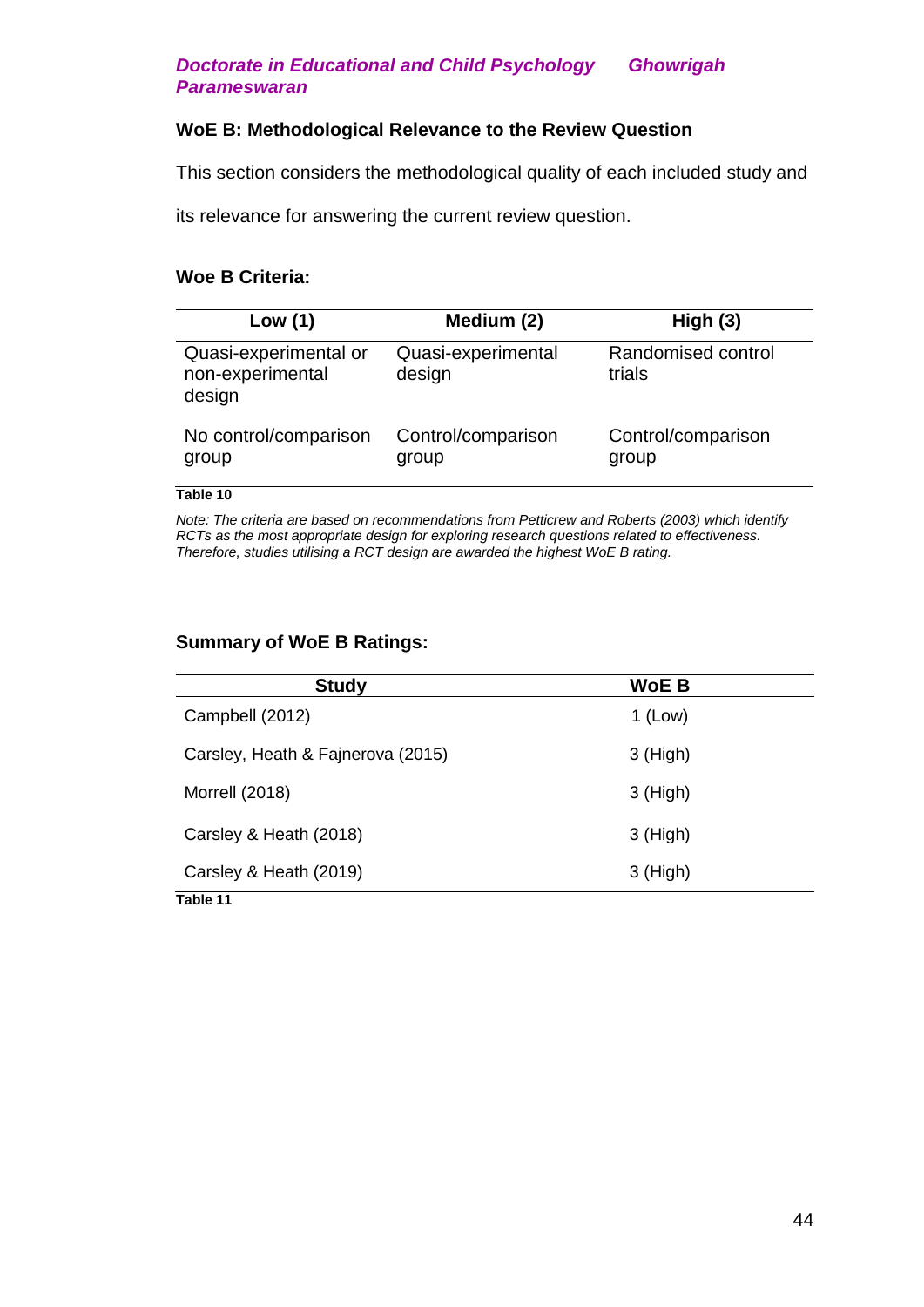### WoE B: Methodological Relevance to the Review Question

This section considers the methodological quality of each included study and its relevance for answering the current review question.

#### Woe B Criteria:

| Low (1) | Medium (2) | High (3) |
|---|---|---|
| Quasi-experimental or non-experimental design | Quasi-experimental design | Randomised control trials |
| No control/comparison group | Control/comparison group | Control/comparison group |

**Table 10**

*Note: The criteria are based on recommendations from Petticrew and Roberts (2003) which identify RCTs as the most appropriate design for exploring research questions related to effectiveness. Therefore, studies utilising a RCT design are awarded the highest WoE B rating.*

#### Summary of WoE B Ratings:

| Study | WoE B |
|---|---|
| Campbell (2012) | 1 (Low) |
| Carsley, Heath & Fajnerova (2015) | 3 (High) |
| Morrell (2018) | 3 (High) |
| Carsley & Heath (2018) | 3 (High) |
| Carsley & Heath (2019) | 3 (High) |

**Table 11**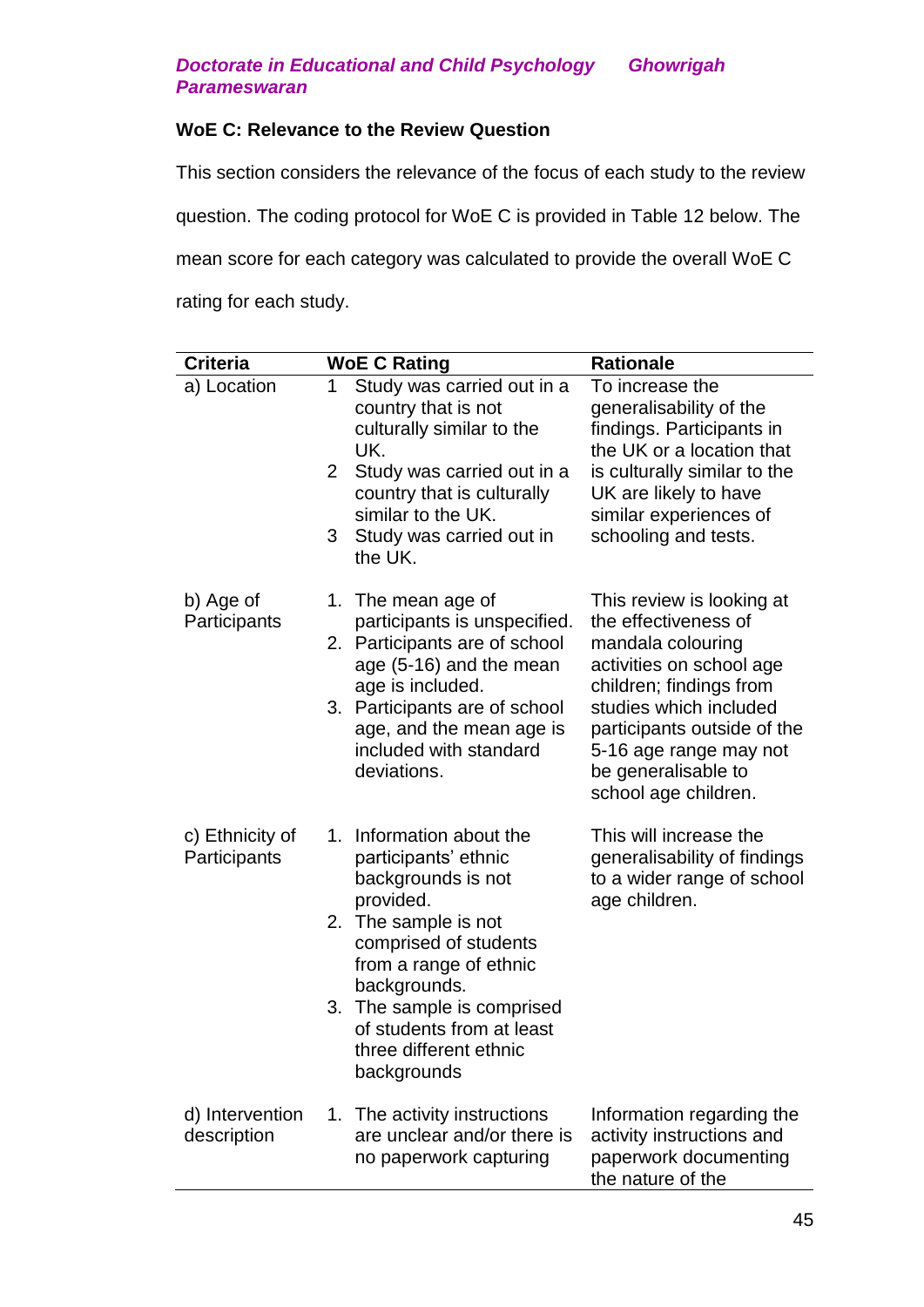### WoE C: Relevance to the Review Question

This section considers the relevance of the focus of each study to the review question. The coding protocol for WoE C is provided in Table 12 below. The mean score for each category was calculated to provide the overall WoE C rating for each study.

| Criteria | WoE C Rating | Rationale |
|---|---|---|
| a) Location | 1 Study was carried out in a country that is not culturally similar to the UK.<br>2 Study was carried out in a country that is culturally similar to the UK.<br>3 Study was carried out in the UK. | To increase the generalisability of the findings. Participants in the UK or a location that is culturally similar to the UK are likely to have similar experiences of schooling and tests. |
| b) Age of Participants | 1. The mean age of participants is unspecified.<br>2. Participants are of school age (5-16) and the mean age is included.<br>3. Participants are of school age, and the mean age is included with standard deviations. | This review is looking at the effectiveness of mandala colouring activities on school age children; findings from studies which included participants outside of the 5-16 age range may not be generalisable to school age children. |
| c) Ethnicity of Participants | 1. Information about the participants' ethnic backgrounds is not provided.<br>2. The sample is not comprised of students from a range of ethnic backgrounds.<br>3. The sample is comprised of students from at least three different ethnic backgrounds | This will increase the generalisability of findings to a wider range of school age children. |
| d) Intervention description | 1. The activity instructions are unclear and/or there is no paperwork capturing | Information regarding the activity instructions and paperwork documenting the nature of the |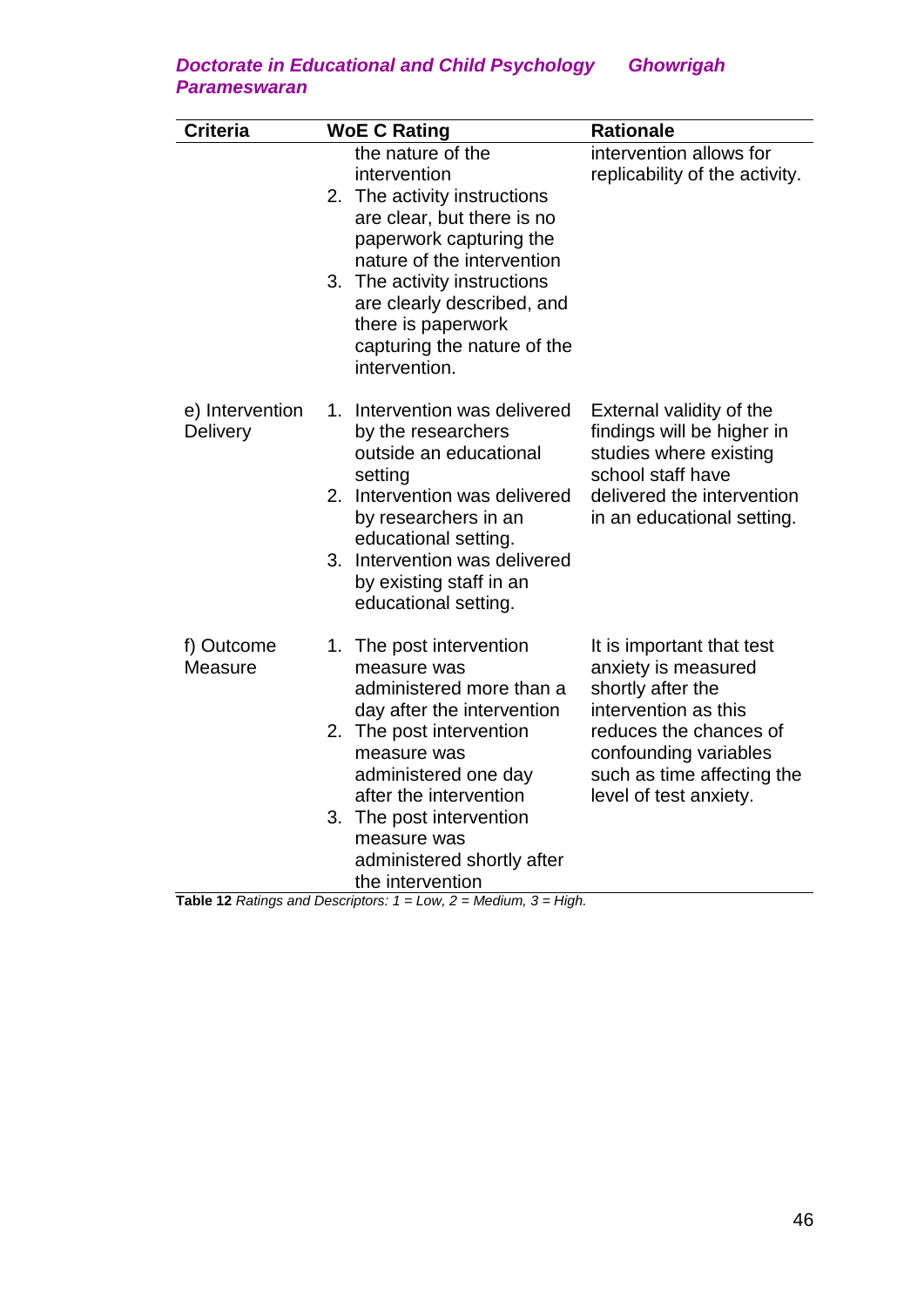| Criteria | WoE C Rating | Rationale |
|---|---|---|
| | the nature of the intervention<br>2. The activity instructions are clear, but there is no paperwork capturing the nature of the intervention<br>3. The activity instructions are clearly described, and there is paperwork capturing the nature of the intervention. | intervention allows for replicability of the activity. |
| e) Intervention Delivery | 1. Intervention was delivered by the researchers outside an educational setting<br>2. Intervention was delivered by researchers in an educational setting.<br>3. Intervention was delivered by existing staff in an educational setting. | External validity of the findings will be higher in studies where existing school staff have delivered the intervention in an educational setting. |
| f) Outcome Measure | 1. The post intervention measure was administered more than a day after the intervention<br>2. The post intervention measure was administered one day after the intervention<br>3. The post intervention measure was administered shortly after the intervention | It is important that test anxiety is measured shortly after the intervention as this reduces the chances of confounding variables such as time affecting the level of test anxiety. |

**Table 12** *Ratings and Descriptors: 1 = Low, 2 = Medium, 3 = High.*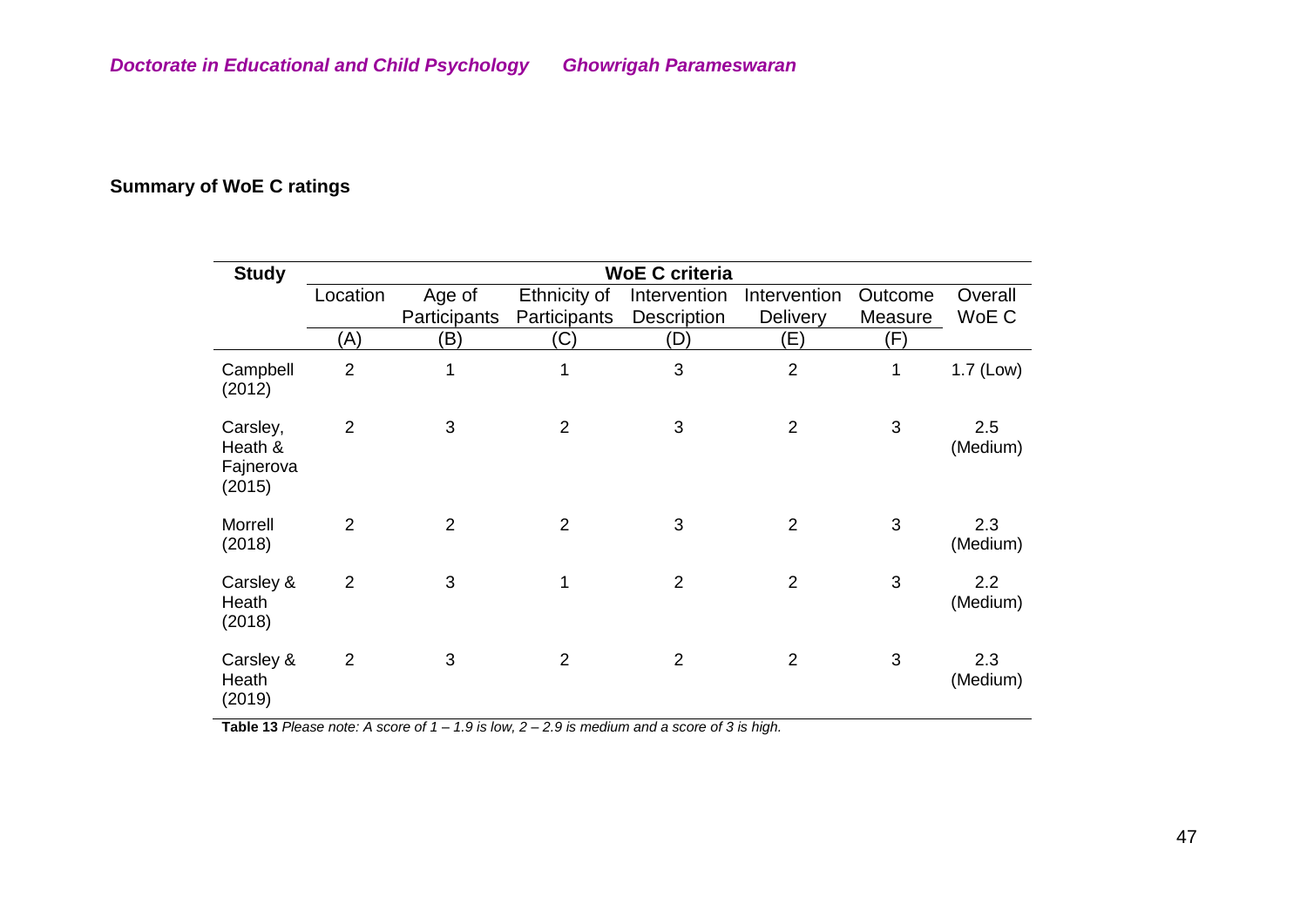**Summary of WoE C ratings**

| Study | WoE C criteria | | | | | | |
|---|---|---|---|---|---|---|---|
| | Location (A) | Age of Participants (B) | Ethnicity of Participants (C) | Intervention Description (D) | Intervention Delivery (E) | Outcome Measure (F) | Overall WoE C |
| Campbell (2012) | 2 | 1 | 1 | 3 | 2 | 1 | 1.7 (Low) |
| Carsley, Heath & Fajnerova (2015) | 2 | 3 | 2 | 3 | 2 | 3 | 2.5 (Medium) |
| Morrell (2018) | 2 | 2 | 2 | 3 | 2 | 3 | 2.3 (Medium) |
| Carsley & Heath (2018) | 2 | 3 | 1 | 2 | 2 | 3 | 2.2 (Medium) |
| Carsley & Heath (2019) | 2 | 3 | 2 | 2 | 2 | 3 | 2.3 (Medium) |

**Table 13** *Please note: A score of 1 – 1.9 is low, 2 – 2.9 is medium and a score of 3 is high.*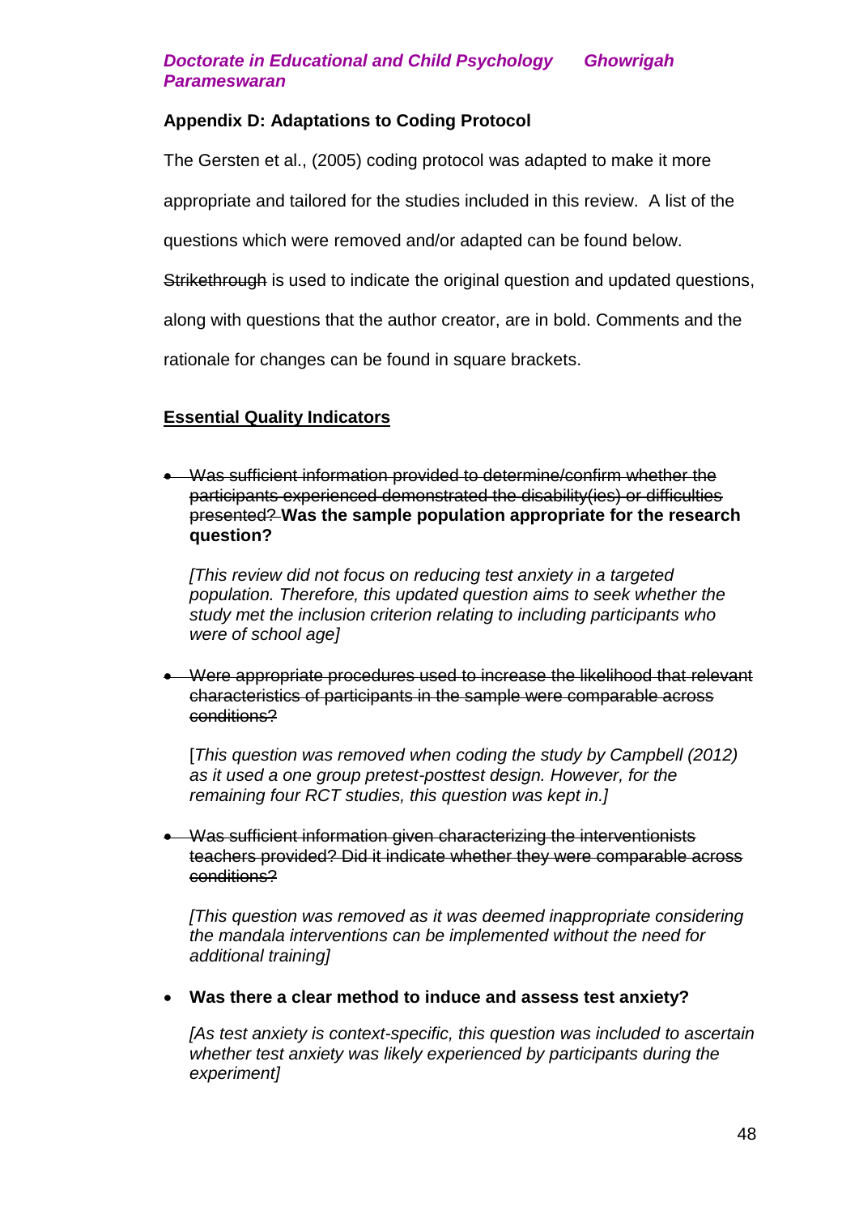## Appendix D: Adaptations to Coding Protocol

The Gersten et al., (2005) coding protocol was adapted to make it more appropriate and tailored for the studies included in this review. A list of the questions which were removed and/or adapted can be found below. ~~Strikethrough~~ is used to indicate the original question and updated questions, along with questions that the author creator, are in bold. Comments and the rationale for changes can be found in square brackets.

### Essential Quality Indicators

- ~~Was sufficient information provided to determine/confirm whether the participants experienced demonstrated the disability(ies) or difficulties presented?~~ **Was the sample population appropriate for the research question?**

  *[This review did not focus on reducing test anxiety in a targeted population. Therefore, this updated question aims to seek whether the study met the inclusion criterion relating to including participants who were of school age]*

- ~~Were appropriate procedures used to increase the likelihood that relevant characteristics of participants in the sample were comparable across conditions?~~

  [*This question was removed when coding the study by Campbell (2012) as it used a one group pretest-posttest design. However, for the remaining four RCT studies, this question was kept in.]*

- ~~Was sufficient information given characterizing the interventionists teachers provided? Did it indicate whether they were comparable across conditions?~~

  *[This question was removed as it was deemed inappropriate considering the mandala interventions can be implemented without the need for additional training]*

- **Was there a clear method to induce and assess test anxiety?**

  *[As test anxiety is context-specific, this question was included to ascertain whether test anxiety was likely experienced by participants during the experiment]*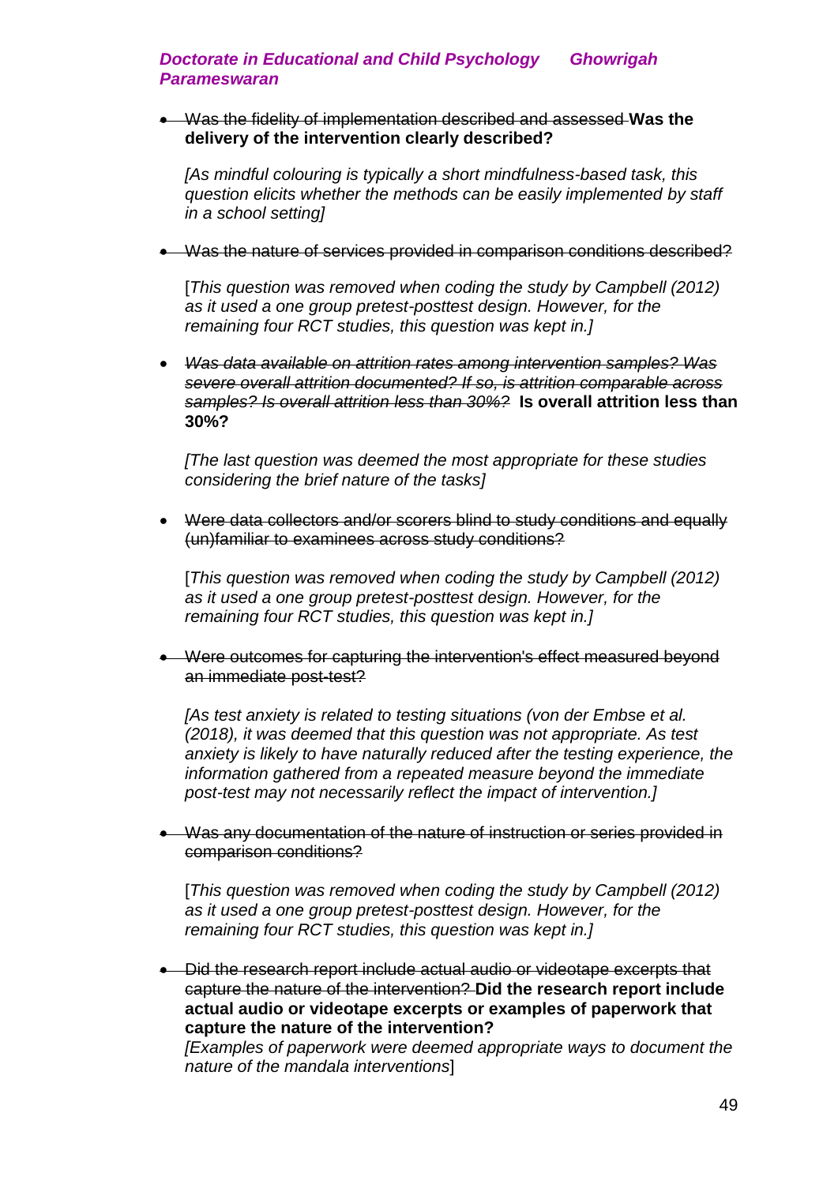- ~~Was the fidelity of implementation described and assessed~~ **Was the delivery of the intervention clearly described?**

  *[As mindful colouring is typically a short mindfulness-based task, this question elicits whether the methods can be easily implemented by staff in a school setting]*

- ~~Was the nature of services provided in comparison conditions described?~~

  [*This question was removed when coding the study by Campbell (2012) as it used a one group pretest-posttest design. However, for the remaining four RCT studies, this question was kept in.]*

- ~~*Was data available on attrition rates among intervention samples? Was severe overall attrition documented? If so, is attrition comparable across samples? Is overall attrition less than 30%?*~~ **Is overall attrition less than 30%?**

  *[The last question was deemed the most appropriate for these studies considering the brief nature of the tasks]*

- ~~Were data collectors and/or scorers blind to study conditions and equally (un)familiar to examinees across study conditions?~~

  [*This question was removed when coding the study by Campbell (2012) as it used a one group pretest-posttest design. However, for the remaining four RCT studies, this question was kept in.]*

- ~~Were outcomes for capturing the intervention's effect measured beyond an immediate post-test?~~

  *[As test anxiety is related to testing situations (von der Embse et al. (2018), it was deemed that this question was not appropriate. As test anxiety is likely to have naturally reduced after the testing experience, the information gathered from a repeated measure beyond the immediate post-test may not necessarily reflect the impact of intervention.]*

- ~~Was any documentation of the nature of instruction or series provided in comparison conditions?~~

  [*This question was removed when coding the study by Campbell (2012) as it used a one group pretest-posttest design. However, for the remaining four RCT studies, this question was kept in.]*

- ~~Did the research report include actual audio or videotape excerpts that capture the nature of the intervention?~~ **Did the research report include actual audio or videotape excerpts or examples of paperwork that capture the nature of the intervention?**
  *[Examples of paperwork were deemed appropriate ways to document the nature of the mandala interventions*]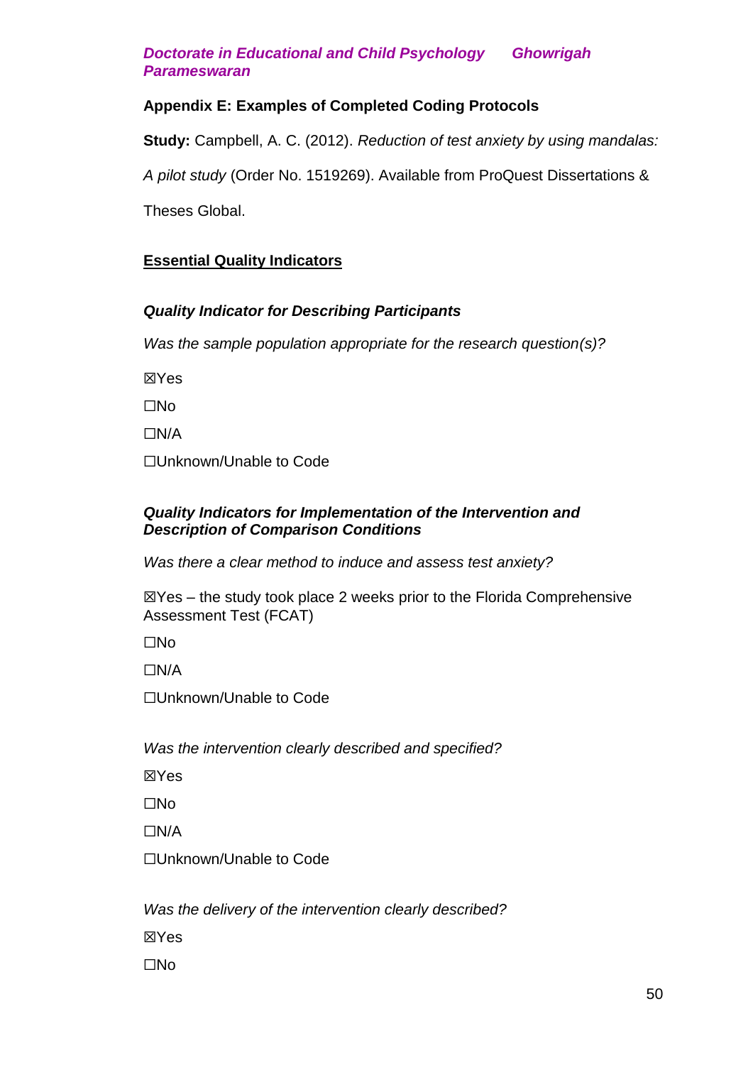**Appendix E: Examples of Completed Coding Protocols**

**Study:** Campbell, A. C. (2012). *Reduction of test anxiety by using mandalas: A pilot study* (Order No. 1519269). Available from ProQuest Dissertations & Theses Global.

**Essential Quality Indicators**

***Quality Indicator for Describing Participants***

*Was the sample population appropriate for the research question(s)?*

☒Yes

☐No

☐N/A

☐Unknown/Unable to Code

***Quality Indicators for Implementation of the Intervention and Description of Comparison Conditions***

*Was there a clear method to induce and assess test anxiety?*

☒Yes – the study took place 2 weeks prior to the Florida Comprehensive Assessment Test (FCAT)

☐No

☐N/A

☐Unknown/Unable to Code

*Was the intervention clearly described and specified?*

☒Yes

☐No

☐N/A

☐Unknown/Unable to Code

*Was the delivery of the intervention clearly described?*

☒Yes

☐No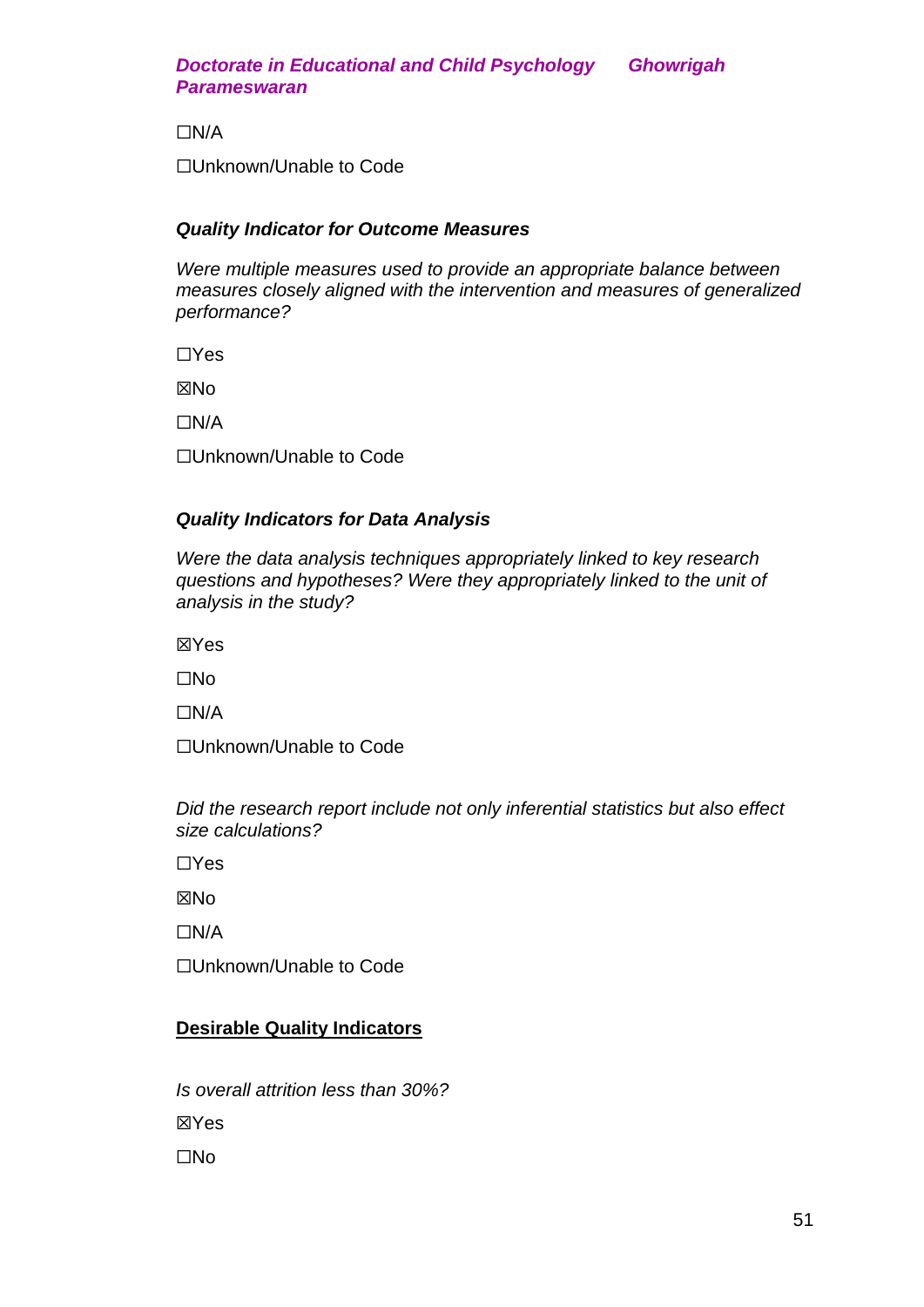☐N/A

☐Unknown/Unable to Code

***Quality Indicator for Outcome Measures***

*Were multiple measures used to provide an appropriate balance between measures closely aligned with the intervention and measures of generalized performance?*

☐Yes

☒No

☐N/A

☐Unknown/Unable to Code

***Quality Indicators for Data Analysis***

*Were the data analysis techniques appropriately linked to key research questions and hypotheses? Were they appropriately linked to the unit of analysis in the study?*

☒Yes

☐No

☐N/A

☐Unknown/Unable to Code

*Did the research report include not only inferential statistics but also effect size calculations?*

☐Yes

☒No

☐N/A

☐Unknown/Unable to Code

**<u>Desirable Quality Indicators</u>**

*Is overall attrition less than 30%?*

☒Yes

☐No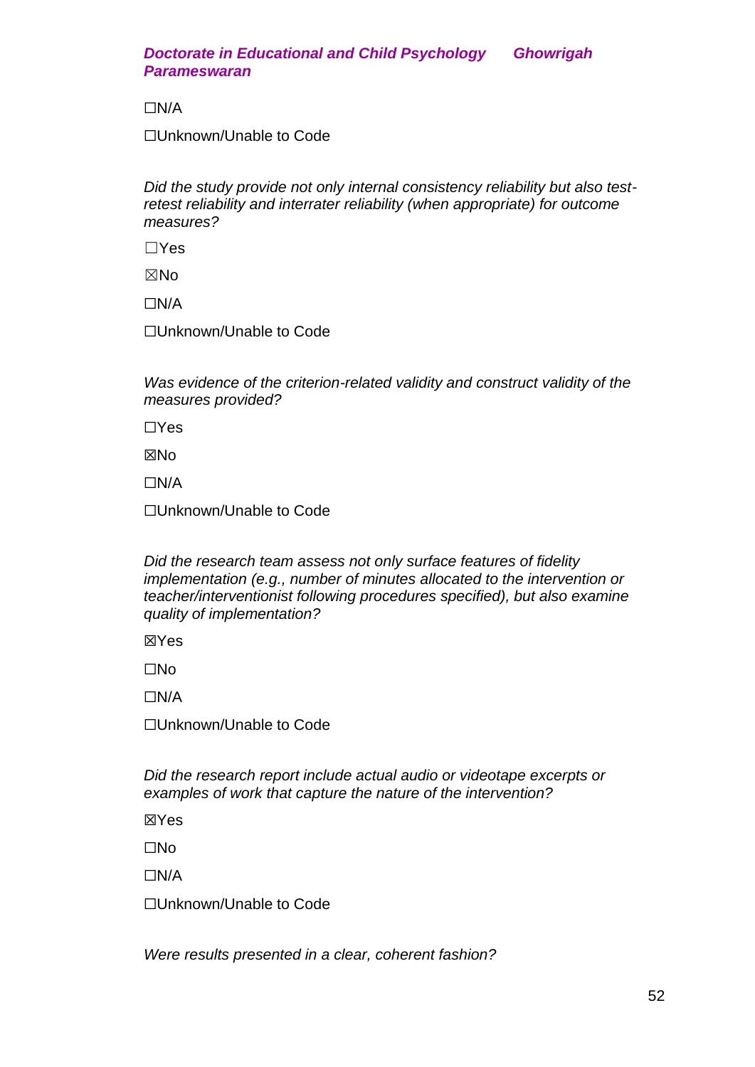☐N/A

☐Unknown/Unable to Code

*Did the study provide not only internal consistency reliability but also test-retest reliability and interrater reliability (when appropriate) for outcome measures?*

☐Yes

☒No

☐N/A

☐Unknown/Unable to Code

*Was evidence of the criterion-related validity and construct validity of the measures provided?*

☐Yes

☒No

☐N/A

☐Unknown/Unable to Code

*Did the research team assess not only surface features of fidelity implementation (e.g., number of minutes allocated to the intervention or teacher/interventionist following procedures specified), but also examine quality of implementation?*

☒Yes

☐No

☐N/A

☐Unknown/Unable to Code

*Did the research report include actual audio or videotape excerpts or examples of work that capture the nature of the intervention?*

☒Yes

☐No

☐N/A

☐Unknown/Unable to Code

*Were results presented in a clear, coherent fashion?*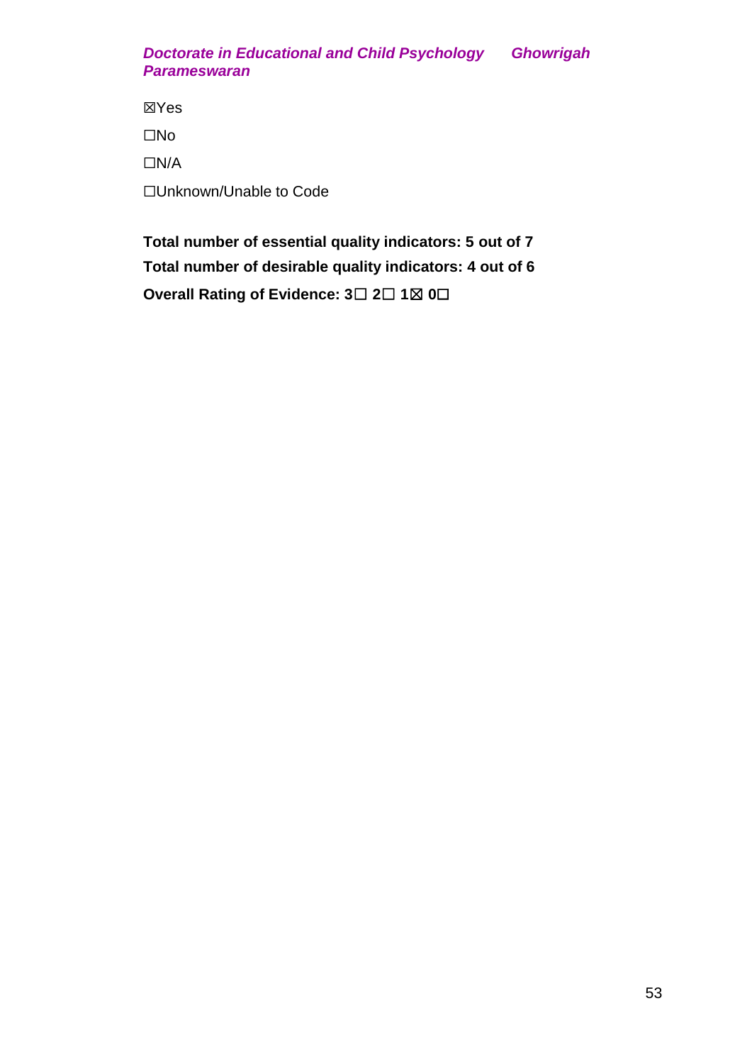☒Yes

☐No

☐N/A

☐Unknown/Unable to Code

**Total number of essential quality indicators: 5 out of 7**

**Total number of desirable quality indicators: 4 out of 6**

**Overall Rating of Evidence: 3☐ 2☐ 1☒ 0☐**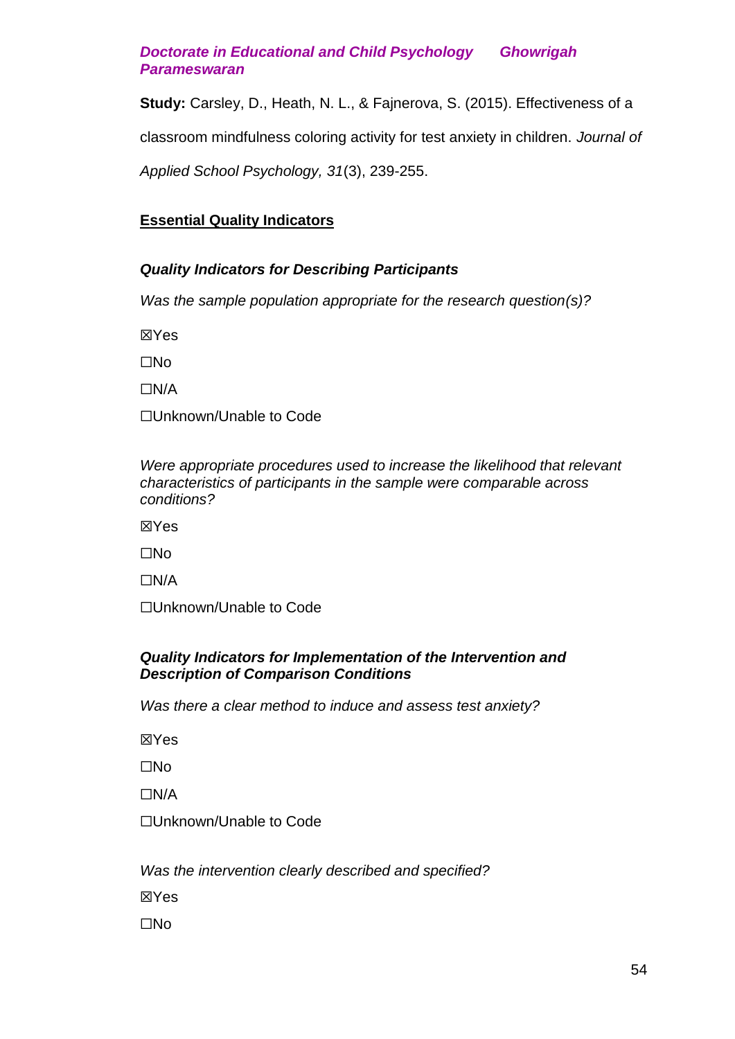**Study:** Carsley, D., Heath, N. L., & Fajnerova, S. (2015). Effectiveness of a classroom mindfulness coloring activity for test anxiety in children. *Journal of Applied School Psychology, 31*(3), 239-255.

**Essential Quality Indicators**

***Quality Indicators for Describing Participants***

*Was the sample population appropriate for the research question(s)?*

☒Yes

☐No

☐N/A

☐Unknown/Unable to Code

*Were appropriate procedures used to increase the likelihood that relevant characteristics of participants in the sample were comparable across conditions?*

☒Yes

☐No

☐N/A

☐Unknown/Unable to Code

***Quality Indicators for Implementation of the Intervention and Description of Comparison Conditions***

*Was there a clear method to induce and assess test anxiety?*

☒Yes

☐No

☐N/A

☐Unknown/Unable to Code

*Was the intervention clearly described and specified?*

☒Yes

☐No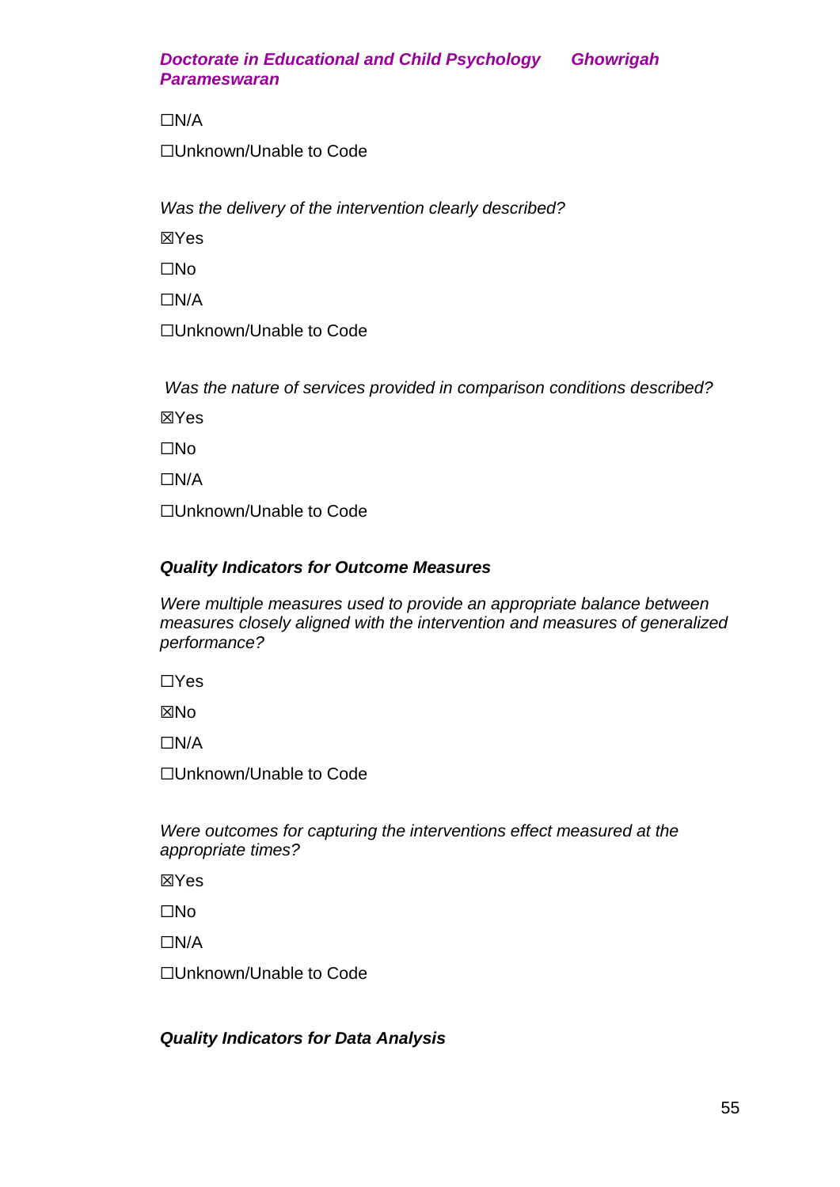☐N/A

☐Unknown/Unable to Code

*Was the delivery of the intervention clearly described?*

☒Yes

☐No

☐N/A

☐Unknown/Unable to Code

*Was the nature of services provided in comparison conditions described?*

☒Yes

☐No

☐N/A

☐Unknown/Unable to Code

***Quality Indicators for Outcome Measures***

*Were multiple measures used to provide an appropriate balance between measures closely aligned with the intervention and measures of generalized performance?*

☐Yes

☒No

☐N/A

☐Unknown/Unable to Code

*Were outcomes for capturing the interventions effect measured at the appropriate times?*

☒Yes

☐No

☐N/A

☐Unknown/Unable to Code

***Quality Indicators for Data Analysis***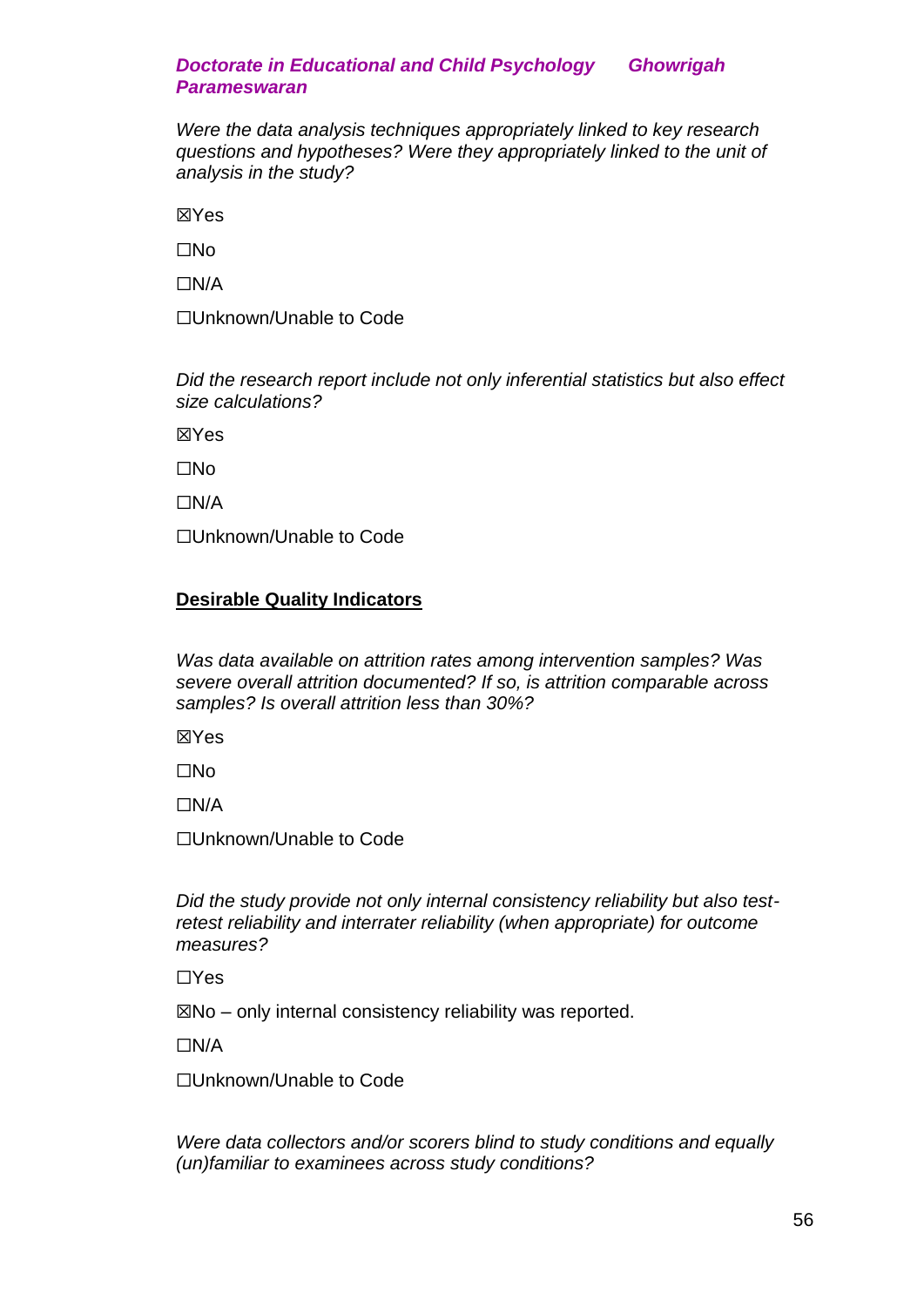*Were the data analysis techniques appropriately linked to key research questions and hypotheses? Were they appropriately linked to the unit of analysis in the study?*

☒Yes

☐No

☐N/A

☐Unknown/Unable to Code

*Did the research report include not only inferential statistics but also effect size calculations?*

☒Yes

☐No

☐N/A

☐Unknown/Unable to Code

**Desirable Quality Indicators**

*Was data available on attrition rates among intervention samples? Was severe overall attrition documented? If so, is attrition comparable across samples? Is overall attrition less than 30%?*

☒Yes

☐No

☐N/A

☐Unknown/Unable to Code

*Did the study provide not only internal consistency reliability but also test-retest reliability and interrater reliability (when appropriate) for outcome measures?*

☐Yes

☒No – only internal consistency reliability was reported.

☐N/A

☐Unknown/Unable to Code

*Were data collectors and/or scorers blind to study conditions and equally (un)familiar to examinees across study conditions?*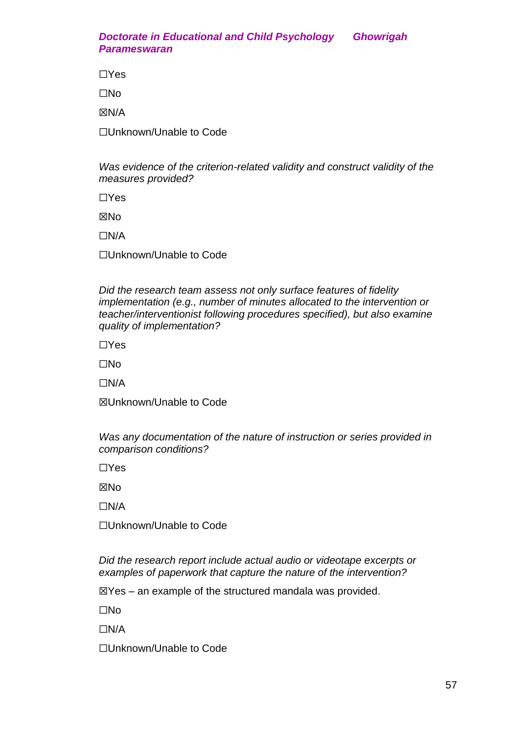☐Yes

☐No

☒N/A

☐Unknown/Unable to Code

*Was evidence of the criterion-related validity and construct validity of the measures provided?*

☐Yes

☒No

☐N/A

☐Unknown/Unable to Code

*Did the research team assess not only surface features of fidelity implementation (e.g., number of minutes allocated to the intervention or teacher/interventionist following procedures specified), but also examine quality of implementation?*

☐Yes

☐No

☐N/A

☒Unknown/Unable to Code

*Was any documentation of the nature of instruction or series provided in comparison conditions?*

☐Yes

☒No

☐N/A

☐Unknown/Unable to Code

*Did the research report include actual audio or videotape excerpts or examples of paperwork that capture the nature of the intervention?*

☒Yes – an example of the structured mandala was provided.

☐No

☐N/A

☐Unknown/Unable to Code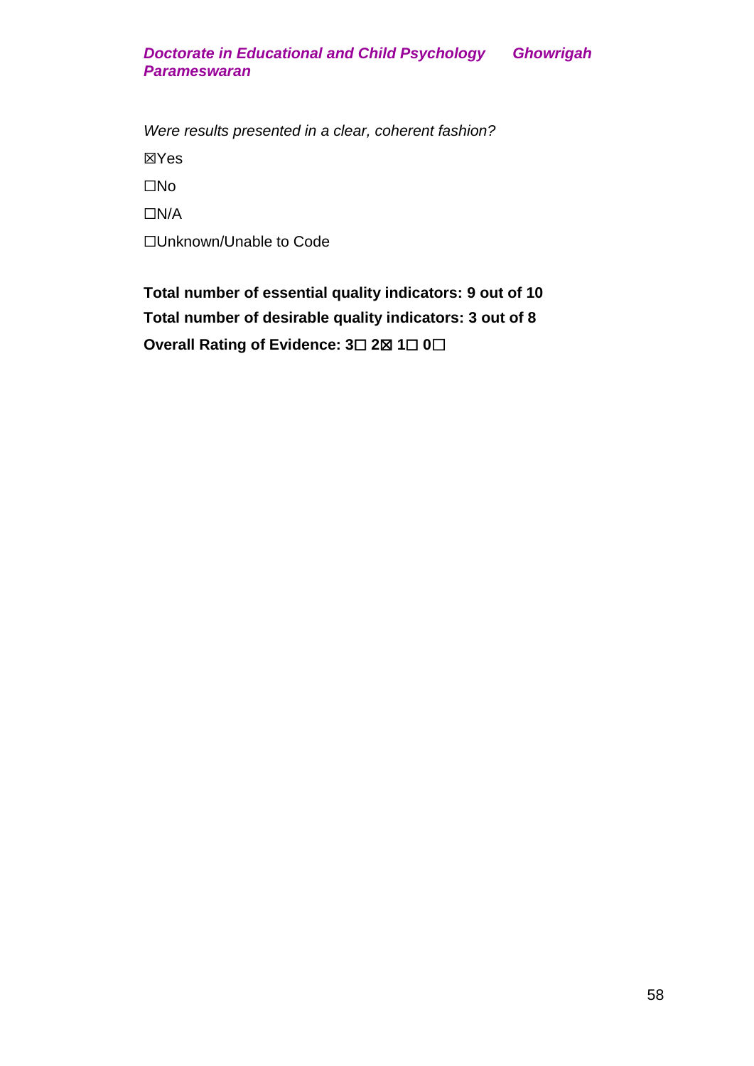*Were results presented in a clear, coherent fashion?*

☒Yes

☐No

☐N/A

☐Unknown/Unable to Code

**Total number of essential quality indicators: 9 out of 10**

**Total number of desirable quality indicators: 3 out of 8**

**Overall Rating of Evidence: 3☐ 2☒ 1☐ 0☐**